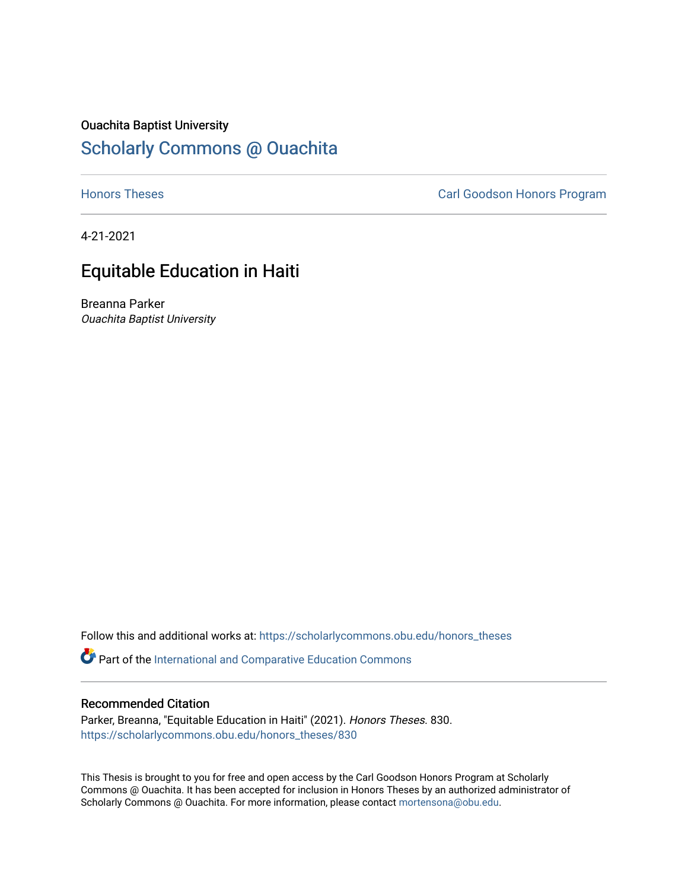Ouachita Baptist University

# Scholarly Commons @ Ouachita

Honors Theses | Carl Goodson Honors Program

4-21-2021

## Equitable Education in Haiti

Breanna Parker

*Ouachita Baptist University*

Follow this and additional works at: https://scholarlycommons.obu.edu/honors_theses

Part of the International and Comparative Education Commons

### Recommended Citation

Parker, Breanna, "Equitable Education in Haiti" (2021). *Honors Theses*. 830.
https://scholarlycommons.obu.edu/honors_theses/830

This Thesis is brought to you for free and open access by the Carl Goodson Honors Program at Scholarly Commons @ Ouachita. It has been accepted for inclusion in Honors Theses by an authorized administrator of Scholarly Commons @ Ouachita. For more information, please contact mortensona@obu.edu.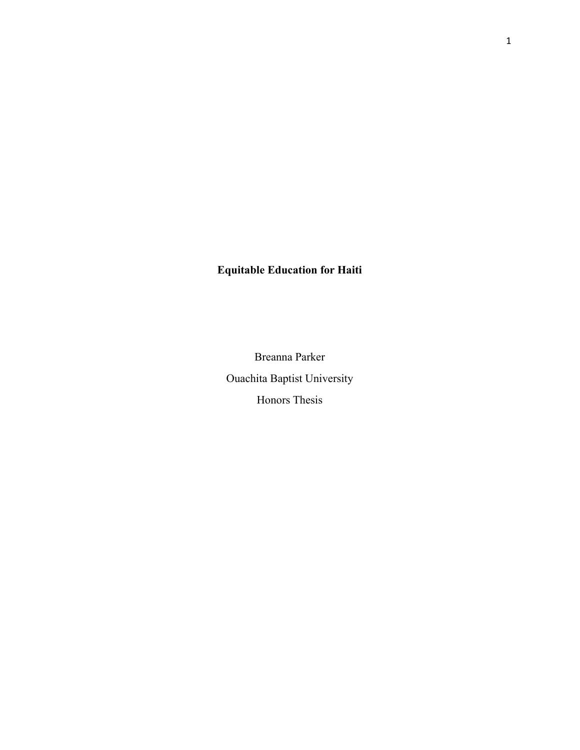**Equitable Education for Haiti**

Breanna Parker

Ouachita Baptist University

Honors Thesis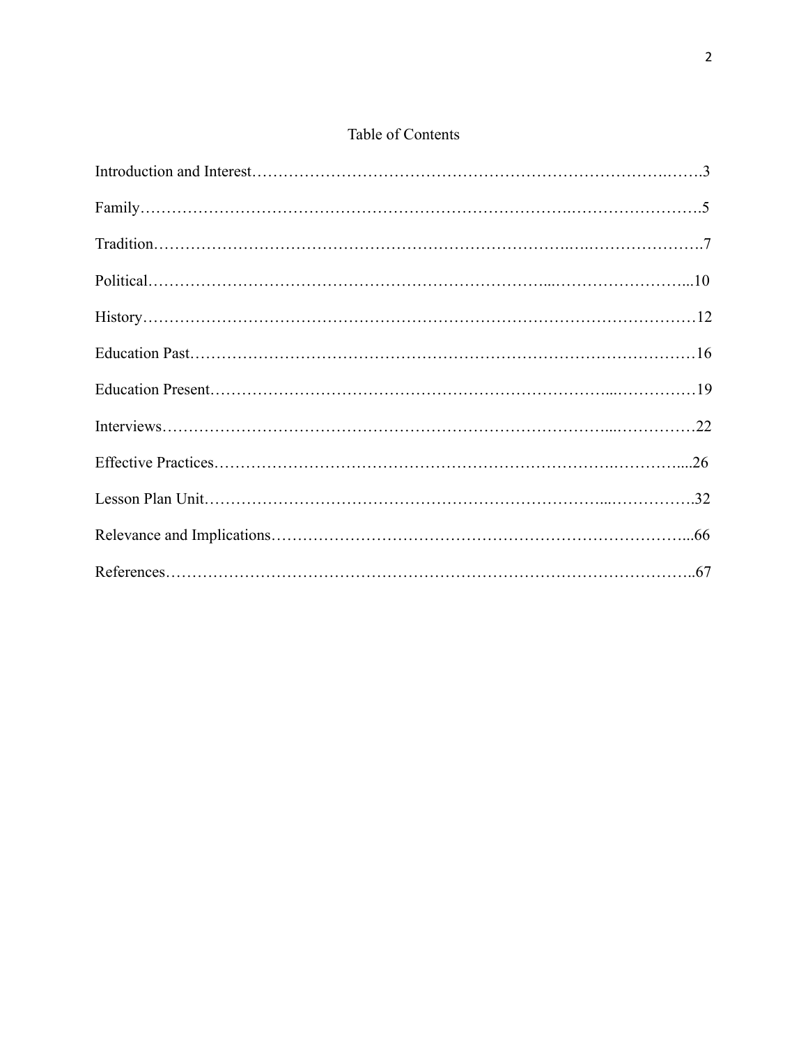# Table of Contents

Introduction and Interest……………………………………………………………………….…….3

Family………………………………………………………………………….…………………….5

Tradition……………………………………………………………….….………………….7

Political…………………………………………………………………...……………………...10

History……………………………………………………………………………………………12

Education Past……………………………………………………………………………………16

Education Present………………………………………………………………...……………19

Interviews…………………………………………………………………………...……………22

Effective Practices……………………………………………………………….…………....26

Lesson Plan Unit………………………………………………………………...…………….32

Relevance and Implications…………………………………………………………………...66

References……………………………………………………………………………………..67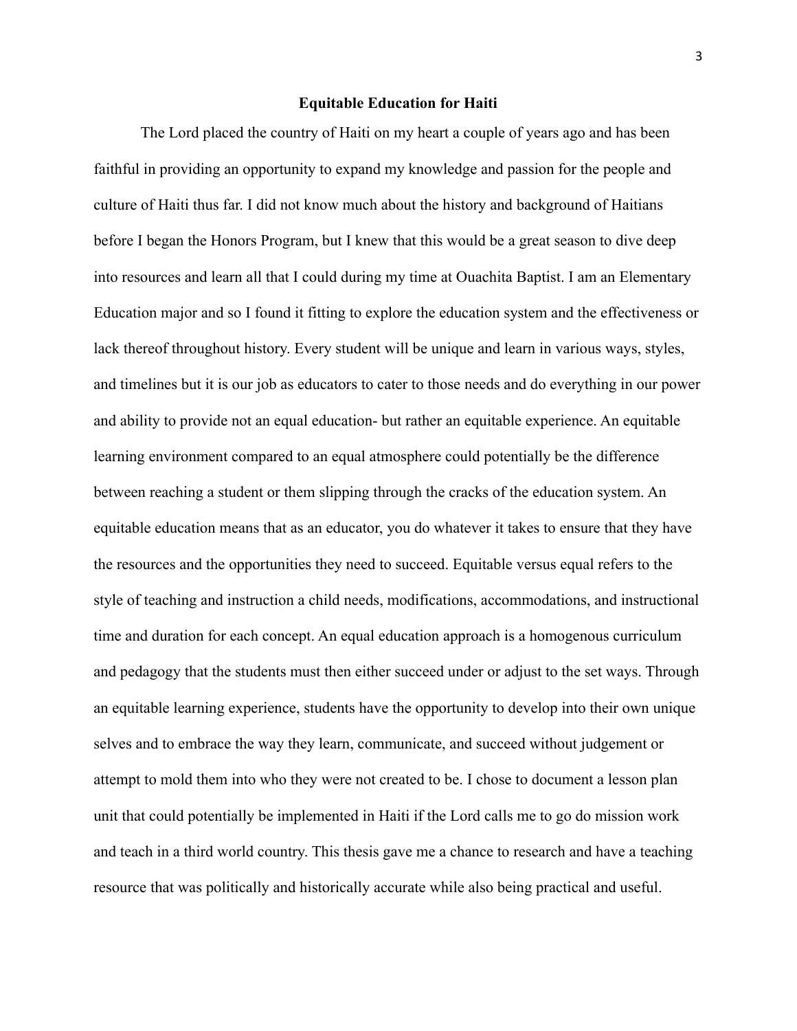## Equitable Education for Haiti

The Lord placed the country of Haiti on my heart a couple of years ago and has been faithful in providing an opportunity to expand my knowledge and passion for the people and culture of Haiti thus far. I did not know much about the history and background of Haitians before I began the Honors Program, but I knew that this would be a great season to dive deep into resources and learn all that I could during my time at Ouachita Baptist. I am an Elementary Education major and so I found it fitting to explore the education system and the effectiveness or lack thereof throughout history. Every student will be unique and learn in various ways, styles, and timelines but it is our job as educators to cater to those needs and do everything in our power and ability to provide not an equal education- but rather an equitable experience. An equitable learning environment compared to an equal atmosphere could potentially be the difference between reaching a student or them slipping through the cracks of the education system. An equitable education means that as an educator, you do whatever it takes to ensure that they have the resources and the opportunities they need to succeed. Equitable versus equal refers to the style of teaching and instruction a child needs, modifications, accommodations, and instructional time and duration for each concept. An equal education approach is a homogenous curriculum and pedagogy that the students must then either succeed under or adjust to the set ways. Through an equitable learning experience, students have the opportunity to develop into their own unique selves and to embrace the way they learn, communicate, and succeed without judgement or attempt to mold them into who they were not created to be. I chose to document a lesson plan unit that could potentially be implemented in Haiti if the Lord calls me to go do mission work and teach in a third world country. This thesis gave me a chance to research and have a teaching resource that was politically and historically accurate while also being practical and useful.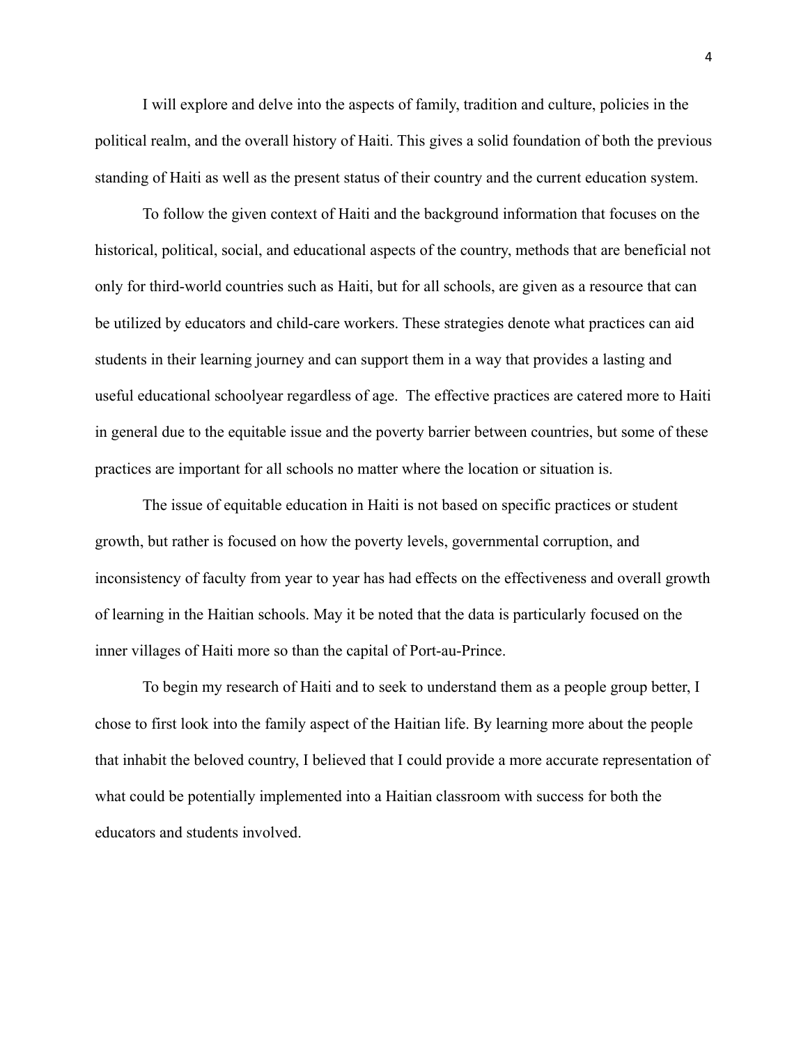I will explore and delve into the aspects of family, tradition and culture, policies in the political realm, and the overall history of Haiti. This gives a solid foundation of both the previous standing of Haiti as well as the present status of their country and the current education system.

To follow the given context of Haiti and the background information that focuses on the historical, political, social, and educational aspects of the country, methods that are beneficial not only for third-world countries such as Haiti, but for all schools, are given as a resource that can be utilized by educators and child-care workers. These strategies denote what practices can aid students in their learning journey and can support them in a way that provides a lasting and useful educational schoolyear regardless of age.  The effective practices are catered more to Haiti in general due to the equitable issue and the poverty barrier between countries, but some of these practices are important for all schools no matter where the location or situation is.

The issue of equitable education in Haiti is not based on specific practices or student growth, but rather is focused on how the poverty levels, governmental corruption, and inconsistency of faculty from year to year has had effects on the effectiveness and overall growth of learning in the Haitian schools. May it be noted that the data is particularly focused on the inner villages of Haiti more so than the capital of Port-au-Prince.

To begin my research of Haiti and to seek to understand them as a people group better, I chose to first look into the family aspect of the Haitian life. By learning more about the people that inhabit the beloved country, I believed that I could provide a more accurate representation of what could be potentially implemented into a Haitian classroom with success for both the educators and students involved.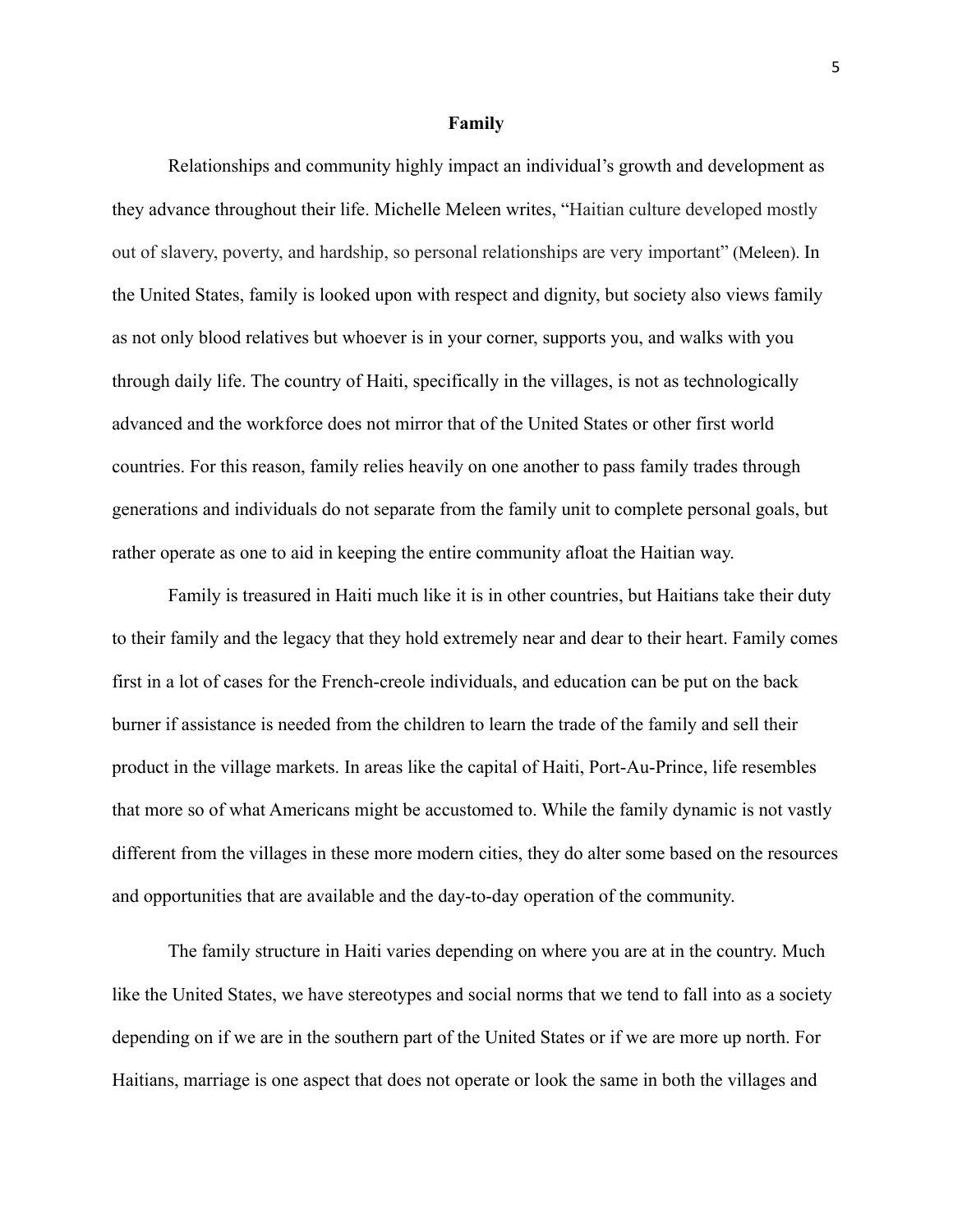## Family

Relationships and community highly impact an individual's growth and development as they advance throughout their life. Michelle Meleen writes, "Haitian culture developed mostly out of slavery, poverty, and hardship, so personal relationships are very important" (Meleen). In the United States, family is looked upon with respect and dignity, but society also views family as not only blood relatives but whoever is in your corner, supports you, and walks with you through daily life. The country of Haiti, specifically in the villages, is not as technologically advanced and the workforce does not mirror that of the United States or other first world countries. For this reason, family relies heavily on one another to pass family trades through generations and individuals do not separate from the family unit to complete personal goals, but rather operate as one to aid in keeping the entire community afloat the Haitian way.

Family is treasured in Haiti much like it is in other countries, but Haitians take their duty to their family and the legacy that they hold extremely near and dear to their heart. Family comes first in a lot of cases for the French-creole individuals, and education can be put on the back burner if assistance is needed from the children to learn the trade of the family and sell their product in the village markets. In areas like the capital of Haiti, Port-Au-Prince, life resembles that more so of what Americans might be accustomed to. While the family dynamic is not vastly different from the villages in these more modern cities, they do alter some based on the resources and opportunities that are available and the day-to-day operation of the community.

The family structure in Haiti varies depending on where you are at in the country. Much like the United States, we have stereotypes and social norms that we tend to fall into as a society depending on if we are in the southern part of the United States or if we are more up north. For Haitians, marriage is one aspect that does not operate or look the same in both the villages and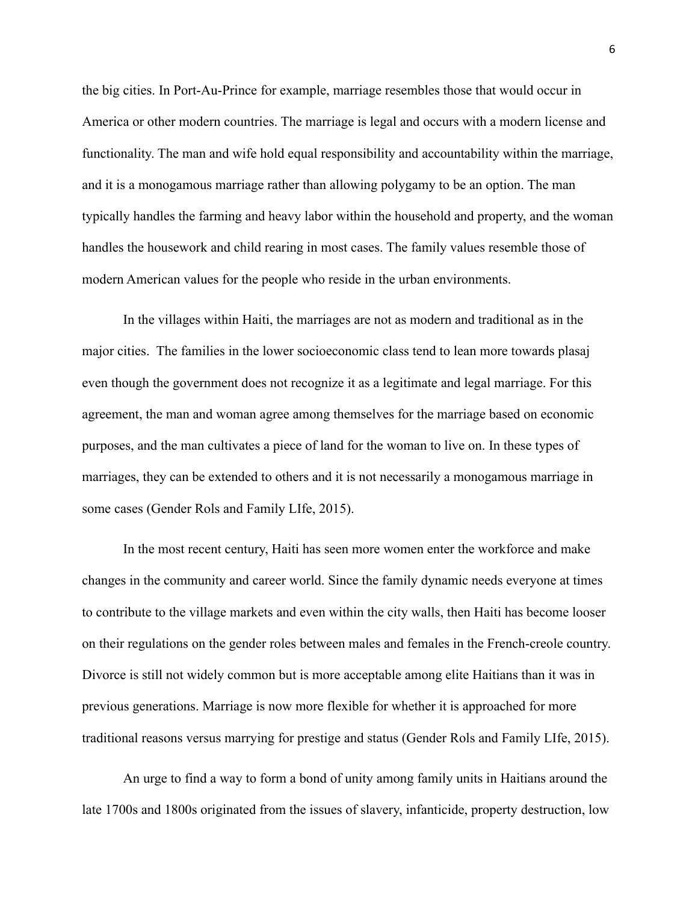the big cities. In Port-Au-Prince for example, marriage resembles those that would occur in America or other modern countries. The marriage is legal and occurs with a modern license and functionality. The man and wife hold equal responsibility and accountability within the marriage, and it is a monogamous marriage rather than allowing polygamy to be an option. The man typically handles the farming and heavy labor within the household and property, and the woman handles the housework and child rearing in most cases. The family values resemble those of modern American values for the people who reside in the urban environments.

In the villages within Haiti, the marriages are not as modern and traditional as in the major cities.  The families in the lower socioeconomic class tend to lean more towards plasaj even though the government does not recognize it as a legitimate and legal marriage. For this agreement, the man and woman agree among themselves for the marriage based on economic purposes, and the man cultivates a piece of land for the woman to live on. In these types of marriages, they can be extended to others and it is not necessarily a monogamous marriage in some cases (Gender Rols and Family LIfe, 2015).

In the most recent century, Haiti has seen more women enter the workforce and make changes in the community and career world. Since the family dynamic needs everyone at times to contribute to the village markets and even within the city walls, then Haiti has become looser on their regulations on the gender roles between males and females in the French-creole country. Divorce is still not widely common but is more acceptable among elite Haitians than it was in previous generations. Marriage is now more flexible for whether it is approached for more traditional reasons versus marrying for prestige and status (Gender Rols and Family LIfe, 2015).

An urge to find a way to form a bond of unity among family units in Haitians around the late 1700s and 1800s originated from the issues of slavery, infanticide, property destruction, low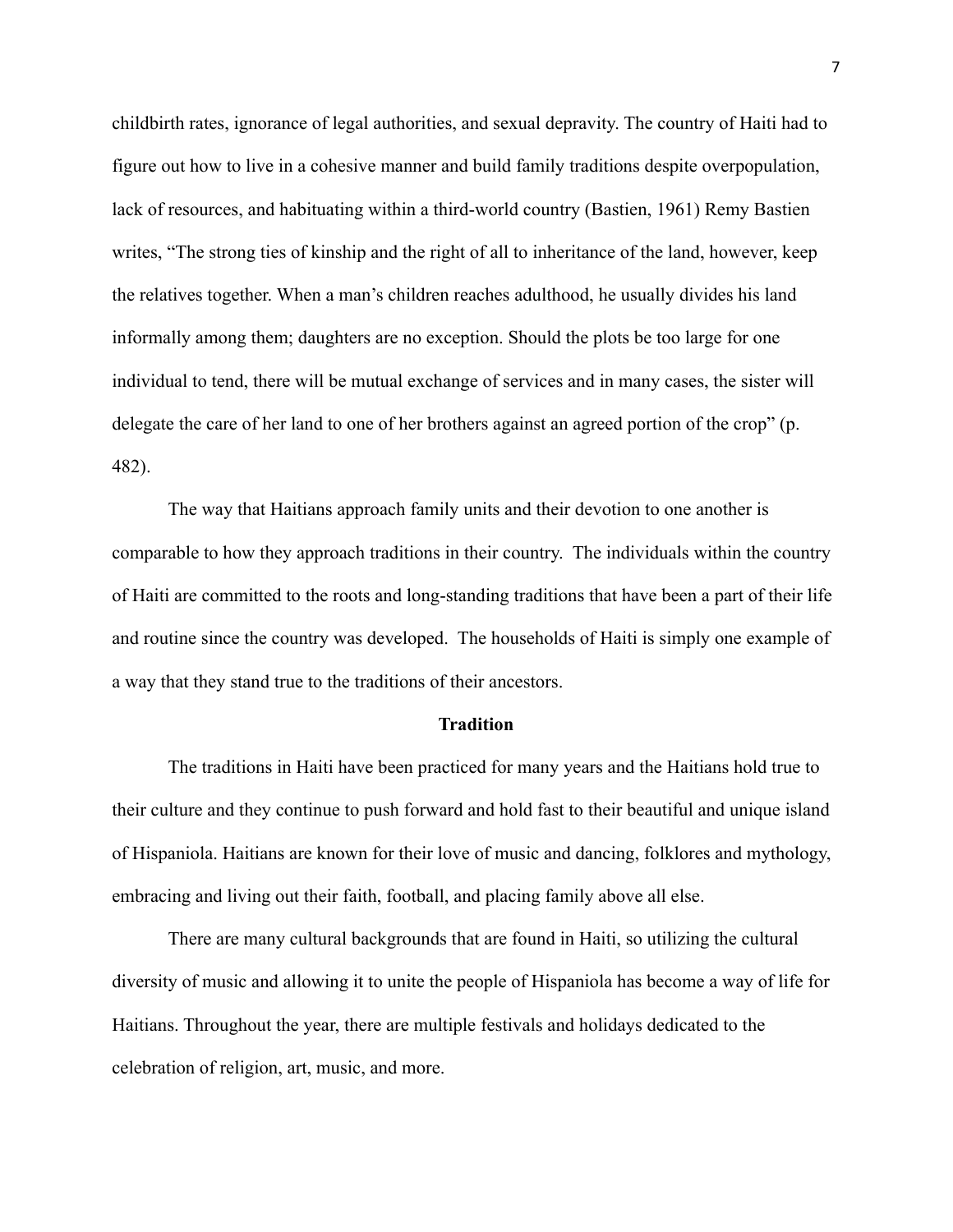childbirth rates, ignorance of legal authorities, and sexual depravity. The country of Haiti had to figure out how to live in a cohesive manner and build family traditions despite overpopulation, lack of resources, and habituating within a third-world country (Bastien, 1961) Remy Bastien writes, "The strong ties of kinship and the right of all to inheritance of the land, however, keep the relatives together. When a man's children reaches adulthood, he usually divides his land informally among them; daughters are no exception. Should the plots be too large for one individual to tend, there will be mutual exchange of services and in many cases, the sister will delegate the care of her land to one of her brothers against an agreed portion of the crop" (p. 482).

The way that Haitians approach family units and their devotion to one another is comparable to how they approach traditions in their country. The individuals within the country of Haiti are committed to the roots and long-standing traditions that have been a part of their life and routine since the country was developed. The households of Haiti is simply one example of a way that they stand true to the traditions of their ancestors.

## Tradition

The traditions in Haiti have been practiced for many years and the Haitians hold true to their culture and they continue to push forward and hold fast to their beautiful and unique island of Hispaniola. Haitians are known for their love of music and dancing, folklores and mythology, embracing and living out their faith, football, and placing family above all else.

There are many cultural backgrounds that are found in Haiti, so utilizing the cultural diversity of music and allowing it to unite the people of Hispaniola has become a way of life for Haitians. Throughout the year, there are multiple festivals and holidays dedicated to the celebration of religion, art, music, and more.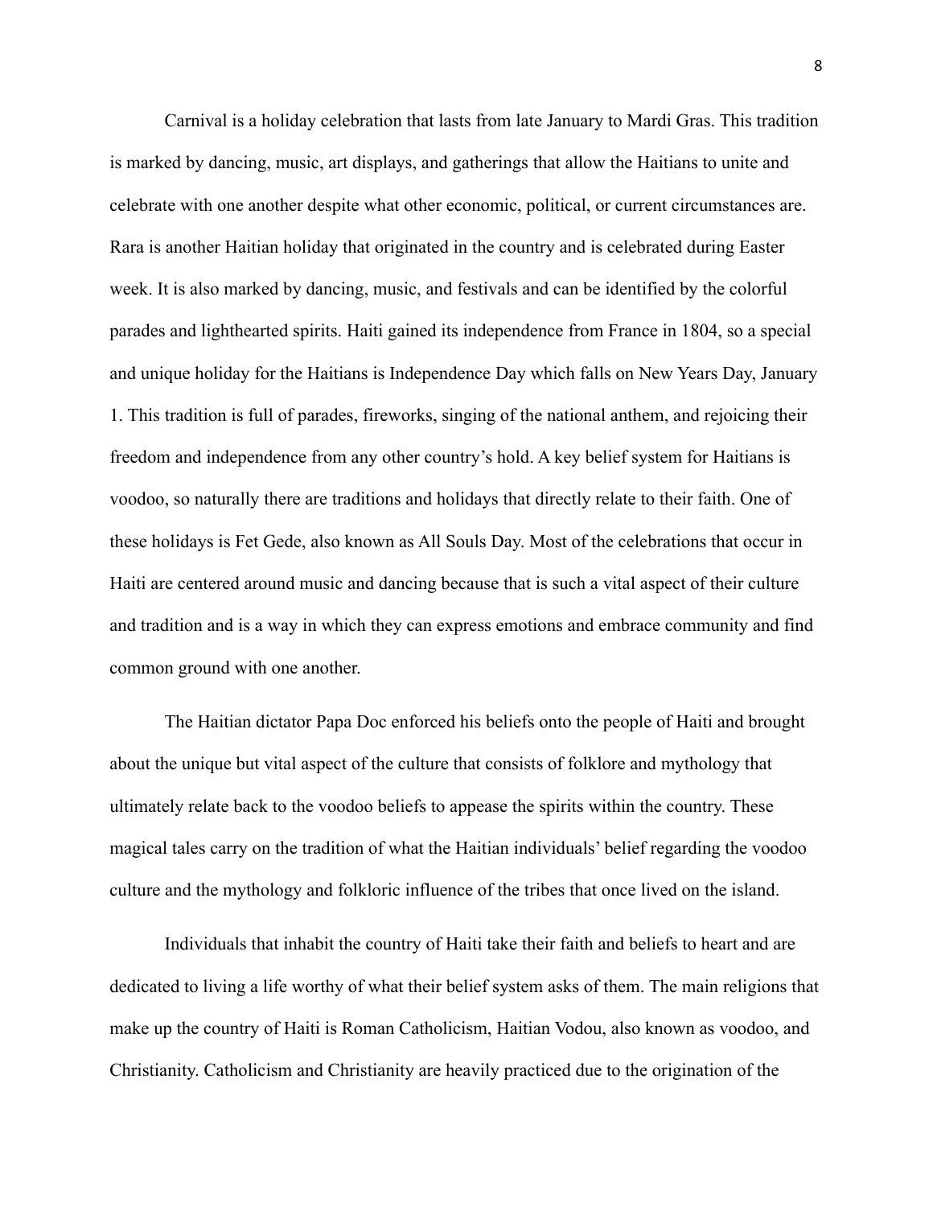Carnival is a holiday celebration that lasts from late January to Mardi Gras. This tradition is marked by dancing, music, art displays, and gatherings that allow the Haitians to unite and celebrate with one another despite what other economic, political, or current circumstances are. Rara is another Haitian holiday that originated in the country and is celebrated during Easter week. It is also marked by dancing, music, and festivals and can be identified by the colorful parades and lighthearted spirits. Haiti gained its independence from France in 1804, so a special and unique holiday for the Haitians is Independence Day which falls on New Years Day, January 1. This tradition is full of parades, fireworks, singing of the national anthem, and rejoicing their freedom and independence from any other country's hold. A key belief system for Haitians is voodoo, so naturally there are traditions and holidays that directly relate to their faith. One of these holidays is Fet Gede, also known as All Souls Day. Most of the celebrations that occur in Haiti are centered around music and dancing because that is such a vital aspect of their culture and tradition and is a way in which they can express emotions and embrace community and find common ground with one another.

The Haitian dictator Papa Doc enforced his beliefs onto the people of Haiti and brought about the unique but vital aspect of the culture that consists of folklore and mythology that ultimately relate back to the voodoo beliefs to appease the spirits within the country. These magical tales carry on the tradition of what the Haitian individuals' belief regarding the voodoo culture and the mythology and folkloric influence of the tribes that once lived on the island.

Individuals that inhabit the country of Haiti take their faith and beliefs to heart and are dedicated to living a life worthy of what their belief system asks of them. The main religions that make up the country of Haiti is Roman Catholicism, Haitian Vodou, also known as voodoo, and Christianity. Catholicism and Christianity are heavily practiced due to the origination of the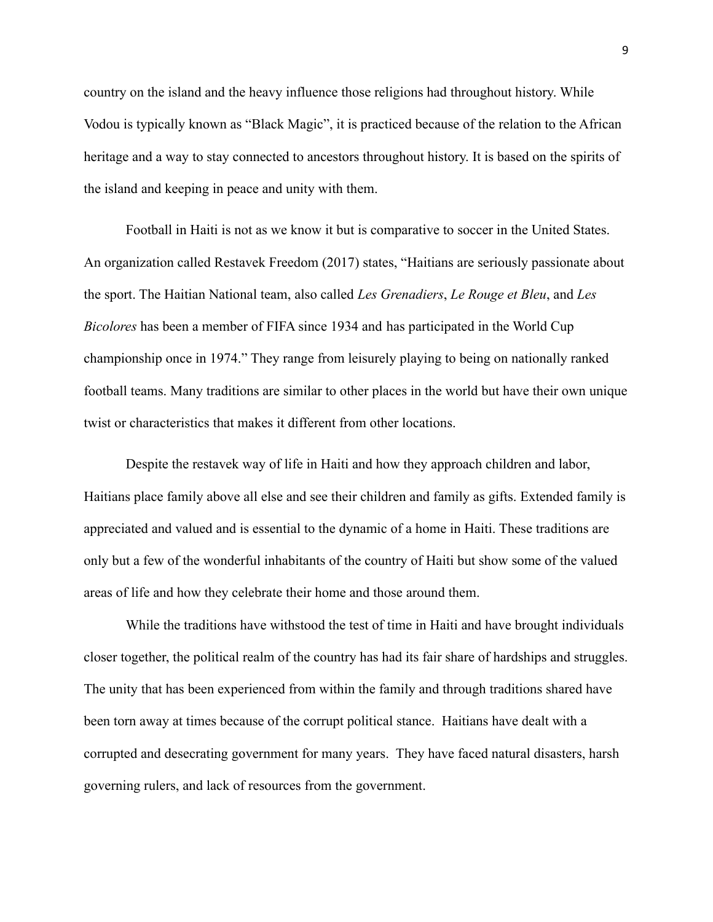country on the island and the heavy influence those religions had throughout history. While Vodou is typically known as "Black Magic", it is practiced because of the relation to the African heritage and a way to stay connected to ancestors throughout history. It is based on the spirits of the island and keeping in peace and unity with them.

Football in Haiti is not as we know it but is comparative to soccer in the United States. An organization called Restavek Freedom (2017) states, "Haitians are seriously passionate about the sport. The Haitian National team, also called *Les Grenadiers*, *Le Rouge et Bleu*, and *Les Bicolores* has been a member of FIFA since 1934 and has participated in the World Cup championship once in 1974." They range from leisurely playing to being on nationally ranked football teams. Many traditions are similar to other places in the world but have their own unique twist or characteristics that makes it different from other locations.

Despite the restavek way of life in Haiti and how they approach children and labor, Haitians place family above all else and see their children and family as gifts. Extended family is appreciated and valued and is essential to the dynamic of a home in Haiti. These traditions are only but a few of the wonderful inhabitants of the country of Haiti but show some of the valued areas of life and how they celebrate their home and those around them.

While the traditions have withstood the test of time in Haiti and have brought individuals closer together, the political realm of the country has had its fair share of hardships and struggles. The unity that has been experienced from within the family and through traditions shared have been torn away at times because of the corrupt political stance. Haitians have dealt with a corrupted and desecrating government for many years. They have faced natural disasters, harsh governing rulers, and lack of resources from the government.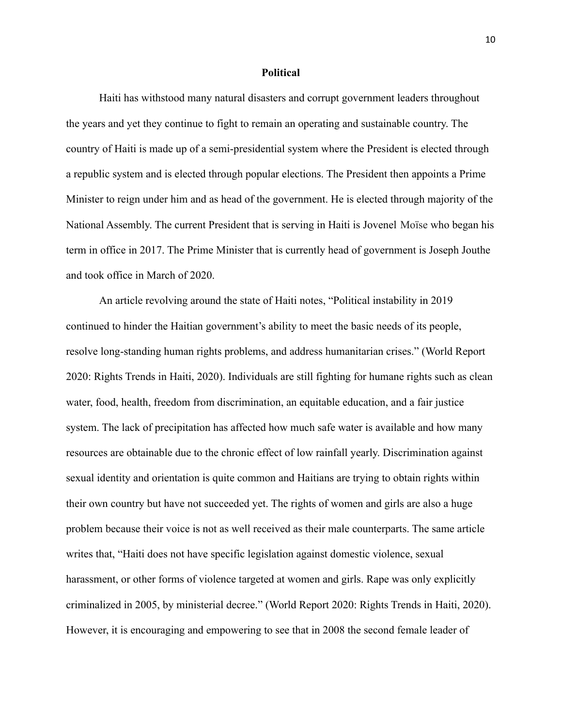## Political

Haiti has withstood many natural disasters and corrupt government leaders throughout the years and yet they continue to fight to remain an operating and sustainable country. The country of Haiti is made up of a semi-presidential system where the President is elected through a republic system and is elected through popular elections. The President then appoints a Prime Minister to reign under him and as head of the government. He is elected through majority of the National Assembly. The current President that is serving in Haiti is Jovenel Moïse who began his term in office in 2017. The Prime Minister that is currently head of government is Joseph Jouthe and took office in March of 2020.

An article revolving around the state of Haiti notes, "Political instability in 2019 continued to hinder the Haitian government's ability to meet the basic needs of its people, resolve long-standing human rights problems, and address humanitarian crises." (World Report 2020: Rights Trends in Haiti, 2020). Individuals are still fighting for humane rights such as clean water, food, health, freedom from discrimination, an equitable education, and a fair justice system. The lack of precipitation has affected how much safe water is available and how many resources are obtainable due to the chronic effect of low rainfall yearly. Discrimination against sexual identity and orientation is quite common and Haitians are trying to obtain rights within their own country but have not succeeded yet. The rights of women and girls are also a huge problem because their voice is not as well received as their male counterparts. The same article writes that, "Haiti does not have specific legislation against domestic violence, sexual harassment, or other forms of violence targeted at women and girls. Rape was only explicitly criminalized in 2005, by ministerial decree." (World Report 2020: Rights Trends in Haiti, 2020). However, it is encouraging and empowering to see that in 2008 the second female leader of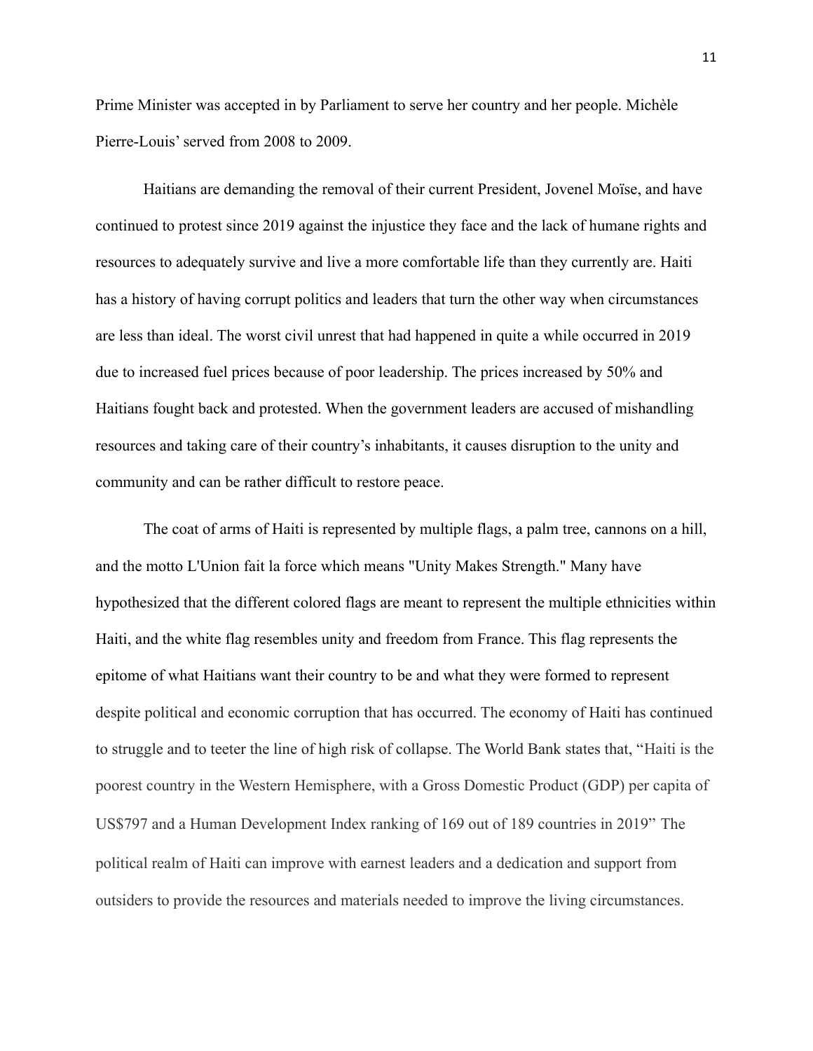Prime Minister was accepted in by Parliament to serve her country and her people. Michèle Pierre-Louis' served from 2008 to 2009.

Haitians are demanding the removal of their current President, Jovenel Moïse, and have continued to protest since 2019 against the injustice they face and the lack of humane rights and resources to adequately survive and live a more comfortable life than they currently are. Haiti has a history of having corrupt politics and leaders that turn the other way when circumstances are less than ideal. The worst civil unrest that had happened in quite a while occurred in 2019 due to increased fuel prices because of poor leadership. The prices increased by 50% and Haitians fought back and protested. When the government leaders are accused of mishandling resources and taking care of their country's inhabitants, it causes disruption to the unity and community and can be rather difficult to restore peace.

The coat of arms of Haiti is represented by multiple flags, a palm tree, cannons on a hill, and the motto L'Union fait la force which means "Unity Makes Strength." Many have hypothesized that the different colored flags are meant to represent the multiple ethnicities within Haiti, and the white flag resembles unity and freedom from France. This flag represents the epitome of what Haitians want their country to be and what they were formed to represent despite political and economic corruption that has occurred. The economy of Haiti has continued to struggle and to teeter the line of high risk of collapse. The World Bank states that, "Haiti is the poorest country in the Western Hemisphere, with a Gross Domestic Product (GDP) per capita of US$797 and a Human Development Index ranking of 169 out of 189 countries in 2019" The political realm of Haiti can improve with earnest leaders and a dedication and support from outsiders to provide the resources and materials needed to improve the living circumstances.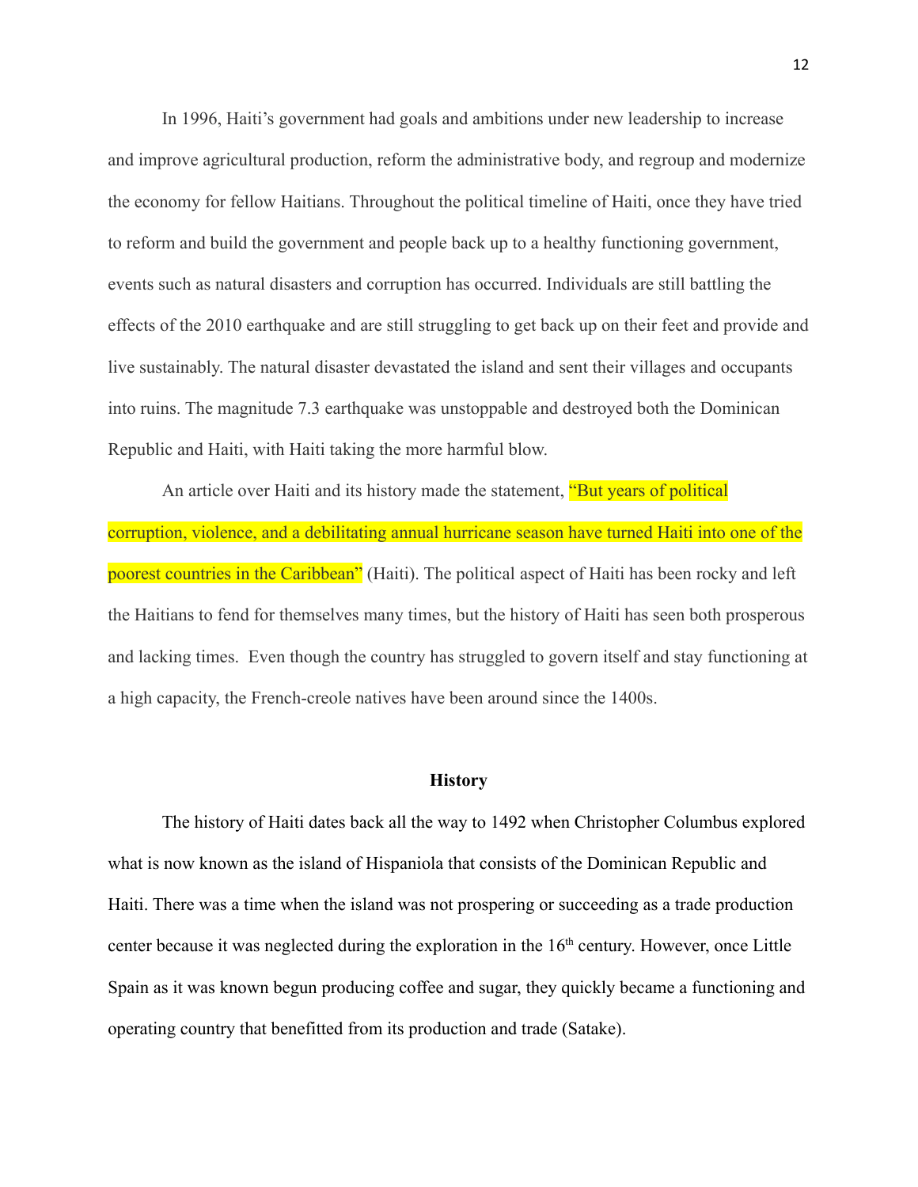In 1996, Haiti's government had goals and ambitions under new leadership to increase and improve agricultural production, reform the administrative body, and regroup and modernize the economy for fellow Haitians. Throughout the political timeline of Haiti, once they have tried to reform and build the government and people back up to a healthy functioning government, events such as natural disasters and corruption has occurred. Individuals are still battling the effects of the 2010 earthquake and are still struggling to get back up on their feet and provide and live sustainably. The natural disaster devastated the island and sent their villages and occupants into ruins. The magnitude 7.3 earthquake was unstoppable and destroyed both the Dominican Republic and Haiti, with Haiti taking the more harmful blow.

An article over Haiti and its history made the statement, "But years of political corruption, violence, and a debilitating annual hurricane season have turned Haiti into one of the poorest countries in the Caribbean" (Haiti). The political aspect of Haiti has been rocky and left the Haitians to fend for themselves many times, but the history of Haiti has seen both prosperous and lacking times. Even though the country has struggled to govern itself and stay functioning at a high capacity, the French-creole natives have been around since the 1400s.

## History

The history of Haiti dates back all the way to 1492 when Christopher Columbus explored what is now known as the island of Hispaniola that consists of the Dominican Republic and Haiti. There was a time when the island was not prospering or succeeding as a trade production center because it was neglected during the exploration in the 16th century. However, once Little Spain as it was known begun producing coffee and sugar, they quickly became a functioning and operating country that benefitted from its production and trade (Satake).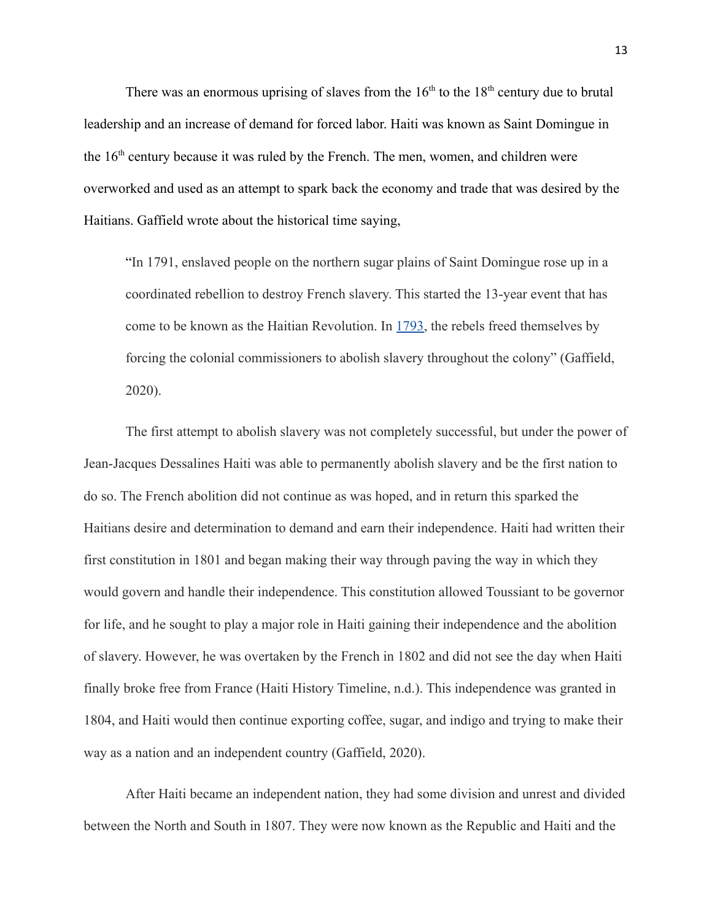There was an enormous uprising of slaves from the $16^{th}$ to the $18^{th}$ century due to brutal leadership and an increase of demand for forced labor. Haiti was known as Saint Domingue in the $16^{th}$ century because it was ruled by the French. The men, women, and children were overworked and used as an attempt to spark back the economy and trade that was desired by the Haitians. Gaffield wrote about the historical time saying,

> "In 1791, enslaved people on the northern sugar plains of Saint Domingue rose up in a coordinated rebellion to destroy French slavery. This started the 13-year event that has come to be known as the Haitian Revolution. In 1793, the rebels freed themselves by forcing the colonial commissioners to abolish slavery throughout the colony" (Gaffield, 2020).

The first attempt to abolish slavery was not completely successful, but under the power of Jean-Jacques Dessalines Haiti was able to permanently abolish slavery and be the first nation to do so. The French abolition did not continue as was hoped, and in return this sparked the Haitians desire and determination to demand and earn their independence. Haiti had written their first constitution in 1801 and began making their way through paving the way in which they would govern and handle their independence. This constitution allowed Toussiant to be governor for life, and he sought to play a major role in Haiti gaining their independence and the abolition of slavery. However, he was overtaken by the French in 1802 and did not see the day when Haiti finally broke free from France (Haiti History Timeline, n.d.). This independence was granted in 1804, and Haiti would then continue exporting coffee, sugar, and indigo and trying to make their way as a nation and an independent country (Gaffield, 2020).

After Haiti became an independent nation, they had some division and unrest and divided between the North and South in 1807. They were now known as the Republic and Haiti and the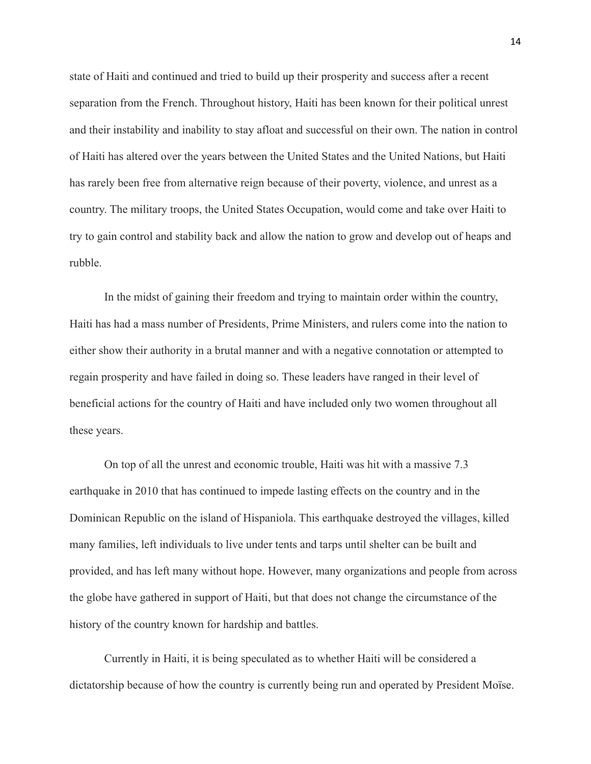state of Haiti and continued and tried to build up their prosperity and success after a recent separation from the French. Throughout history, Haiti has been known for their political unrest and their instability and inability to stay afloat and successful on their own. The nation in control of Haiti has altered over the years between the United States and the United Nations, but Haiti has rarely been free from alternative reign because of their poverty, violence, and unrest as a country. The military troops, the United States Occupation, would come and take over Haiti to try to gain control and stability back and allow the nation to grow and develop out of heaps and rubble.

In the midst of gaining their freedom and trying to maintain order within the country, Haiti has had a mass number of Presidents, Prime Ministers, and rulers come into the nation to either show their authority in a brutal manner and with a negative connotation or attempted to regain prosperity and have failed in doing so. These leaders have ranged in their level of beneficial actions for the country of Haiti and have included only two women throughout all these years.

On top of all the unrest and economic trouble, Haiti was hit with a massive 7.3 earthquake in 2010 that has continued to impede lasting effects on the country and in the Dominican Republic on the island of Hispaniola. This earthquake destroyed the villages, killed many families, left individuals to live under tents and tarps until shelter can be built and provided, and has left many without hope. However, many organizations and people from across the globe have gathered in support of Haiti, but that does not change the circumstance of the history of the country known for hardship and battles.

Currently in Haiti, it is being speculated as to whether Haiti will be considered a dictatorship because of how the country is currently being run and operated by President Moïse.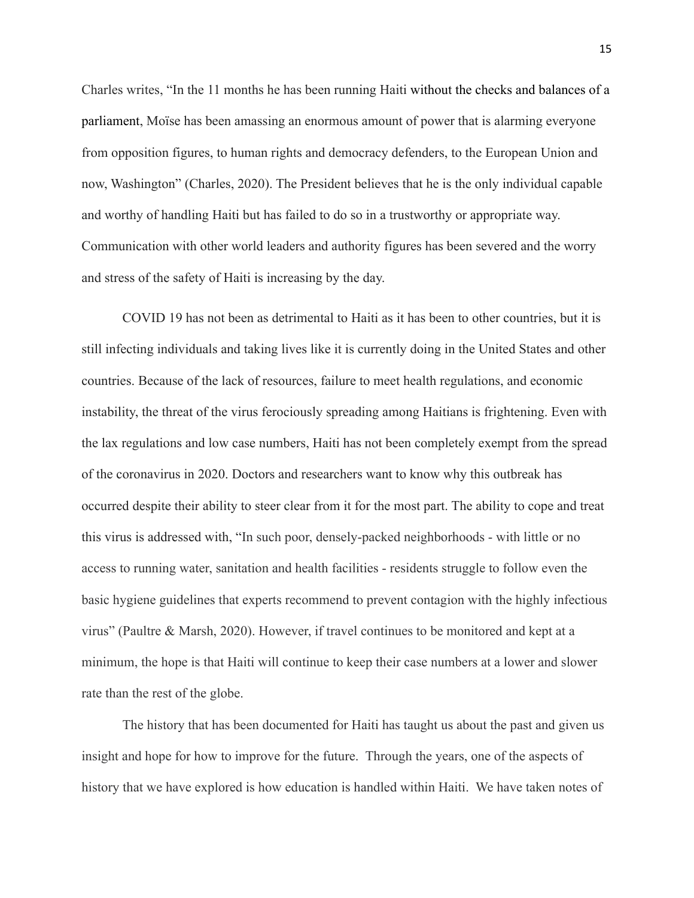Charles writes, "In the 11 months he has been running Haiti without the checks and balances of a parliament, Moïse has been amassing an enormous amount of power that is alarming everyone from opposition figures, to human rights and democracy defenders, to the European Union and now, Washington" (Charles, 2020). The President believes that he is the only individual capable and worthy of handling Haiti but has failed to do so in a trustworthy or appropriate way. Communication with other world leaders and authority figures has been severed and the worry and stress of the safety of Haiti is increasing by the day.

COVID 19 has not been as detrimental to Haiti as it has been to other countries, but it is still infecting individuals and taking lives like it is currently doing in the United States and other countries. Because of the lack of resources, failure to meet health regulations, and economic instability, the threat of the virus ferociously spreading among Haitians is frightening. Even with the lax regulations and low case numbers, Haiti has not been completely exempt from the spread of the coronavirus in 2020. Doctors and researchers want to know why this outbreak has occurred despite their ability to steer clear from it for the most part. The ability to cope and treat this virus is addressed with, "In such poor, densely-packed neighborhoods - with little or no access to running water, sanitation and health facilities - residents struggle to follow even the basic hygiene guidelines that experts recommend to prevent contagion with the highly infectious virus" (Paultre & Marsh, 2020). However, if travel continues to be monitored and kept at a minimum, the hope is that Haiti will continue to keep their case numbers at a lower and slower rate than the rest of the globe.

The history that has been documented for Haiti has taught us about the past and given us insight and hope for how to improve for the future. Through the years, one of the aspects of history that we have explored is how education is handled within Haiti. We have taken notes of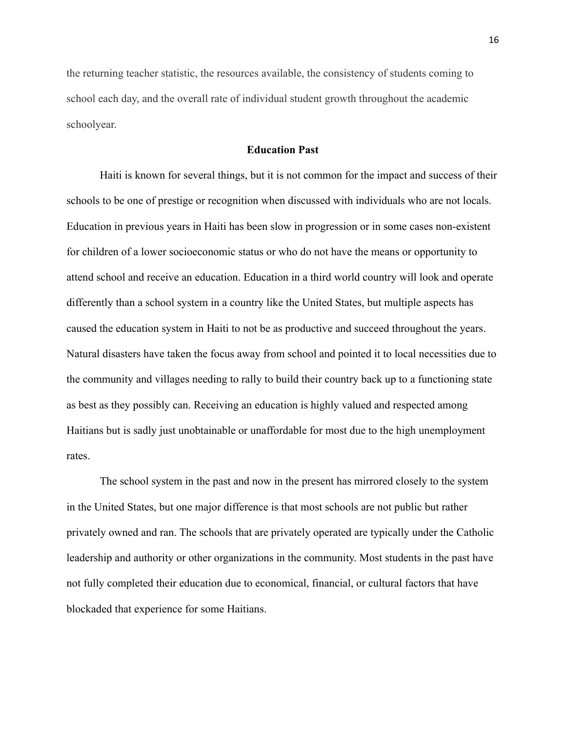the returning teacher statistic, the resources available, the consistency of students coming to school each day, and the overall rate of individual student growth throughout the academic schoolyear.

## Education Past

Haiti is known for several things, but it is not common for the impact and success of their schools to be one of prestige or recognition when discussed with individuals who are not locals. Education in previous years in Haiti has been slow in progression or in some cases non-existent for children of a lower socioeconomic status or who do not have the means or opportunity to attend school and receive an education. Education in a third world country will look and operate differently than a school system in a country like the United States, but multiple aspects has caused the education system in Haiti to not be as productive and succeed throughout the years. Natural disasters have taken the focus away from school and pointed it to local necessities due to the community and villages needing to rally to build their country back up to a functioning state as best as they possibly can. Receiving an education is highly valued and respected among Haitians but is sadly just unobtainable or unaffordable for most due to the high unemployment rates.

The school system in the past and now in the present has mirrored closely to the system in the United States, but one major difference is that most schools are not public but rather privately owned and ran. The schools that are privately operated are typically under the Catholic leadership and authority or other organizations in the community. Most students in the past have not fully completed their education due to economical, financial, or cultural factors that have blockaded that experience for some Haitians.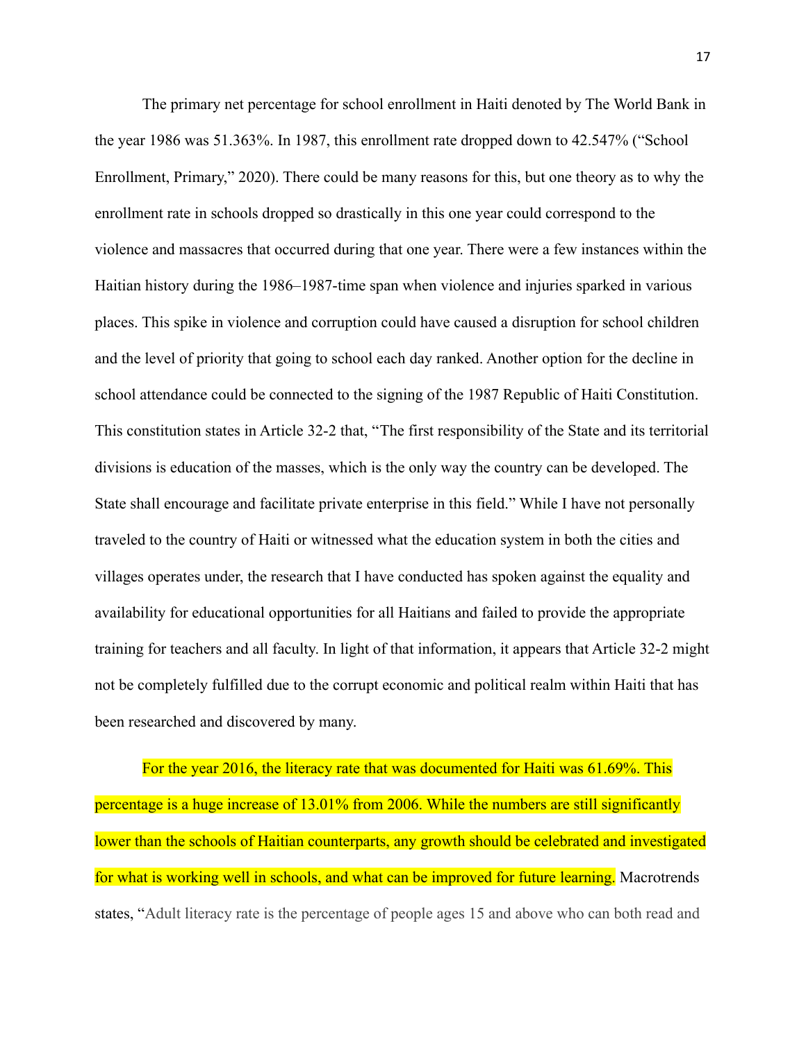The primary net percentage for school enrollment in Haiti denoted by The World Bank in the year 1986 was 51.363%. In 1987, this enrollment rate dropped down to 42.547% ("School Enrollment, Primary," 2020). There could be many reasons for this, but one theory as to why the enrollment rate in schools dropped so drastically in this one year could correspond to the violence and massacres that occurred during that one year. There were a few instances within the Haitian history during the 1986–1987-time span when violence and injuries sparked in various places. This spike in violence and corruption could have caused a disruption for school children and the level of priority that going to school each day ranked. Another option for the decline in school attendance could be connected to the signing of the 1987 Republic of Haiti Constitution. This constitution states in Article 32-2 that, "The first responsibility of the State and its territorial divisions is education of the masses, which is the only way the country can be developed. The State shall encourage and facilitate private enterprise in this field." While I have not personally traveled to the country of Haiti or witnessed what the education system in both the cities and villages operates under, the research that I have conducted has spoken against the equality and availability for educational opportunities for all Haitians and failed to provide the appropriate training for teachers and all faculty. In light of that information, it appears that Article 32-2 might not be completely fulfilled due to the corrupt economic and political realm within Haiti that has been researched and discovered by many.

For the year 2016, the literacy rate that was documented for Haiti was 61.69%. This percentage is a huge increase of 13.01% from 2006. While the numbers are still significantly lower than the schools of Haitian counterparts, any growth should be celebrated and investigated for what is working well in schools, and what can be improved for future learning. Macrotrends states, "Adult literacy rate is the percentage of people ages 15 and above who can both read and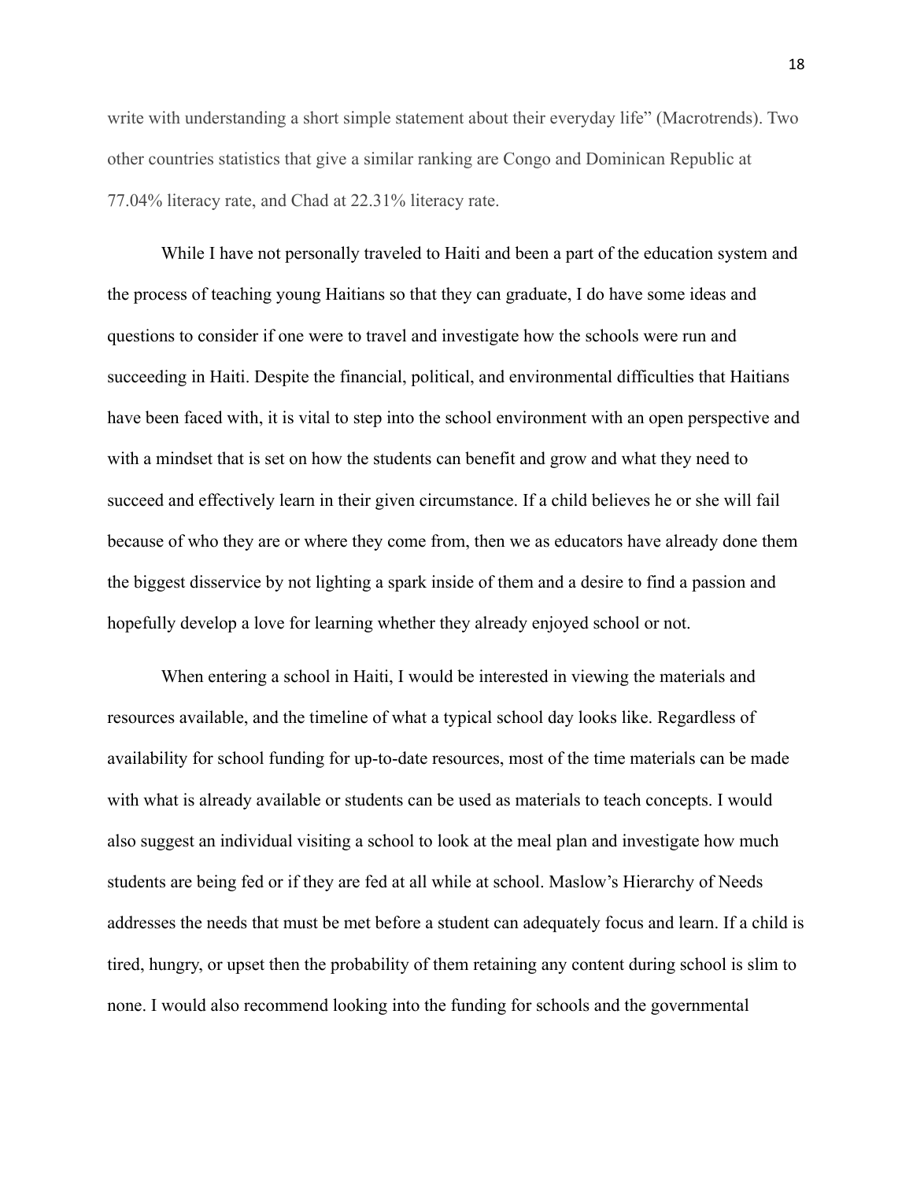write with understanding a short simple statement about their everyday life" (Macrotrends). Two other countries statistics that give a similar ranking are Congo and Dominican Republic at 77.04% literacy rate, and Chad at 22.31% literacy rate.

While I have not personally traveled to Haiti and been a part of the education system and the process of teaching young Haitians so that they can graduate, I do have some ideas and questions to consider if one were to travel and investigate how the schools were run and succeeding in Haiti. Despite the financial, political, and environmental difficulties that Haitians have been faced with, it is vital to step into the school environment with an open perspective and with a mindset that is set on how the students can benefit and grow and what they need to succeed and effectively learn in their given circumstance. If a child believes he or she will fail because of who they are or where they come from, then we as educators have already done them the biggest disservice by not lighting a spark inside of them and a desire to find a passion and hopefully develop a love for learning whether they already enjoyed school or not.

When entering a school in Haiti, I would be interested in viewing the materials and resources available, and the timeline of what a typical school day looks like. Regardless of availability for school funding for up-to-date resources, most of the time materials can be made with what is already available or students can be used as materials to teach concepts. I would also suggest an individual visiting a school to look at the meal plan and investigate how much students are being fed or if they are fed at all while at school. Maslow's Hierarchy of Needs addresses the needs that must be met before a student can adequately focus and learn. If a child is tired, hungry, or upset then the probability of them retaining any content during school is slim to none. I would also recommend looking into the funding for schools and the governmental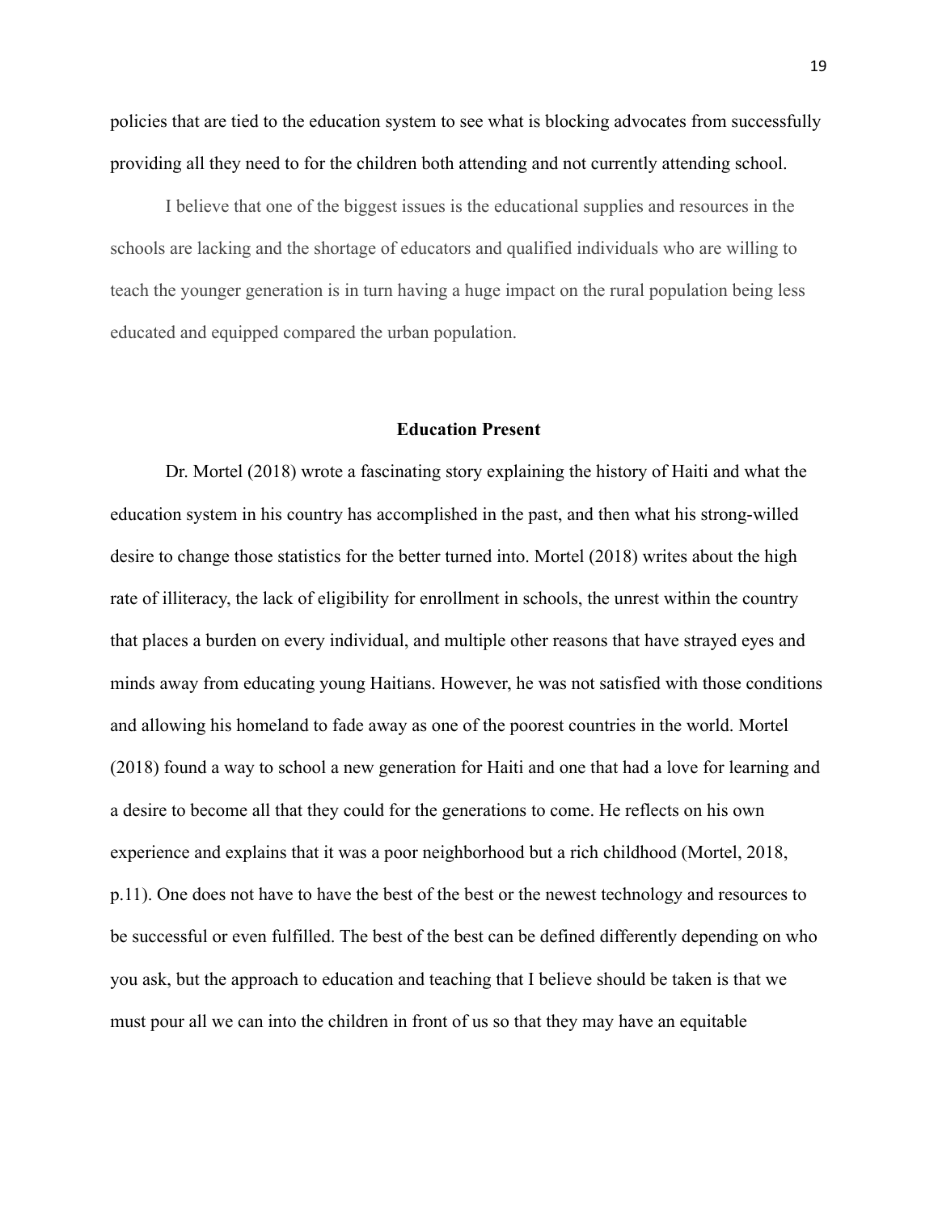policies that are tied to the education system to see what is blocking advocates from successfully providing all they need to for the children both attending and not currently attending school.

I believe that one of the biggest issues is the educational supplies and resources in the schools are lacking and the shortage of educators and qualified individuals who are willing to teach the younger generation is in turn having a huge impact on the rural population being less educated and equipped compared the urban population.

**Education Present**

Dr. Mortel (2018) wrote a fascinating story explaining the history of Haiti and what the education system in his country has accomplished in the past, and then what his strong-willed desire to change those statistics for the better turned into. Mortel (2018) writes about the high rate of illiteracy, the lack of eligibility for enrollment in schools, the unrest within the country that places a burden on every individual, and multiple other reasons that have strayed eyes and minds away from educating young Haitians. However, he was not satisfied with those conditions and allowing his homeland to fade away as one of the poorest countries in the world. Mortel (2018) found a way to school a new generation for Haiti and one that had a love for learning and a desire to become all that they could for the generations to come. He reflects on his own experience and explains that it was a poor neighborhood but a rich childhood (Mortel, 2018, p.11). One does not have to have the best of the best or the newest technology and resources to be successful or even fulfilled. The best of the best can be defined differently depending on who you ask, but the approach to education and teaching that I believe should be taken is that we must pour all we can into the children in front of us so that they may have an equitable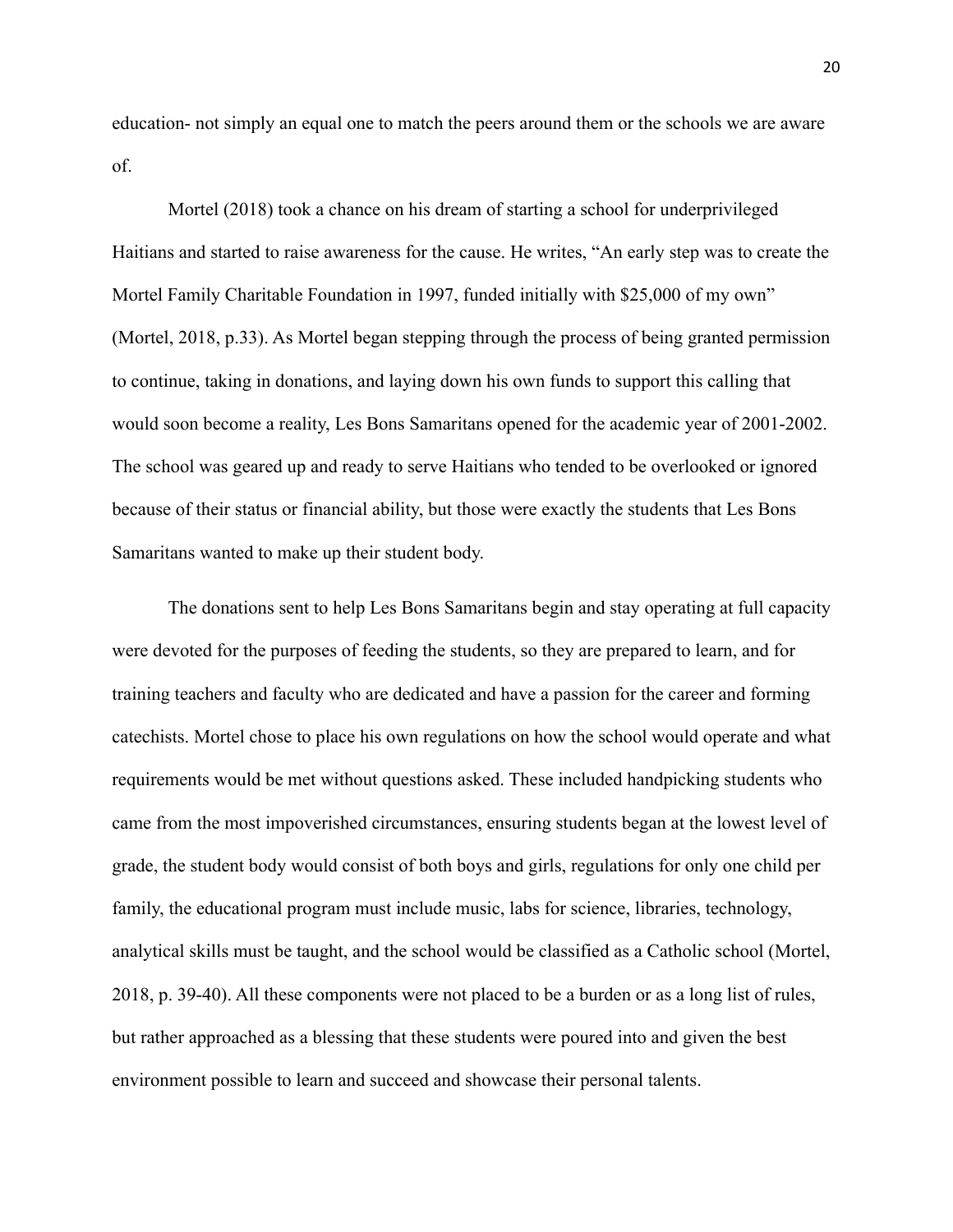education- not simply an equal one to match the peers around them or the schools we are aware of.

Mortel (2018) took a chance on his dream of starting a school for underprivileged Haitians and started to raise awareness for the cause. He writes, “An early step was to create the Mortel Family Charitable Foundation in 1997, funded initially with $25,000 of my own” (Mortel, 2018, p.33). As Mortel began stepping through the process of being granted permission to continue, taking in donations, and laying down his own funds to support this calling that would soon become a reality, Les Bons Samaritans opened for the academic year of 2001-2002. The school was geared up and ready to serve Haitians who tended to be overlooked or ignored because of their status or financial ability, but those were exactly the students that Les Bons Samaritans wanted to make up their student body.

The donations sent to help Les Bons Samaritans begin and stay operating at full capacity were devoted for the purposes of feeding the students, so they are prepared to learn, and for training teachers and faculty who are dedicated and have a passion for the career and forming catechists. Mortel chose to place his own regulations on how the school would operate and what requirements would be met without questions asked. These included handpicking students who came from the most impoverished circumstances, ensuring students began at the lowest level of grade, the student body would consist of both boys and girls, regulations for only one child per family, the educational program must include music, labs for science, libraries, technology, analytical skills must be taught, and the school would be classified as a Catholic school (Mortel, 2018, p. 39-40). All these components were not placed to be a burden or as a long list of rules, but rather approached as a blessing that these students were poured into and given the best environment possible to learn and succeed and showcase their personal talents.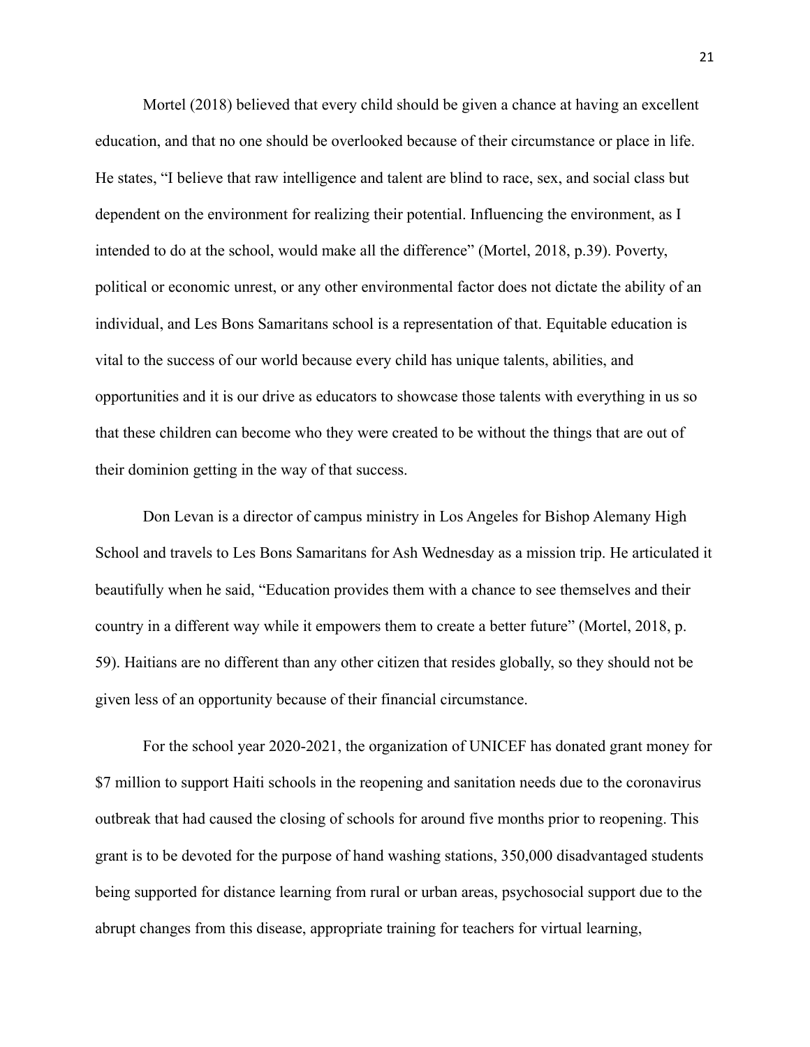Mortel (2018) believed that every child should be given a chance at having an excellent education, and that no one should be overlooked because of their circumstance or place in life. He states, "I believe that raw intelligence and talent are blind to race, sex, and social class but dependent on the environment for realizing their potential. Influencing the environment, as I intended to do at the school, would make all the difference" (Mortel, 2018, p.39). Poverty, political or economic unrest, or any other environmental factor does not dictate the ability of an individual, and Les Bons Samaritans school is a representation of that. Equitable education is vital to the success of our world because every child has unique talents, abilities, and opportunities and it is our drive as educators to showcase those talents with everything in us so that these children can become who they were created to be without the things that are out of their dominion getting in the way of that success.

Don Levan is a director of campus ministry in Los Angeles for Bishop Alemany High School and travels to Les Bons Samaritans for Ash Wednesday as a mission trip. He articulated it beautifully when he said, "Education provides them with a chance to see themselves and their country in a different way while it empowers them to create a better future" (Mortel, 2018, p. 59). Haitians are no different than any other citizen that resides globally, so they should not be given less of an opportunity because of their financial circumstance.

For the school year 2020-2021, the organization of UNICEF has donated grant money for $7 million to support Haiti schools in the reopening and sanitation needs due to the coronavirus outbreak that had caused the closing of schools for around five months prior to reopening. This grant is to be devoted for the purpose of hand washing stations, 350,000 disadvantaged students being supported for distance learning from rural or urban areas, psychosocial support due to the abrupt changes from this disease, appropriate training for teachers for virtual learning,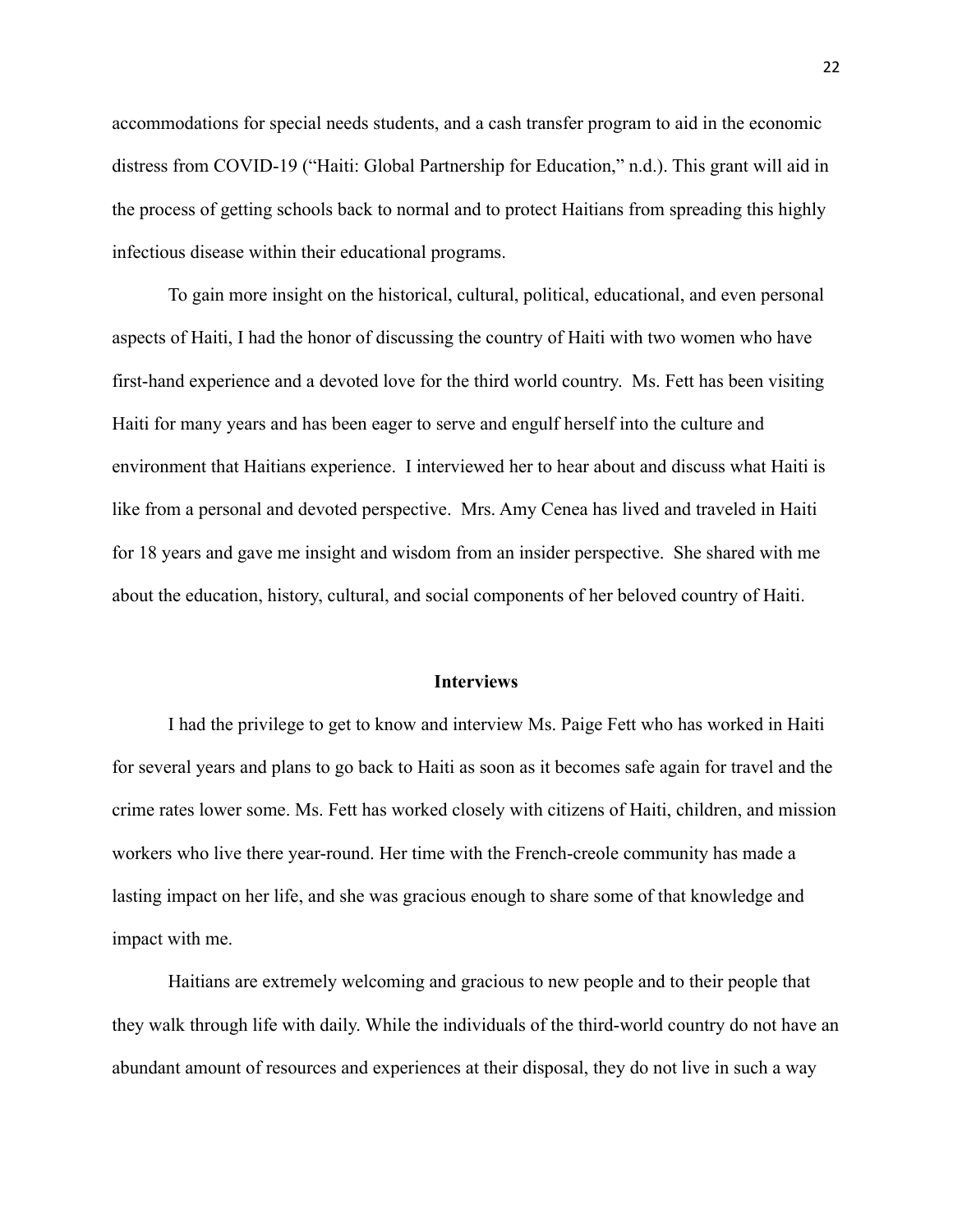accommodations for special needs students, and a cash transfer program to aid in the economic distress from COVID-19 ("Haiti: Global Partnership for Education," n.d.). This grant will aid in the process of getting schools back to normal and to protect Haitians from spreading this highly infectious disease within their educational programs.

To gain more insight on the historical, cultural, political, educational, and even personal aspects of Haiti, I had the honor of discussing the country of Haiti with two women who have first-hand experience and a devoted love for the third world country. Ms. Fett has been visiting Haiti for many years and has been eager to serve and engulf herself into the culture and environment that Haitians experience. I interviewed her to hear about and discuss what Haiti is like from a personal and devoted perspective. Mrs. Amy Cenea has lived and traveled in Haiti for 18 years and gave me insight and wisdom from an insider perspective. She shared with me about the education, history, cultural, and social components of her beloved country of Haiti.

## Interviews

I had the privilege to get to know and interview Ms. Paige Fett who has worked in Haiti for several years and plans to go back to Haiti as soon as it becomes safe again for travel and the crime rates lower some. Ms. Fett has worked closely with citizens of Haiti, children, and mission workers who live there year-round. Her time with the French-creole community has made a lasting impact on her life, and she was gracious enough to share some of that knowledge and impact with me.

Haitians are extremely welcoming and gracious to new people and to their people that they walk through life with daily. While the individuals of the third-world country do not have an abundant amount of resources and experiences at their disposal, they do not live in such a way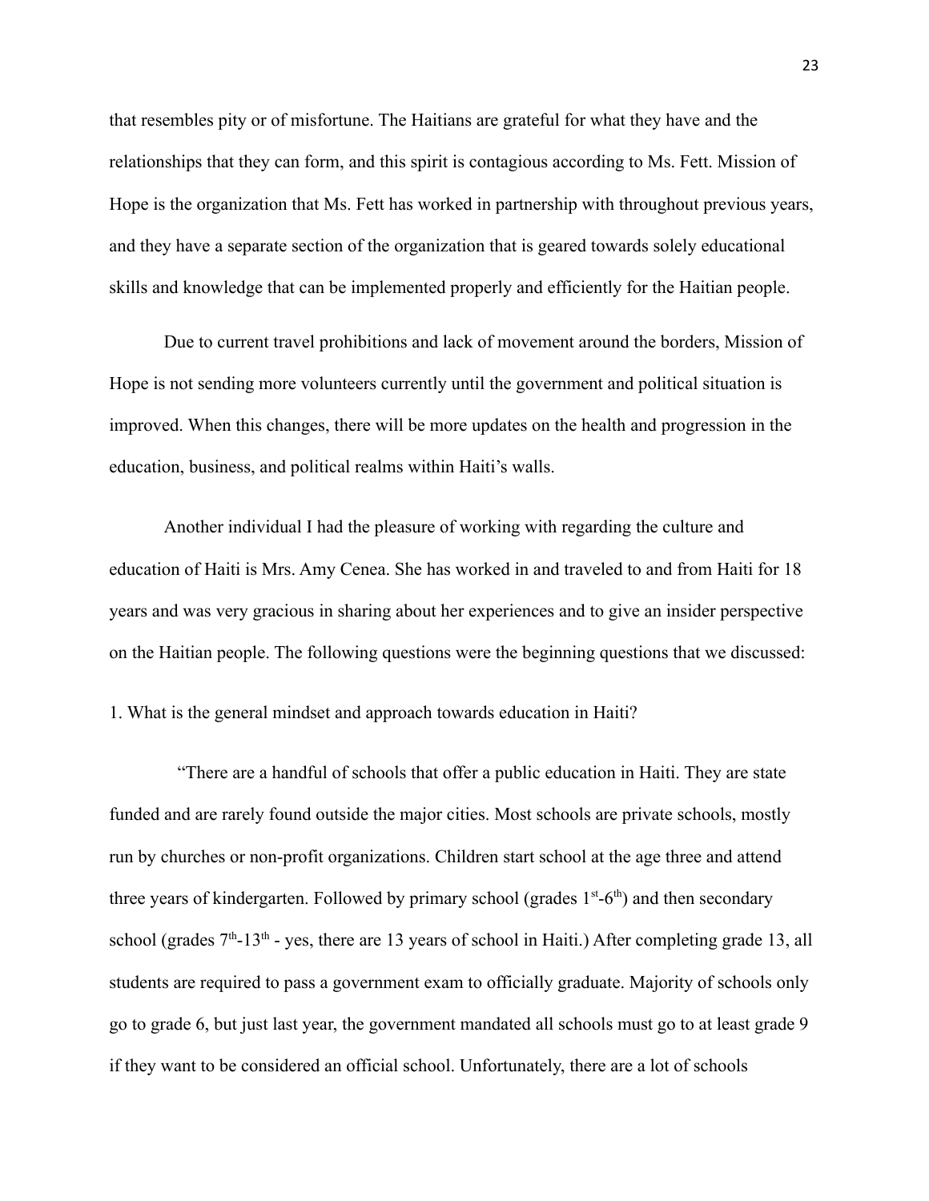that resembles pity or of misfortune. The Haitians are grateful for what they have and the relationships that they can form, and this spirit is contagious according to Ms. Fett. Mission of Hope is the organization that Ms. Fett has worked in partnership with throughout previous years, and they have a separate section of the organization that is geared towards solely educational skills and knowledge that can be implemented properly and efficiently for the Haitian people.

Due to current travel prohibitions and lack of movement around the borders, Mission of Hope is not sending more volunteers currently until the government and political situation is improved. When this changes, there will be more updates on the health and progression in the education, business, and political realms within Haiti's walls.

Another individual I had the pleasure of working with regarding the culture and education of Haiti is Mrs. Amy Cenea. She has worked in and traveled to and from Haiti for 18 years and was very gracious in sharing about her experiences and to give an insider perspective on the Haitian people. The following questions were the beginning questions that we discussed:

1. What is the general mindset and approach towards education in Haiti?

"There are a handful of schools that offer a public education in Haiti. They are state funded and are rarely found outside the major cities. Most schools are private schools, mostly run by churches or non-profit organizations. Children start school at the age three and attend three years of kindergarten. Followed by primary school (grades 1st-6th) and then secondary school (grades 7th-13th - yes, there are 13 years of school in Haiti.) After completing grade 13, all students are required to pass a government exam to officially graduate. Majority of schools only go to grade 6, but just last year, the government mandated all schools must go to at least grade 9 if they want to be considered an official school. Unfortunately, there are a lot of schools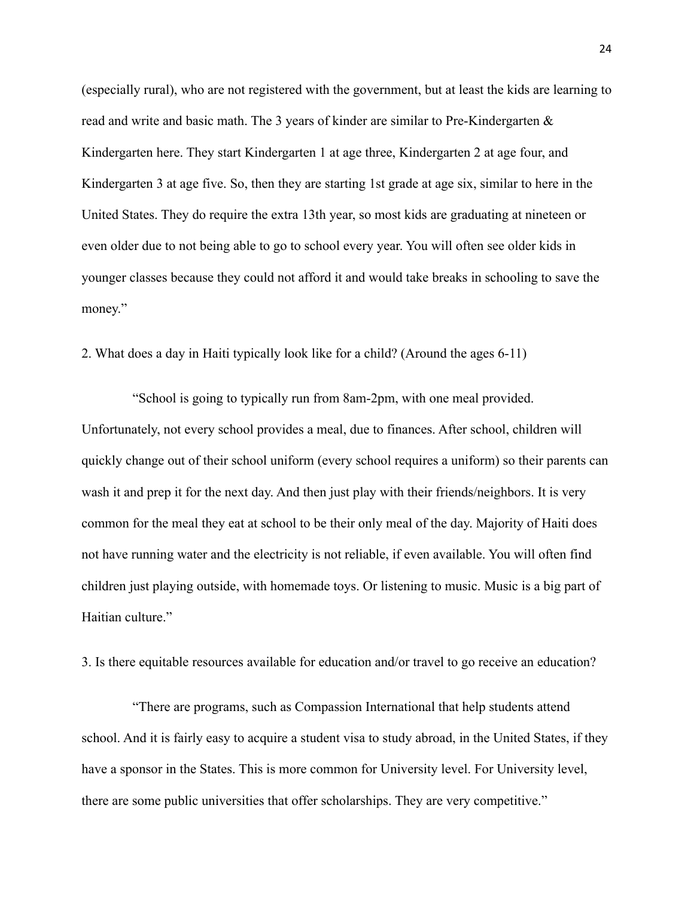(especially rural), who are not registered with the government, but at least the kids are learning to read and write and basic math. The 3 years of kinder are similar to Pre-Kindergarten & Kindergarten here. They start Kindergarten 1 at age three, Kindergarten 2 at age four, and Kindergarten 3 at age five. So, then they are starting 1st grade at age six, similar to here in the United States. They do require the extra 13th year, so most kids are graduating at nineteen or even older due to not being able to go to school every year. You will often see older kids in younger classes because they could not afford it and would take breaks in schooling to save the money."

2. What does a day in Haiti typically look like for a child? (Around the ages 6-11)

"School is going to typically run from 8am-2pm, with one meal provided. Unfortunately, not every school provides a meal, due to finances. After school, children will quickly change out of their school uniform (every school requires a uniform) so their parents can wash it and prep it for the next day. And then just play with their friends/neighbors. It is very common for the meal they eat at school to be their only meal of the day. Majority of Haiti does not have running water and the electricity is not reliable, if even available. You will often find children just playing outside, with homemade toys. Or listening to music. Music is a big part of Haitian culture."

3. Is there equitable resources available for education and/or travel to go receive an education?

"There are programs, such as Compassion International that help students attend school. And it is fairly easy to acquire a student visa to study abroad, in the United States, if they have a sponsor in the States. This is more common for University level. For University level, there are some public universities that offer scholarships. They are very competitive."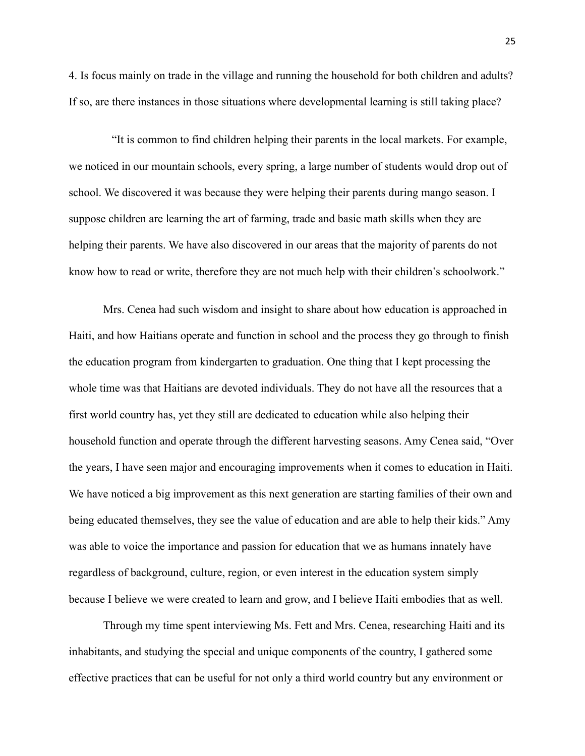4. Is focus mainly on trade in the village and running the household for both children and adults? If so, are there instances in those situations where developmental learning is still taking place?

"It is common to find children helping their parents in the local markets. For example, we noticed in our mountain schools, every spring, a large number of students would drop out of school. We discovered it was because they were helping their parents during mango season. I suppose children are learning the art of farming, trade and basic math skills when they are helping their parents. We have also discovered in our areas that the majority of parents do not know how to read or write, therefore they are not much help with their children's schoolwork."

Mrs. Cenea had such wisdom and insight to share about how education is approached in Haiti, and how Haitians operate and function in school and the process they go through to finish the education program from kindergarten to graduation. One thing that I kept processing the whole time was that Haitians are devoted individuals. They do not have all the resources that a first world country has, yet they still are dedicated to education while also helping their household function and operate through the different harvesting seasons. Amy Cenea said, "Over the years, I have seen major and encouraging improvements when it comes to education in Haiti. We have noticed a big improvement as this next generation are starting families of their own and being educated themselves, they see the value of education and are able to help their kids." Amy was able to voice the importance and passion for education that we as humans innately have regardless of background, culture, region, or even interest in the education system simply because I believe we were created to learn and grow, and I believe Haiti embodies that as well.

Through my time spent interviewing Ms. Fett and Mrs. Cenea, researching Haiti and its inhabitants, and studying the special and unique components of the country, I gathered some effective practices that can be useful for not only a third world country but any environment or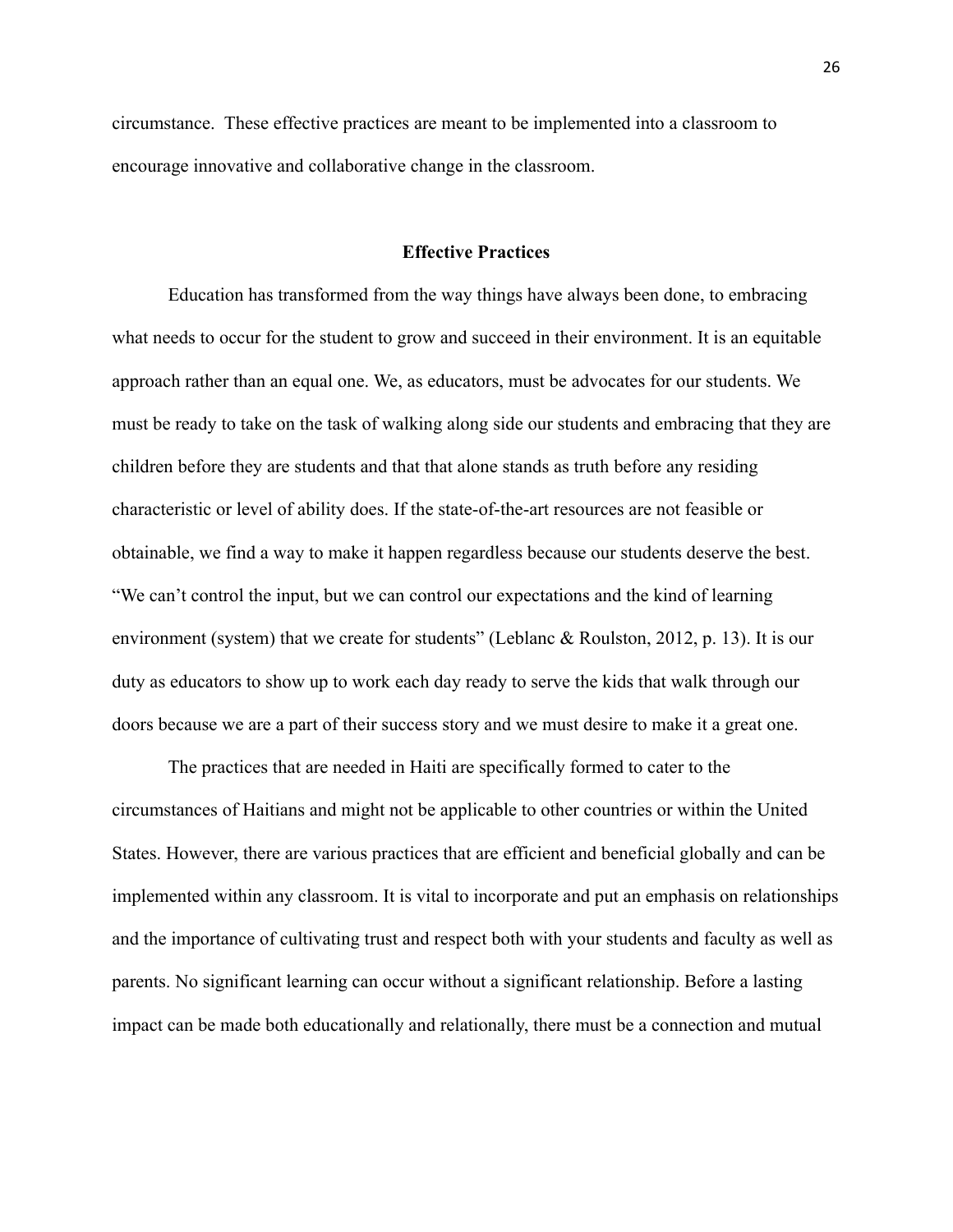circumstance. These effective practices are meant to be implemented into a classroom to encourage innovative and collaborative change in the classroom.

## Effective Practices

Education has transformed from the way things have always been done, to embracing what needs to occur for the student to grow and succeed in their environment. It is an equitable approach rather than an equal one. We, as educators, must be advocates for our students. We must be ready to take on the task of walking along side our students and embracing that they are children before they are students and that that alone stands as truth before any residing characteristic or level of ability does. If the state-of-the-art resources are not feasible or obtainable, we find a way to make it happen regardless because our students deserve the best. "We can't control the input, but we can control our expectations and the kind of learning environment (system) that we create for students" (Leblanc & Roulston, 2012, p. 13). It is our duty as educators to show up to work each day ready to serve the kids that walk through our doors because we are a part of their success story and we must desire to make it a great one.

The practices that are needed in Haiti are specifically formed to cater to the circumstances of Haitians and might not be applicable to other countries or within the United States. However, there are various practices that are efficient and beneficial globally and can be implemented within any classroom. It is vital to incorporate and put an emphasis on relationships and the importance of cultivating trust and respect both with your students and faculty as well as parents. No significant learning can occur without a significant relationship. Before a lasting impact can be made both educationally and relationally, there must be a connection and mutual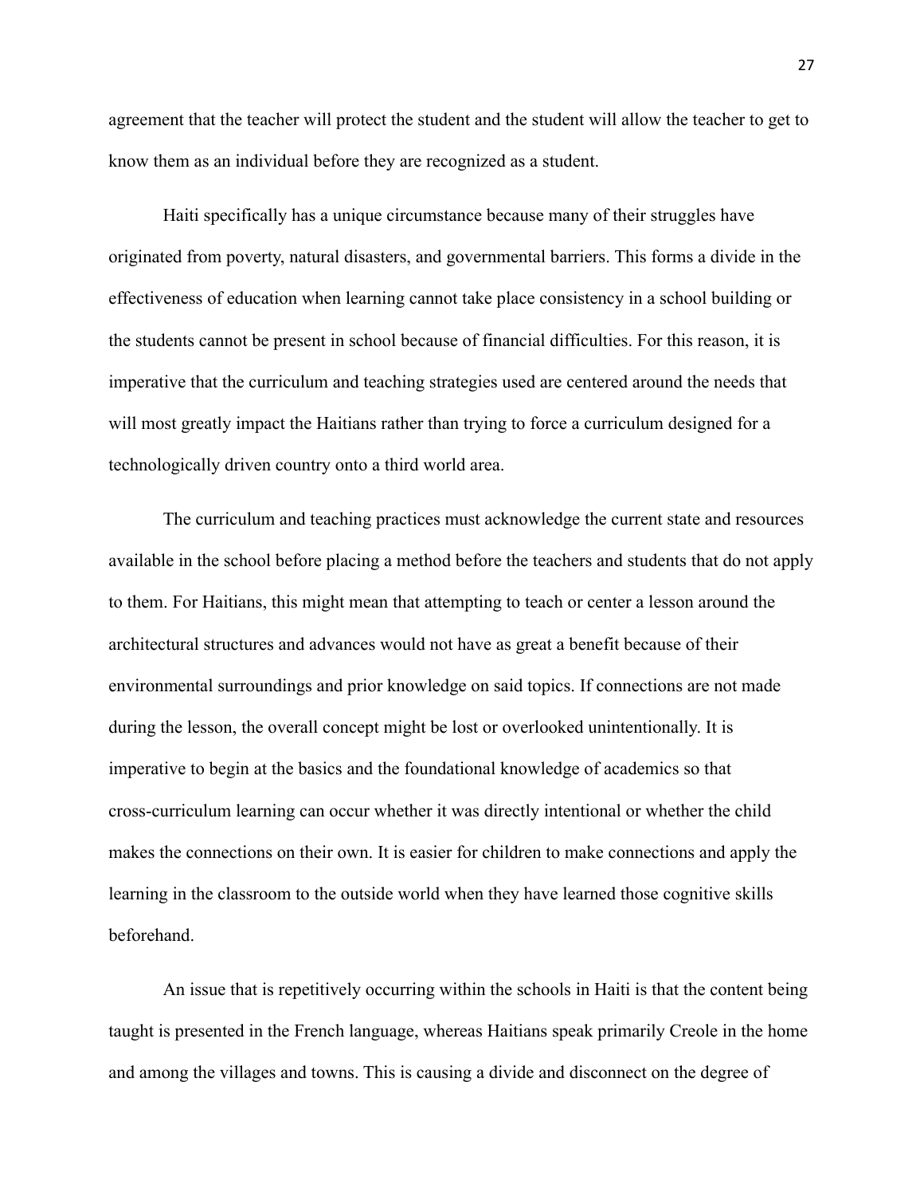agreement that the teacher will protect the student and the student will allow the teacher to get to know them as an individual before they are recognized as a student.

Haiti specifically has a unique circumstance because many of their struggles have originated from poverty, natural disasters, and governmental barriers. This forms a divide in the effectiveness of education when learning cannot take place consistency in a school building or the students cannot be present in school because of financial difficulties. For this reason, it is imperative that the curriculum and teaching strategies used are centered around the needs that will most greatly impact the Haitians rather than trying to force a curriculum designed for a technologically driven country onto a third world area.

The curriculum and teaching practices must acknowledge the current state and resources available in the school before placing a method before the teachers and students that do not apply to them. For Haitians, this might mean that attempting to teach or center a lesson around the architectural structures and advances would not have as great a benefit because of their environmental surroundings and prior knowledge on said topics. If connections are not made during the lesson, the overall concept might be lost or overlooked unintentionally. It is imperative to begin at the basics and the foundational knowledge of academics so that cross-curriculum learning can occur whether it was directly intentional or whether the child makes the connections on their own. It is easier for children to make connections and apply the learning in the classroom to the outside world when they have learned those cognitive skills beforehand.

An issue that is repetitively occurring within the schools in Haiti is that the content being taught is presented in the French language, whereas Haitians speak primarily Creole in the home and among the villages and towns. This is causing a divide and disconnect on the degree of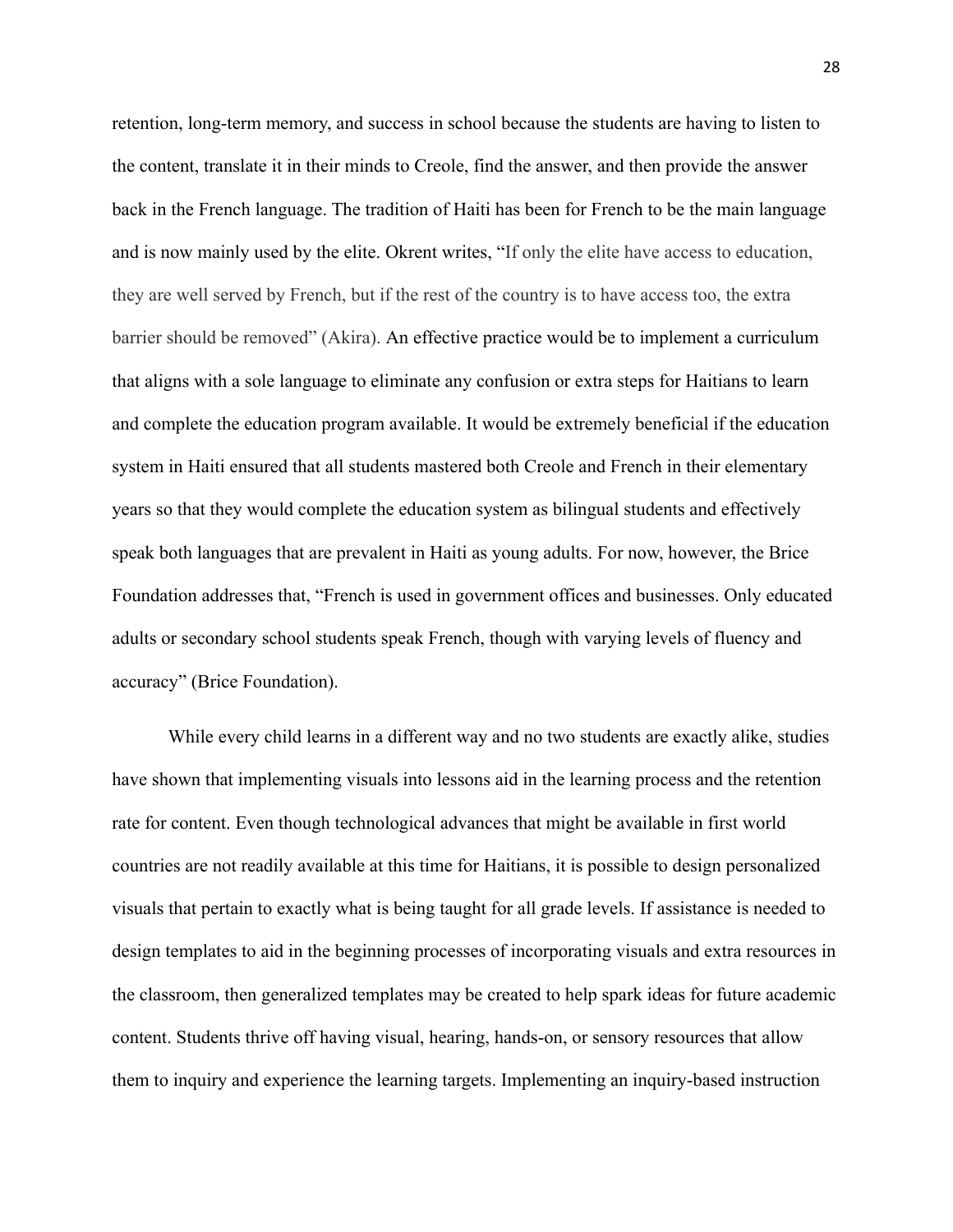retention, long-term memory, and success in school because the students are having to listen to the content, translate it in their minds to Creole, find the answer, and then provide the answer back in the French language. The tradition of Haiti has been for French to be the main language and is now mainly used by the elite. Okrent writes, "If only the elite have access to education, they are well served by French, but if the rest of the country is to have access too, the extra barrier should be removed" (Akira). An effective practice would be to implement a curriculum that aligns with a sole language to eliminate any confusion or extra steps for Haitians to learn and complete the education program available. It would be extremely beneficial if the education system in Haiti ensured that all students mastered both Creole and French in their elementary years so that they would complete the education system as bilingual students and effectively speak both languages that are prevalent in Haiti as young adults. For now, however, the Brice Foundation addresses that, "French is used in government offices and businesses. Only educated adults or secondary school students speak French, though with varying levels of fluency and accuracy" (Brice Foundation).

While every child learns in a different way and no two students are exactly alike, studies have shown that implementing visuals into lessons aid in the learning process and the retention rate for content. Even though technological advances that might be available in first world countries are not readily available at this time for Haitians, it is possible to design personalized visuals that pertain to exactly what is being taught for all grade levels. If assistance is needed to design templates to aid in the beginning processes of incorporating visuals and extra resources in the classroom, then generalized templates may be created to help spark ideas for future academic content. Students thrive off having visual, hearing, hands-on, or sensory resources that allow them to inquiry and experience the learning targets. Implementing an inquiry-based instruction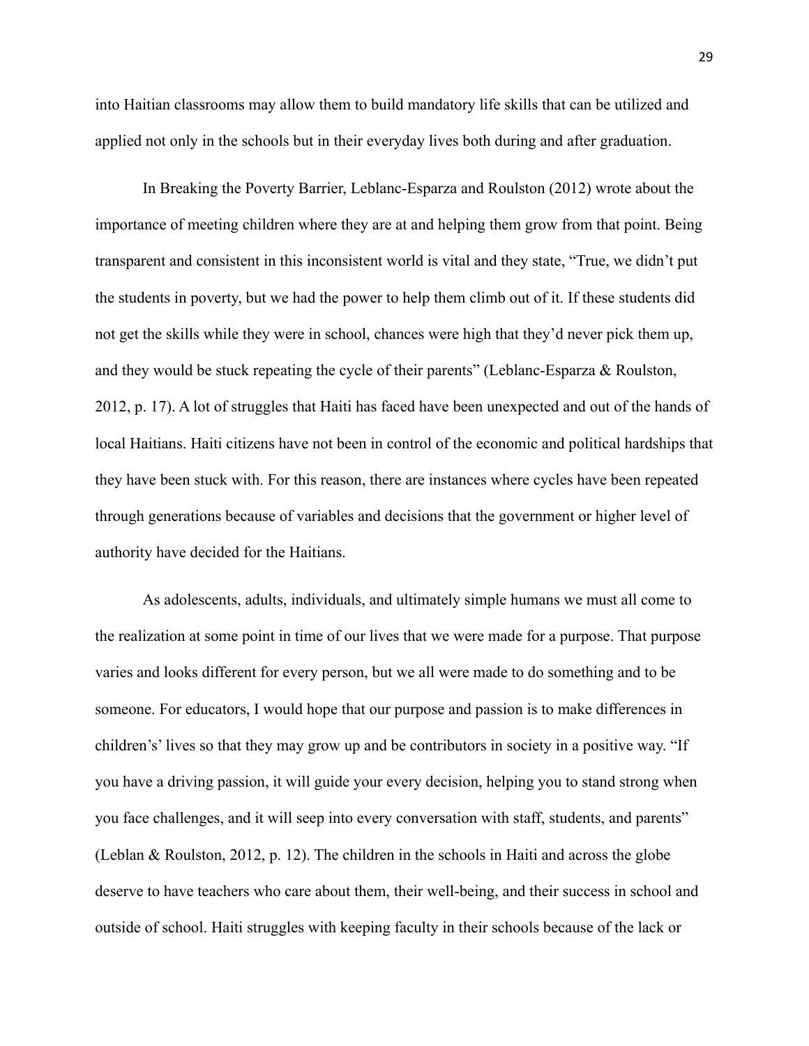into Haitian classrooms may allow them to build mandatory life skills that can be utilized and applied not only in the schools but in their everyday lives both during and after graduation.

In Breaking the Poverty Barrier, Leblanc-Esparza and Roulston (2012) wrote about the importance of meeting children where they are at and helping them grow from that point. Being transparent and consistent in this inconsistent world is vital and they state, "True, we didn't put the students in poverty, but we had the power to help them climb out of it. If these students did not get the skills while they were in school, chances were high that they'd never pick them up, and they would be stuck repeating the cycle of their parents" (Leblanc-Esparza & Roulston, 2012, p. 17). A lot of struggles that Haiti has faced have been unexpected and out of the hands of local Haitians. Haiti citizens have not been in control of the economic and political hardships that they have been stuck with. For this reason, there are instances where cycles have been repeated through generations because of variables and decisions that the government or higher level of authority have decided for the Haitians.

As adolescents, adults, individuals, and ultimately simple humans we must all come to the realization at some point in time of our lives that we were made for a purpose. That purpose varies and looks different for every person, but we all were made to do something and to be someone. For educators, I would hope that our purpose and passion is to make differences in children's' lives so that they may grow up and be contributors in society in a positive way. "If you have a driving passion, it will guide your every decision, helping you to stand strong when you face challenges, and it will seep into every conversation with staff, students, and parents" (Leblan & Roulston, 2012, p. 12). The children in the schools in Haiti and across the globe deserve to have teachers who care about them, their well-being, and their success in school and outside of school. Haiti struggles with keeping faculty in their schools because of the lack or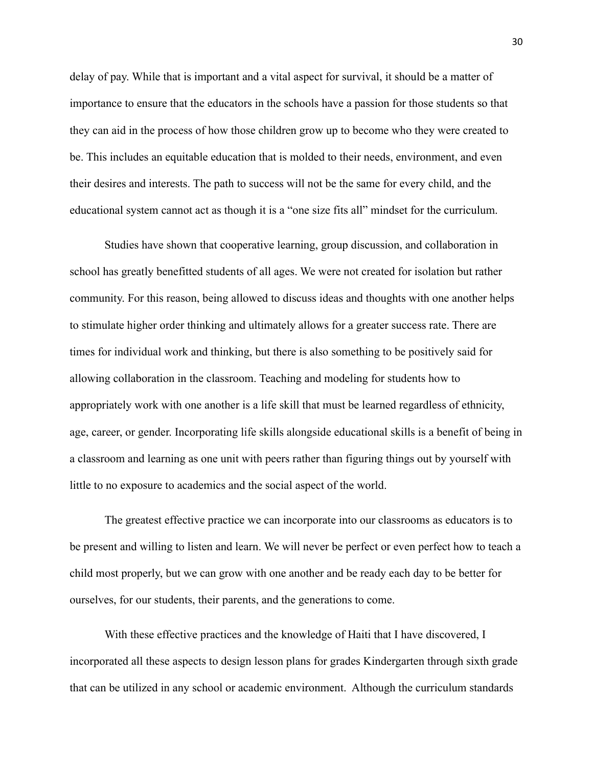delay of pay. While that is important and a vital aspect for survival, it should be a matter of importance to ensure that the educators in the schools have a passion for those students so that they can aid in the process of how those children grow up to become who they were created to be. This includes an equitable education that is molded to their needs, environment, and even their desires and interests. The path to success will not be the same for every child, and the educational system cannot act as though it is a "one size fits all" mindset for the curriculum.

Studies have shown that cooperative learning, group discussion, and collaboration in school has greatly benefitted students of all ages. We were not created for isolation but rather community. For this reason, being allowed to discuss ideas and thoughts with one another helps to stimulate higher order thinking and ultimately allows for a greater success rate. There are times for individual work and thinking, but there is also something to be positively said for allowing collaboration in the classroom. Teaching and modeling for students how to appropriately work with one another is a life skill that must be learned regardless of ethnicity, age, career, or gender. Incorporating life skills alongside educational skills is a benefit of being in a classroom and learning as one unit with peers rather than figuring things out by yourself with little to no exposure to academics and the social aspect of the world.

The greatest effective practice we can incorporate into our classrooms as educators is to be present and willing to listen and learn. We will never be perfect or even perfect how to teach a child most properly, but we can grow with one another and be ready each day to be better for ourselves, for our students, their parents, and the generations to come.

With these effective practices and the knowledge of Haiti that I have discovered, I incorporated all these aspects to design lesson plans for grades Kindergarten through sixth grade that can be utilized in any school or academic environment. Although the curriculum standards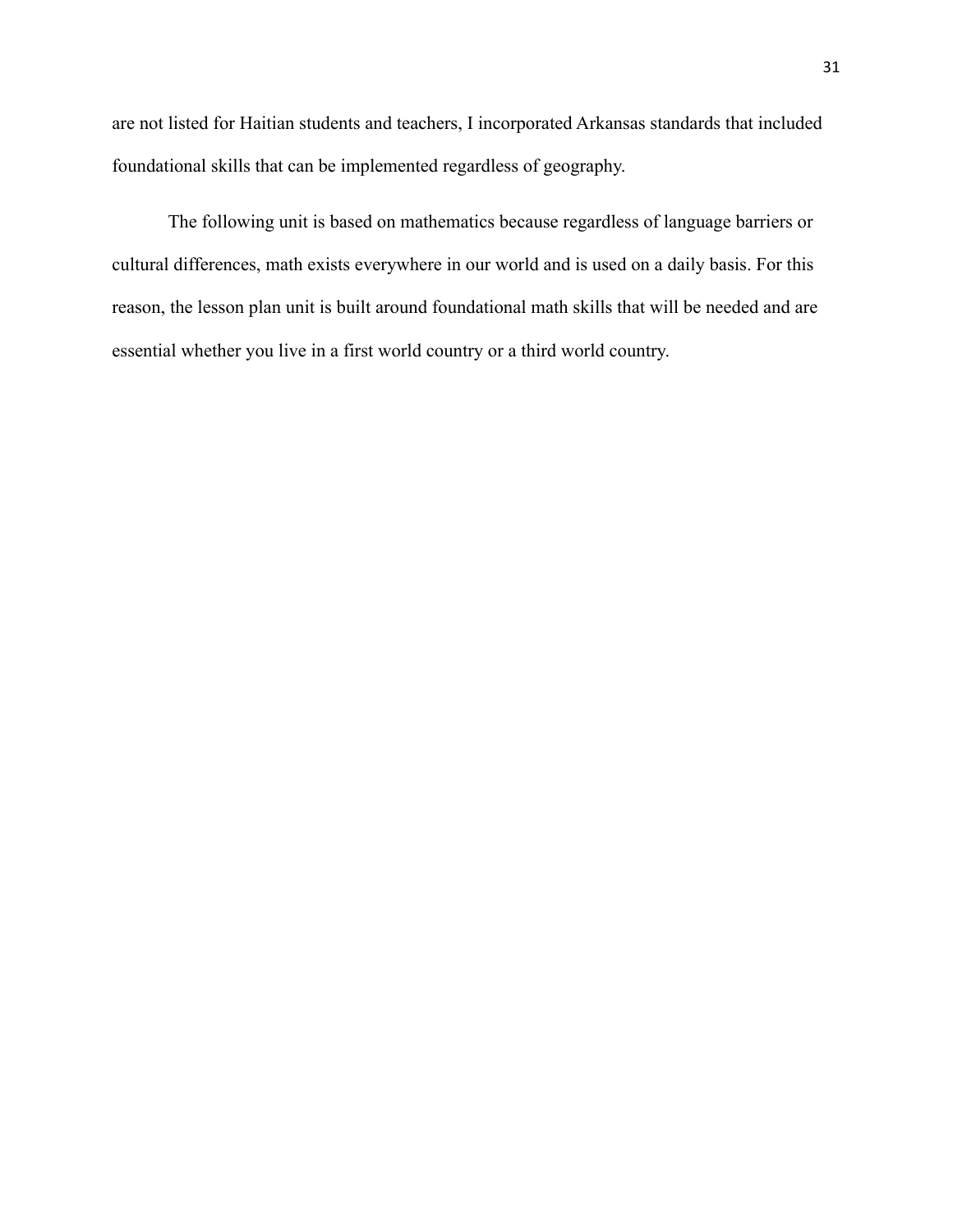are not listed for Haitian students and teachers, I incorporated Arkansas standards that included foundational skills that can be implemented regardless of geography.

The following unit is based on mathematics because regardless of language barriers or cultural differences, math exists everywhere in our world and is used on a daily basis. For this reason, the lesson plan unit is built around foundational math skills that will be needed and are essential whether you live in a first world country or a third world country.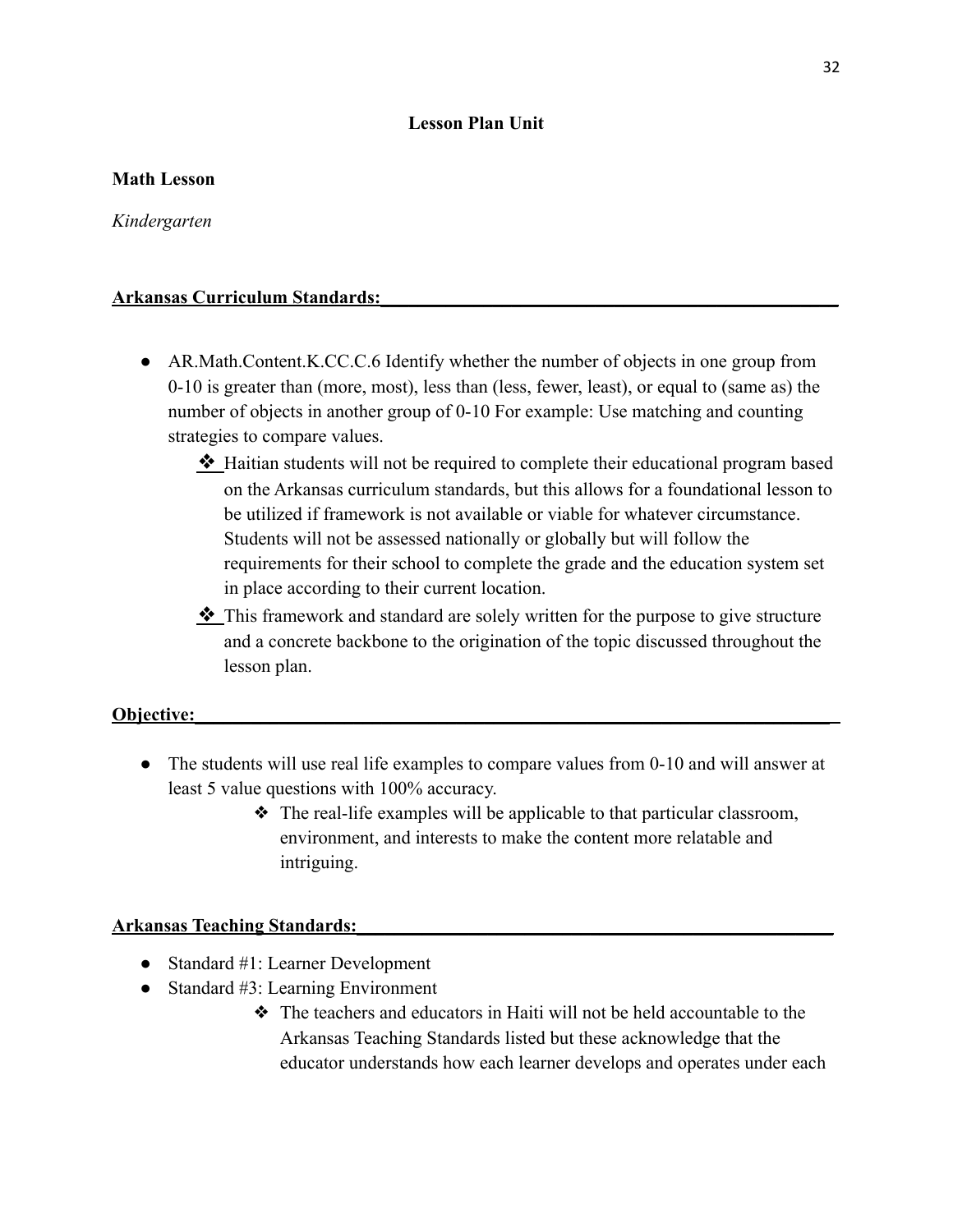## Lesson Plan Unit

**Math Lesson**

*Kindergarten*

**Arkansas Curriculum Standards:**

- AR.Math.Content.K.CC.C.6 Identify whether the number of objects in one group from 0-10 is greater than (more, most), less than (less, fewer, least), or equal to (same as) the number of objects in another group of 0-10 For example: Use matching and counting strategies to compare values.
    - ❖ Haitian students will not be required to complete their educational program based on the Arkansas curriculum standards, but this allows for a foundational lesson to be utilized if framework is not available or viable for whatever circumstance. Students will not be assessed nationally or globally but will follow the requirements for their school to complete the grade and the education system set in place according to their current location.
    - ❖ This framework and standard are solely written for the purpose to give structure and a concrete backbone to the origination of the topic discussed throughout the lesson plan.

**Objective:**

- The students will use real life examples to compare values from 0-10 and will answer at least 5 value questions with 100% accuracy.
    - ❖ The real-life examples will be applicable to that particular classroom, environment, and interests to make the content more relatable and intriguing.

**Arkansas Teaching Standards:**

- Standard #1: Learner Development
- Standard #3: Learning Environment
    - ❖ The teachers and educators in Haiti will not be held accountable to the Arkansas Teaching Standards listed but these acknowledge that the educator understands how each learner develops and operates under each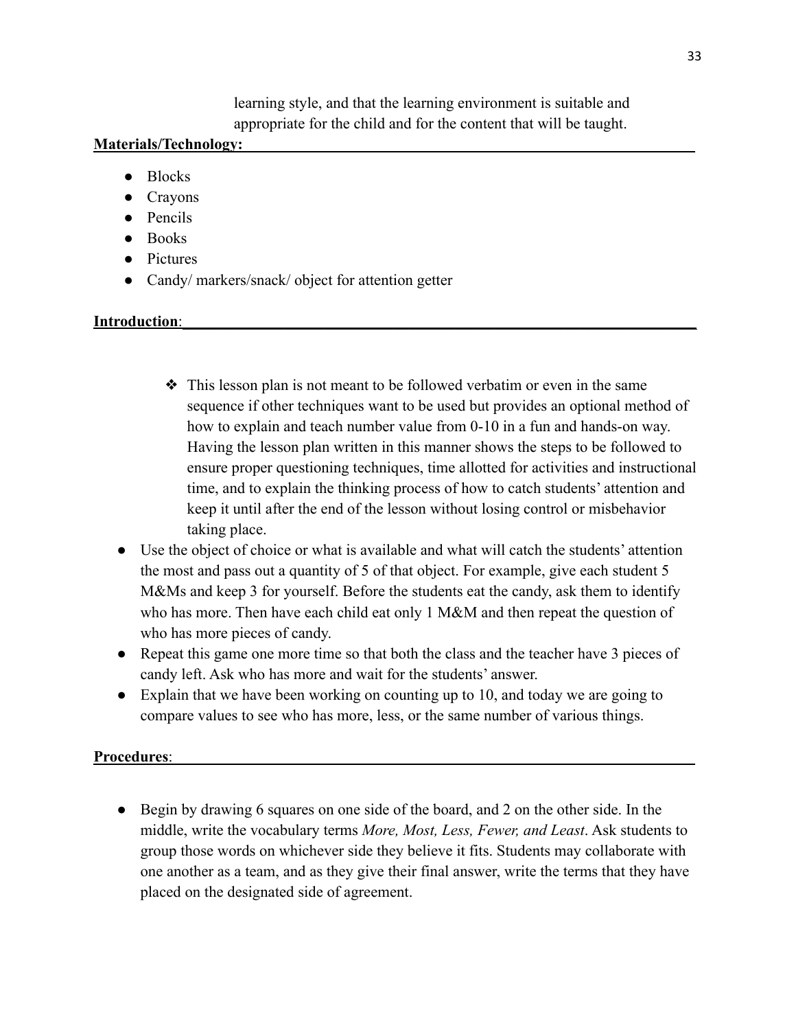learning style, and that the learning environment is suitable and appropriate for the child and for the content that will be taught.

**Materials/Technology:**

- Blocks
- Crayons
- Pencils
- Books
- Pictures
- Candy/ markers/snack/ object for attention getter

**Introduction**:

- ❖ This lesson plan is not meant to be followed verbatim or even in the same sequence if other techniques want to be used but provides an optional method of how to explain and teach number value from 0-10 in a fun and hands-on way. Having the lesson plan written in this manner shows the steps to be followed to ensure proper questioning techniques, time allotted for activities and instructional time, and to explain the thinking process of how to catch students' attention and keep it until after the end of the lesson without losing control or misbehavior taking place.

- Use the object of choice or what is available and what will catch the students' attention the most and pass out a quantity of 5 of that object. For example, give each student 5 M&Ms and keep 3 for yourself. Before the students eat the candy, ask them to identify who has more. Then have each child eat only 1 M&M and then repeat the question of who has more pieces of candy.
- Repeat this game one more time so that both the class and the teacher have 3 pieces of candy left. Ask who has more and wait for the students' answer.
- Explain that we have been working on counting up to 10, and today we are going to compare values to see who has more, less, or the same number of various things.

**Procedures**:

- Begin by drawing 6 squares on one side of the board, and 2 on the other side. In the middle, write the vocabulary terms *More, Most, Less, Fewer, and Least*. Ask students to group those words on whichever side they believe it fits. Students may collaborate with one another as a team, and as they give their final answer, write the terms that they have placed on the designated side of agreement.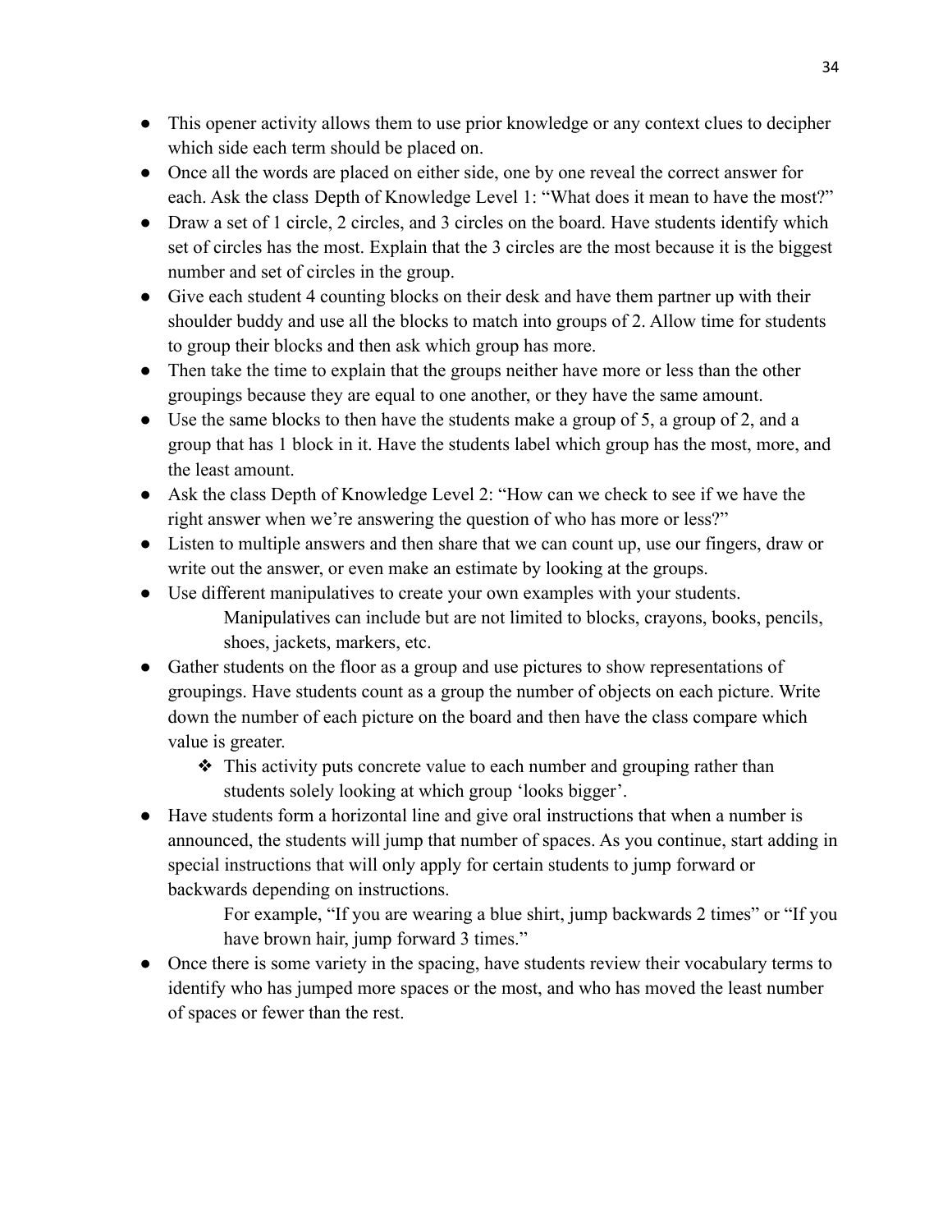- This opener activity allows them to use prior knowledge or any context clues to decipher which side each term should be placed on.
- Once all the words are placed on either side, one by one reveal the correct answer for each. Ask the class Depth of Knowledge Level 1: "What does it mean to have the most?"
- Draw a set of 1 circle, 2 circles, and 3 circles on the board. Have students identify which set of circles has the most. Explain that the 3 circles are the most because it is the biggest number and set of circles in the group.
- Give each student 4 counting blocks on their desk and have them partner up with their shoulder buddy and use all the blocks to match into groups of 2. Allow time for students to group their blocks and then ask which group has more.
- Then take the time to explain that the groups neither have more or less than the other groupings because they are equal to one another, or they have the same amount.
- Use the same blocks to then have the students make a group of 5, a group of 2, and a group that has 1 block in it. Have the students label which group has the most, more, and the least amount.
- Ask the class Depth of Knowledge Level 2: "How can we check to see if we have the right answer when we're answering the question of who has more or less?"
- Listen to multiple answers and then share that we can count up, use our fingers, draw or write out the answer, or even make an estimate by looking at the groups.
- Use different manipulatives to create your own examples with your students.
  Manipulatives can include but are not limited to blocks, crayons, books, pencils, shoes, jackets, markers, etc.
- Gather students on the floor as a group and use pictures to show representations of groupings. Have students count as a group the number of objects on each picture. Write down the number of each picture on the board and then have the class compare which value is greater.
  - ❖ This activity puts concrete value to each number and grouping rather than students solely looking at which group 'looks bigger'.
- Have students form a horizontal line and give oral instructions that when a number is announced, the students will jump that number of spaces. As you continue, start adding in special instructions that will only apply for certain students to jump forward or backwards depending on instructions.
  For example, "If you are wearing a blue shirt, jump backwards 2 times" or "If you have brown hair, jump forward 3 times."
- Once there is some variety in the spacing, have students review their vocabulary terms to identify who has jumped more spaces or the most, and who has moved the least number of spaces or fewer than the rest.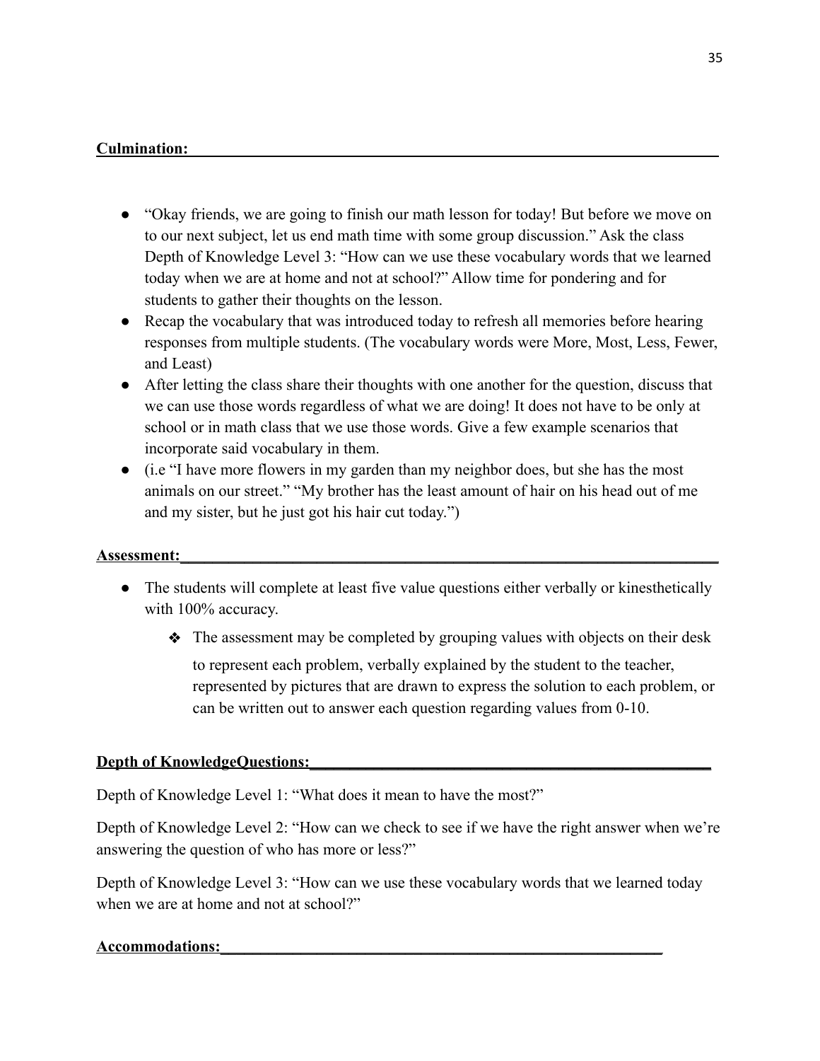**Culmination:**

- "Okay friends, we are going to finish our math lesson for today! But before we move on to our next subject, let us end math time with some group discussion." Ask the class Depth of Knowledge Level 3: "How can we use these vocabulary words that we learned today when we are at home and not at school?" Allow time for pondering and for students to gather their thoughts on the lesson.
- Recap the vocabulary that was introduced today to refresh all memories before hearing responses from multiple students. (The vocabulary words were More, Most, Less, Fewer, and Least)
- After letting the class share their thoughts with one another for the question, discuss that we can use those words regardless of what we are doing! It does not have to be only at school or in math class that we use those words. Give a few example scenarios that incorporate said vocabulary in them.
- (i.e "I have more flowers in my garden than my neighbor does, but she has the most animals on our street." "My brother has the least amount of hair on his head out of me and my sister, but he just got his hair cut today.")

**Assessment:**

- The students will complete at least five value questions either verbally or kinesthetically with 100% accuracy.
    - The assessment may be completed by grouping values with objects on their desk to represent each problem, verbally explained by the student to the teacher, represented by pictures that are drawn to express the solution to each problem, or can be written out to answer each question regarding values from 0-10.

**Depth of KnowledgeQuestions:**

Depth of Knowledge Level 1: "What does it mean to have the most?"

Depth of Knowledge Level 2: "How can we check to see if we have the right answer when we're answering the question of who has more or less?"

Depth of Knowledge Level 3: "How can we use these vocabulary words that we learned today when we are at home and not at school?"

**Accommodations:**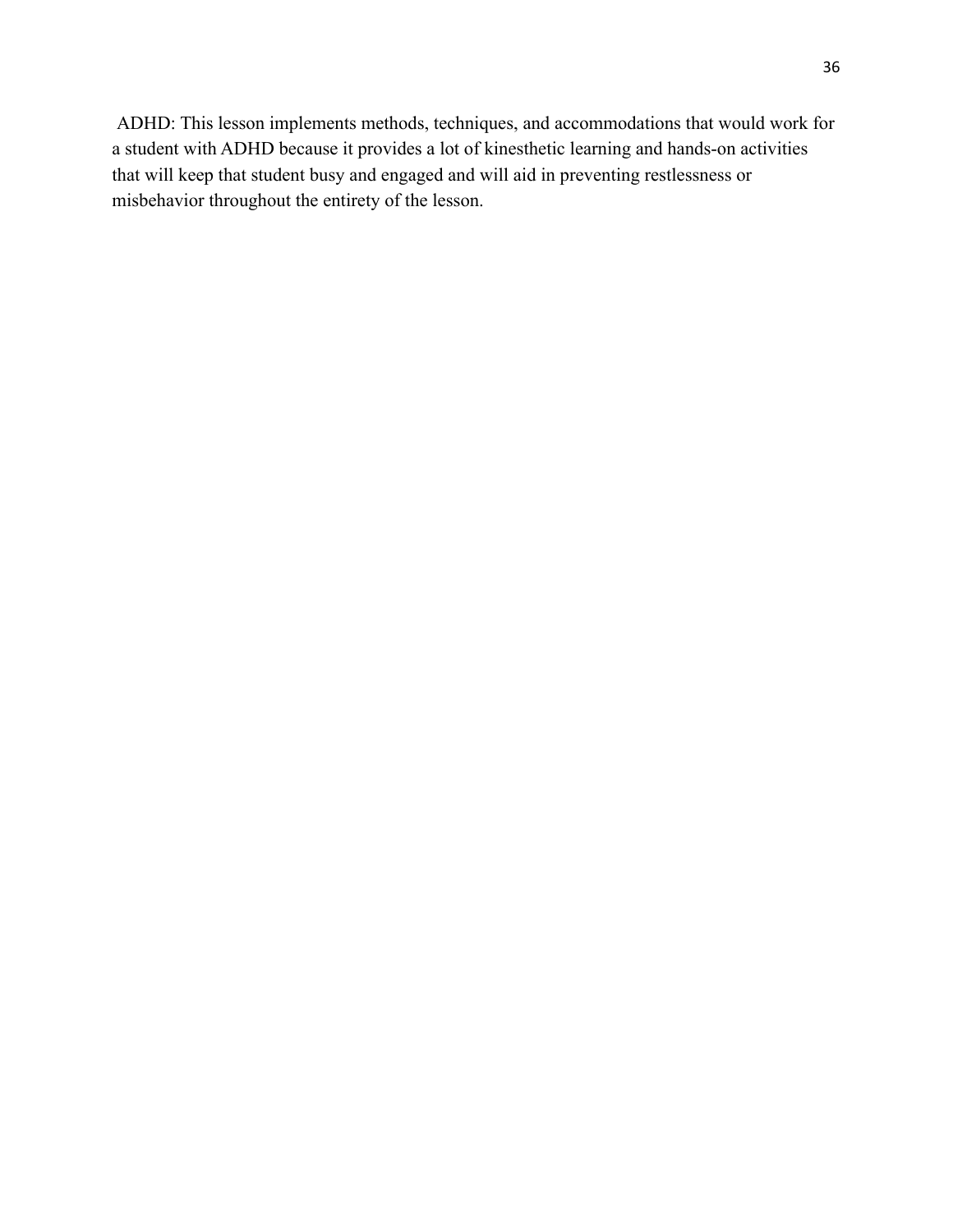ADHD: This lesson implements methods, techniques, and accommodations that would work for a student with ADHD because it provides a lot of kinesthetic learning and hands-on activities that will keep that student busy and engaged and will aid in preventing restlessness or misbehavior throughout the entirety of the lesson.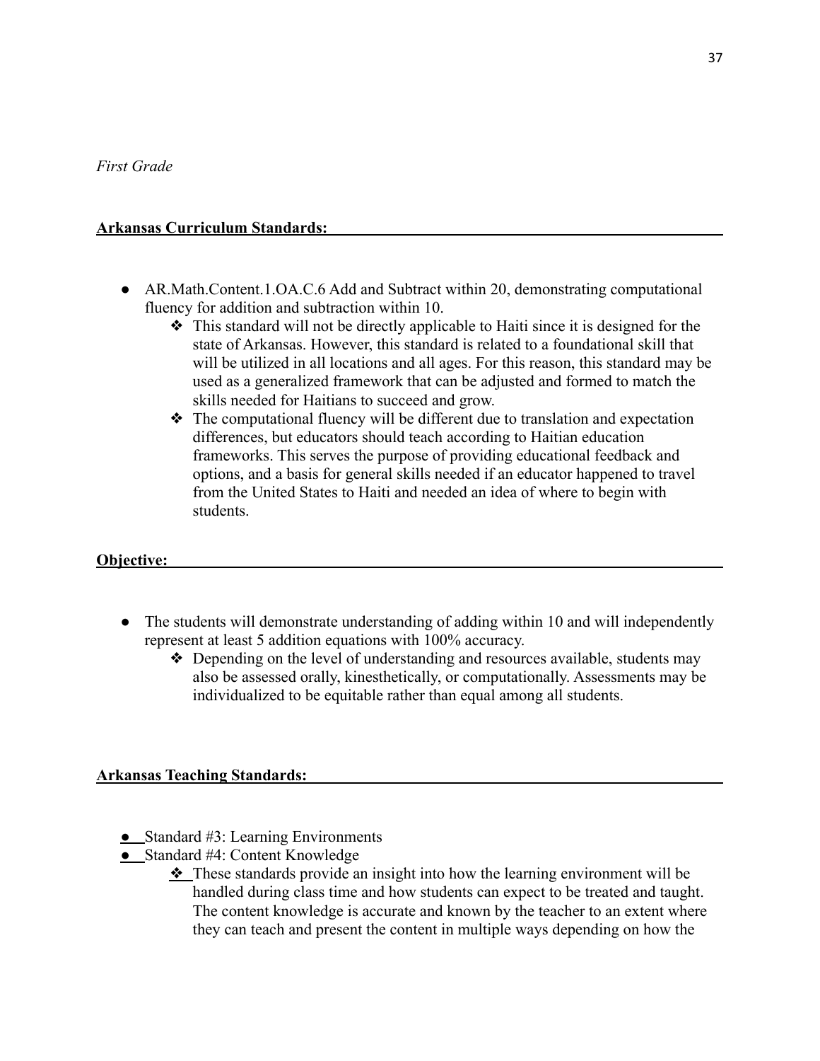*First Grade*

**Arkansas Curriculum Standards:**

- AR.Math.Content.1.OA.C.6 Add and Subtract within 20, demonstrating computational fluency for addition and subtraction within 10.
    - ❖ This standard will not be directly applicable to Haiti since it is designed for the state of Arkansas. However, this standard is related to a foundational skill that will be utilized in all locations and all ages. For this reason, this standard may be used as a generalized framework that can be adjusted and formed to match the skills needed for Haitians to succeed and grow.
    - ❖ The computational fluency will be different due to translation and expectation differences, but educators should teach according to Haitian education frameworks. This serves the purpose of providing educational feedback and options, and a basis for general skills needed if an educator happened to travel from the United States to Haiti and needed an idea of where to begin with students.

**Objective:**

- The students will demonstrate understanding of adding within 10 and will independently represent at least 5 addition equations with 100% accuracy.
    - ❖ Depending on the level of understanding and resources available, students may also be assessed orally, kinesthetically, or computationally. Assessments may be individualized to be equitable rather than equal among all students.

**Arkansas Teaching Standards:**

- Standard #3: Learning Environments
- Standard #4: Content Knowledge
    - ❖ These standards provide an insight into how the learning environment will be handled during class time and how students can expect to be treated and taught. The content knowledge is accurate and known by the teacher to an extent where they can teach and present the content in multiple ways depending on how the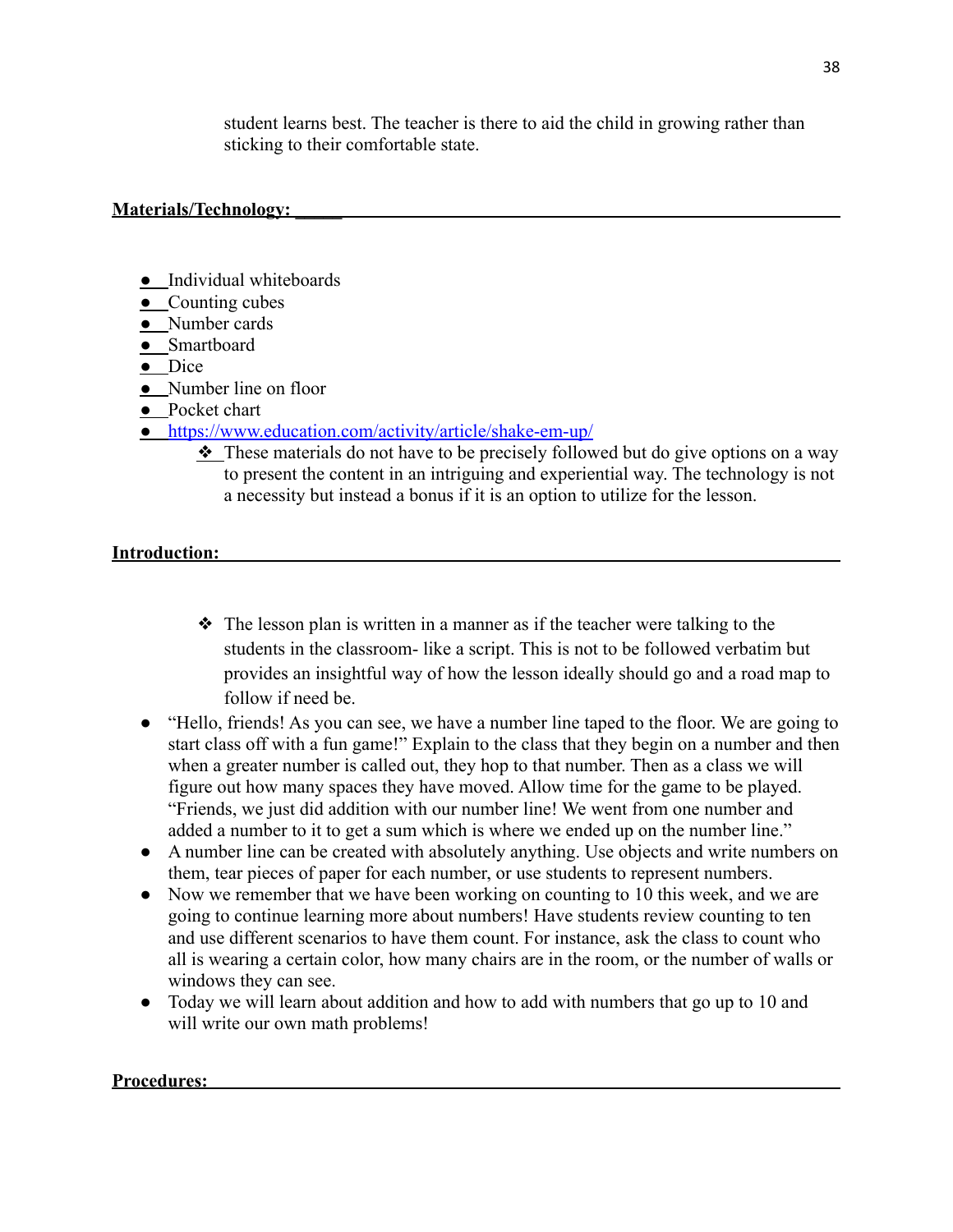student learns best. The teacher is there to aid the child in growing rather than sticking to their comfortable state.

**Materials/Technology:**

- Individual whiteboards
- Counting cubes
- Number cards
- Smartboard
- Dice
- Number line on floor
- Pocket chart
- https://www.education.com/activity/article/shake-em-up/
    - ❖ These materials do not have to be precisely followed but do give options on a way to present the content in an intriguing and experiential way. The technology is not a necessity but instead a bonus if it is an option to utilize for the lesson.

**Introduction:**

❖ The lesson plan is written in a manner as if the teacher were talking to the students in the classroom- like a script. This is not to be followed verbatim but provides an insightful way of how the lesson ideally should go and a road map to follow if need be.

- "Hello, friends! As you can see, we have a number line taped to the floor. We are going to start class off with a fun game!" Explain to the class that they begin on a number and then when a greater number is called out, they hop to that number. Then as a class we will figure out how many spaces they have moved. Allow time for the game to be played. "Friends, we just did addition with our number line! We went from one number and added a number to it to get a sum which is where we ended up on the number line."
- A number line can be created with absolutely anything. Use objects and write numbers on them, tear pieces of paper for each number, or use students to represent numbers.
- Now we remember that we have been working on counting to 10 this week, and we are going to continue learning more about numbers! Have students review counting to ten and use different scenarios to have them count. For instance, ask the class to count who all is wearing a certain color, how many chairs are in the room, or the number of walls or windows they can see.
- Today we will learn about addition and how to add with numbers that go up to 10 and will write our own math problems!

**Procedures:**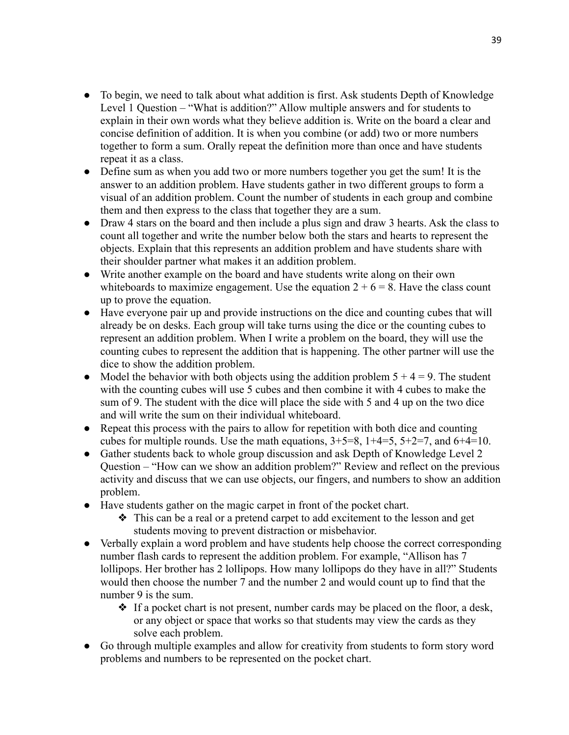- To begin, we need to talk about what addition is first. Ask students Depth of Knowledge Level 1 Question – "What is addition?" Allow multiple answers and for students to explain in their own words what they believe addition is. Write on the board a clear and concise definition of addition. It is when you combine (or add) two or more numbers together to form a sum. Orally repeat the definition more than once and have students repeat it as a class.
- Define sum as when you add two or more numbers together you get the sum! It is the answer to an addition problem. Have students gather in two different groups to form a visual of an addition problem. Count the number of students in each group and combine them and then express to the class that together they are a sum.
- Draw 4 stars on the board and then include a plus sign and draw 3 hearts. Ask the class to count all together and write the number below both the stars and hearts to represent the objects. Explain that this represents an addition problem and have students share with their shoulder partner what makes it an addition problem.
- Write another example on the board and have students write along on their own whiteboards to maximize engagement. Use the equation $2 + 6 = 8$. Have the class count up to prove the equation.
- Have everyone pair up and provide instructions on the dice and counting cubes that will already be on desks. Each group will take turns using the dice or the counting cubes to represent an addition problem. When I write a problem on the board, they will use the counting cubes to represent the addition that is happening. The other partner will use the dice to show the addition problem.
- Model the behavior with both objects using the addition problem $5 + 4 = 9$. The student with the counting cubes will use 5 cubes and then combine it with 4 cubes to make the sum of 9. The student with the dice will place the side with 5 and 4 up on the two dice and will write the sum on their individual whiteboard.
- Repeat this process with the pairs to allow for repetition with both dice and counting cubes for multiple rounds. Use the math equations, $3+5=8$, $1+4=5$, $5+2=7$, and $6+4=10$.
- Gather students back to whole group discussion and ask Depth of Knowledge Level 2 Question – "How can we show an addition problem?" Review and reflect on the previous activity and discuss that we can use objects, our fingers, and numbers to show an addition problem.
- Have students gather on the magic carpet in front of the pocket chart.
  - ❖ This can be a real or a pretend carpet to add excitement to the lesson and get students moving to prevent distraction or misbehavior.
- Verbally explain a word problem and have students help choose the correct corresponding number flash cards to represent the addition problem. For example, "Allison has 7 lollipops. Her brother has 2 lollipops. How many lollipops do they have in all?" Students would then choose the number 7 and the number 2 and would count up to find that the number 9 is the sum.
  - ❖ If a pocket chart is not present, number cards may be placed on the floor, a desk, or any object or space that works so that students may view the cards as they solve each problem.
- Go through multiple examples and allow for creativity from students to form story word problems and numbers to be represented on the pocket chart.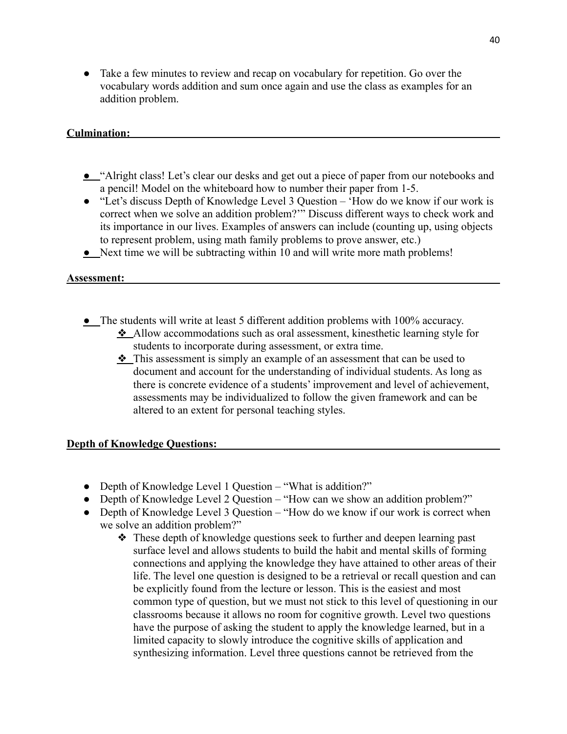- Take a few minutes to review and recap on vocabulary for repetition. Go over the vocabulary words addition and sum once again and use the class as examples for an addition problem.

**Culmination:**

- "Alright class! Let's clear our desks and get out a piece of paper from our notebooks and a pencil! Model on the whiteboard how to number their paper from 1-5.
- "Let's discuss Depth of Knowledge Level 3 Question – 'How do we know if our work is correct when we solve an addition problem?'" Discuss different ways to check work and its importance in our lives. Examples of answers can include (counting up, using objects to represent problem, using math family problems to prove answer, etc.)
- Next time we will be subtracting within 10 and will write more math problems!

**Assessment:**

- The students will write at least 5 different addition problems with 100% accuracy.
  - ❖ Allow accommodations such as oral assessment, kinesthetic learning style for students to incorporate during assessment, or extra time.
  - ❖ This assessment is simply an example of an assessment that can be used to document and account for the understanding of individual students. As long as there is concrete evidence of a students' improvement and level of achievement, assessments may be individualized to follow the given framework and can be altered to an extent for personal teaching styles.

**Depth of Knowledge Questions:**

- Depth of Knowledge Level 1 Question – "What is addition?"
- Depth of Knowledge Level 2 Question – "How can we show an addition problem?"
- Depth of Knowledge Level 3 Question – "How do we know if our work is correct when we solve an addition problem?"
  - ❖ These depth of knowledge questions seek to further and deepen learning past surface level and allows students to build the habit and mental skills of forming connections and applying the knowledge they have attained to other areas of their life. The level one question is designed to be a retrieval or recall question and can be explicitly found from the lecture or lesson. This is the easiest and most common type of question, but we must not stick to this level of questioning in our classrooms because it allows no room for cognitive growth. Level two questions have the purpose of asking the student to apply the knowledge learned, but in a limited capacity to slowly introduce the cognitive skills of application and synthesizing information. Level three questions cannot be retrieved from the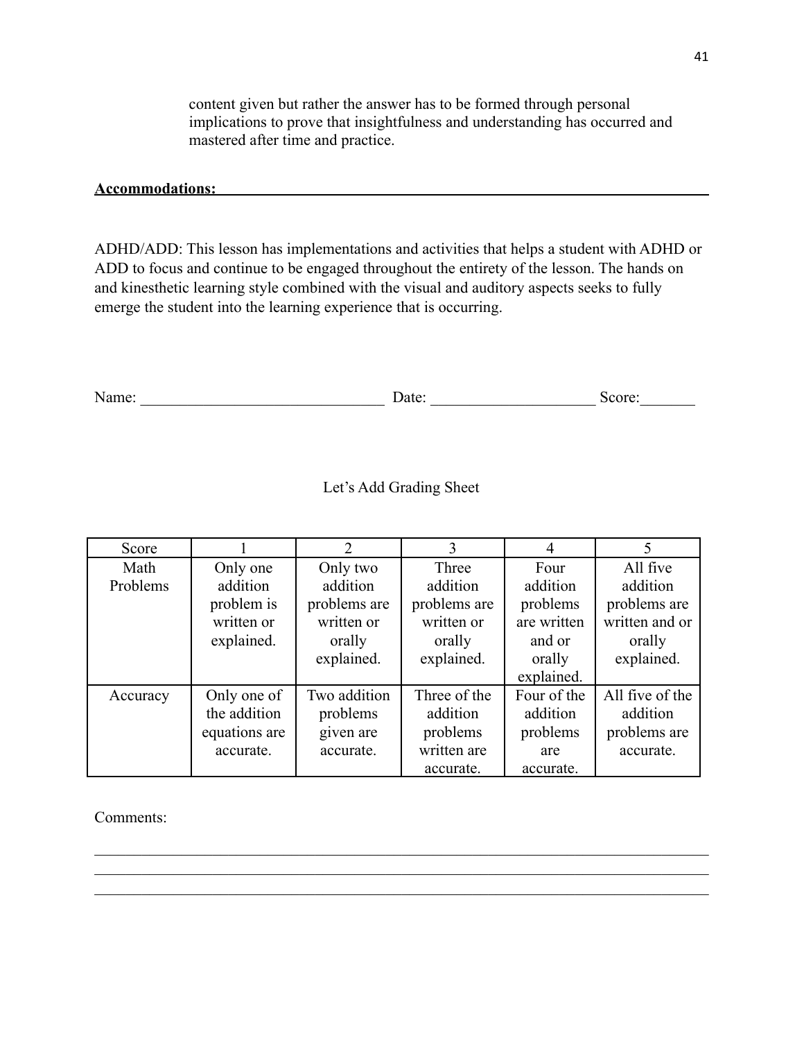content given but rather the answer has to be formed through personal implications to prove that insightfulness and understanding has occurred and mastered after time and practice.

**Accommodations:**

ADHD/ADD: This lesson has implementations and activities that helps a student with ADHD or ADD to focus and continue to be engaged throughout the entirety of the lesson. The hands on and kinesthetic learning style combined with the visual and auditory aspects seeks to fully emerge the student into the learning experience that is occurring.

Name: ______________________________ Date: ____________________ Score:_______

Let's Add Grading Sheet

| Score | 1 | 2 | 3 | 4 | 5 |
|---|---|---|---|---|---|
| Math Problems | Only one addition problem is written or explained. | Only two addition problems are written or orally explained. | Three addition problems are written or orally explained. | Four addition problems are written and or orally explained. | All five addition problems are written and or orally explained. |
| Accuracy | Only one of the addition equations are accurate. | Two addition problems given are accurate. | Three of the addition problems written are accurate. | Four of the addition problems are accurate. | All five of the addition problems are accurate. |

Comments:

_____________________________________________________________________________
_____________________________________________________________________________
_____________________________________________________________________________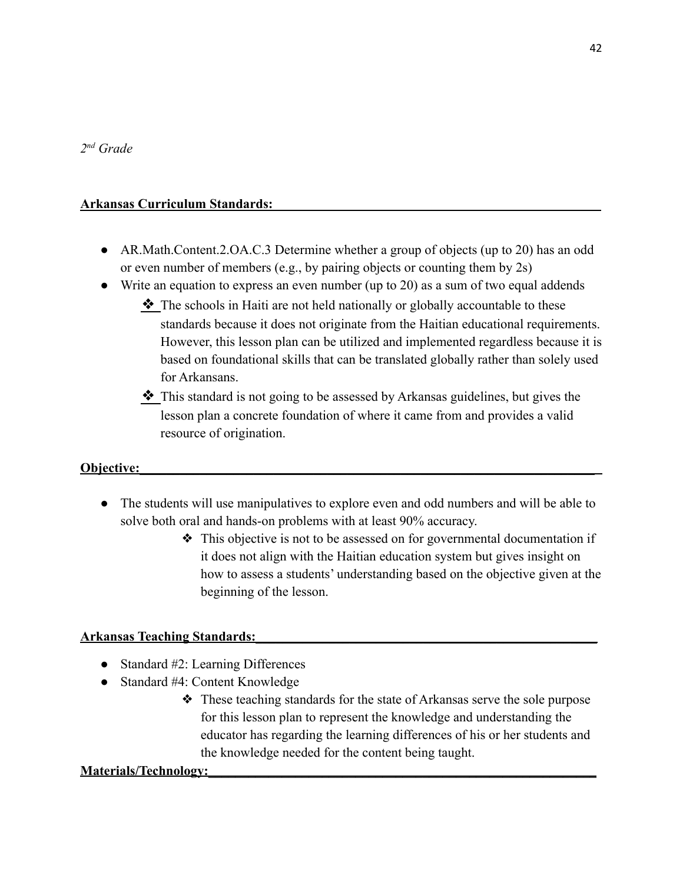*2nd Grade*

**Arkansas Curriculum Standards:**

- AR.Math.Content.2.OA.C.3 Determine whether a group of objects (up to 20) has an odd or even number of members (e.g., by pairing objects or counting them by 2s)
- Write an equation to express an even number (up to 20) as a sum of two equal addends
    - ❖ The schools in Haiti are not held nationally or globally accountable to these standards because it does not originate from the Haitian educational requirements. However, this lesson plan can be utilized and implemented regardless because it is based on foundational skills that can be translated globally rather than solely used for Arkansans.
    - ❖ This standard is not going to be assessed by Arkansas guidelines, but gives the lesson plan a concrete foundation of where it came from and provides a valid resource of origination.

**Objective:**

- The students will use manipulatives to explore even and odd numbers and will be able to solve both oral and hands-on problems with at least 90% accuracy.
    - ❖ This objective is not to be assessed on for governmental documentation if it does not align with the Haitian education system but gives insight on how to assess a students' understanding based on the objective given at the beginning of the lesson.

**Arkansas Teaching Standards:**

- Standard #2: Learning Differences
- Standard #4: Content Knowledge
    - ❖ These teaching standards for the state of Arkansas serve the sole purpose for this lesson plan to represent the knowledge and understanding the educator has regarding the learning differences of his or her students and the knowledge needed for the content being taught.

**Materials/Technology:**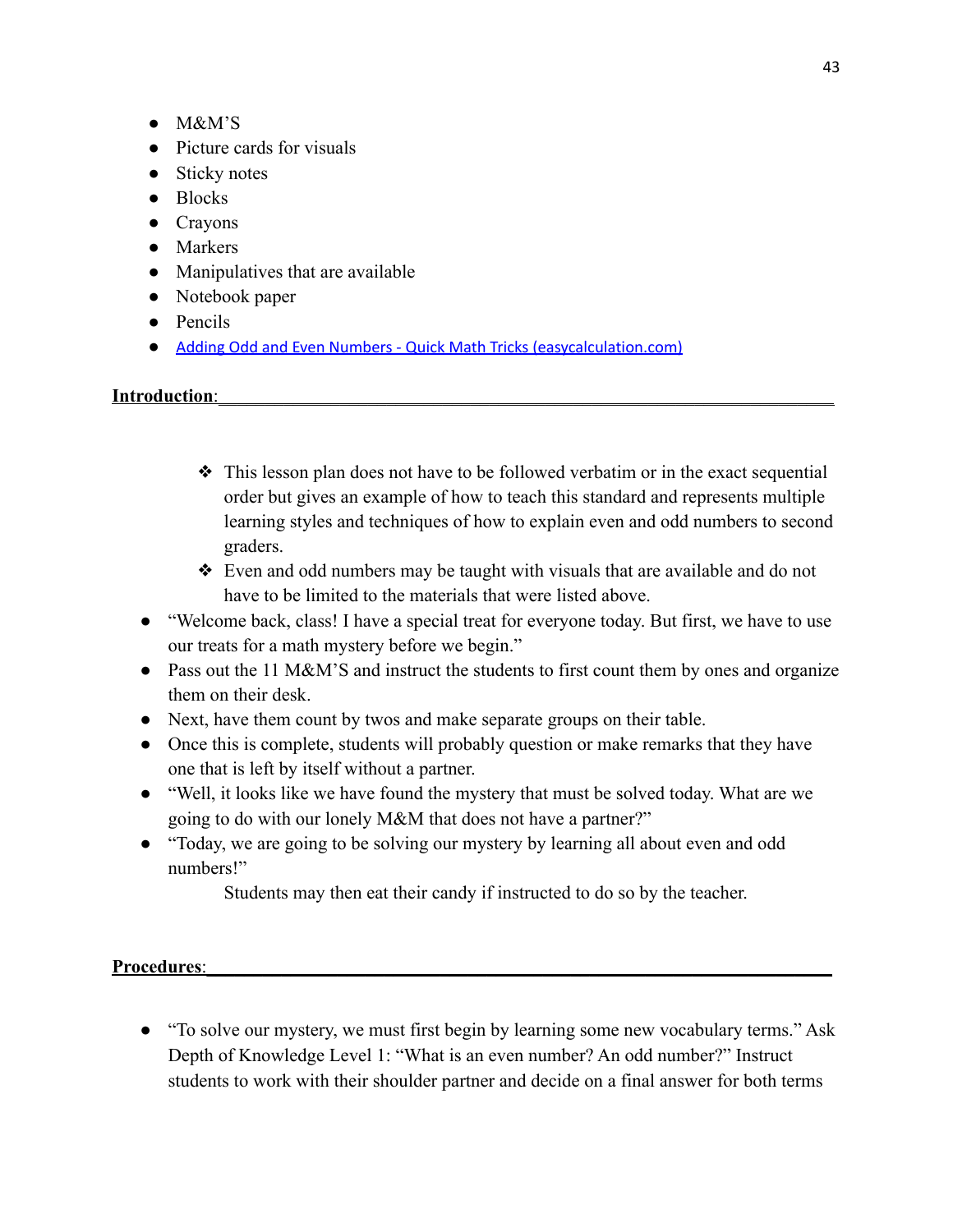- M&M'S
- Picture cards for visuals
- Sticky notes
- Blocks
- Crayons
- Markers
- Manipulatives that are available
- Notebook paper
- Pencils
- [Adding Odd and Even Numbers - Quick Math Tricks (easycalculation.com)](#)

**Introduction**:

> ❖ This lesson plan does not have to be followed verbatim or in the exact sequential order but gives an example of how to teach this standard and represents multiple learning styles and techniques of how to explain even and odd numbers to second graders.
>
> ❖ Even and odd numbers may be taught with visuals that are available and do not have to be limited to the materials that were listed above.

- "Welcome back, class! I have a special treat for everyone today. But first, we have to use our treats for a math mystery before we begin."
- Pass out the 11 M&M'S and instruct the students to first count them by ones and organize them on their desk.
- Next, have them count by twos and make separate groups on their table.
- Once this is complete, students will probably question or make remarks that they have one that is left by itself without a partner.
- "Well, it looks like we have found the mystery that must be solved today. What are we going to do with our lonely M&M that does not have a partner?"
- "Today, we are going to be solving our mystery by learning all about even and odd numbers!"

  Students may then eat their candy if instructed to do so by the teacher.

**Procedures**:

- "To solve our mystery, we must first begin by learning some new vocabulary terms." Ask Depth of Knowledge Level 1: "What is an even number? An odd number?" Instruct students to work with their shoulder partner and decide on a final answer for both terms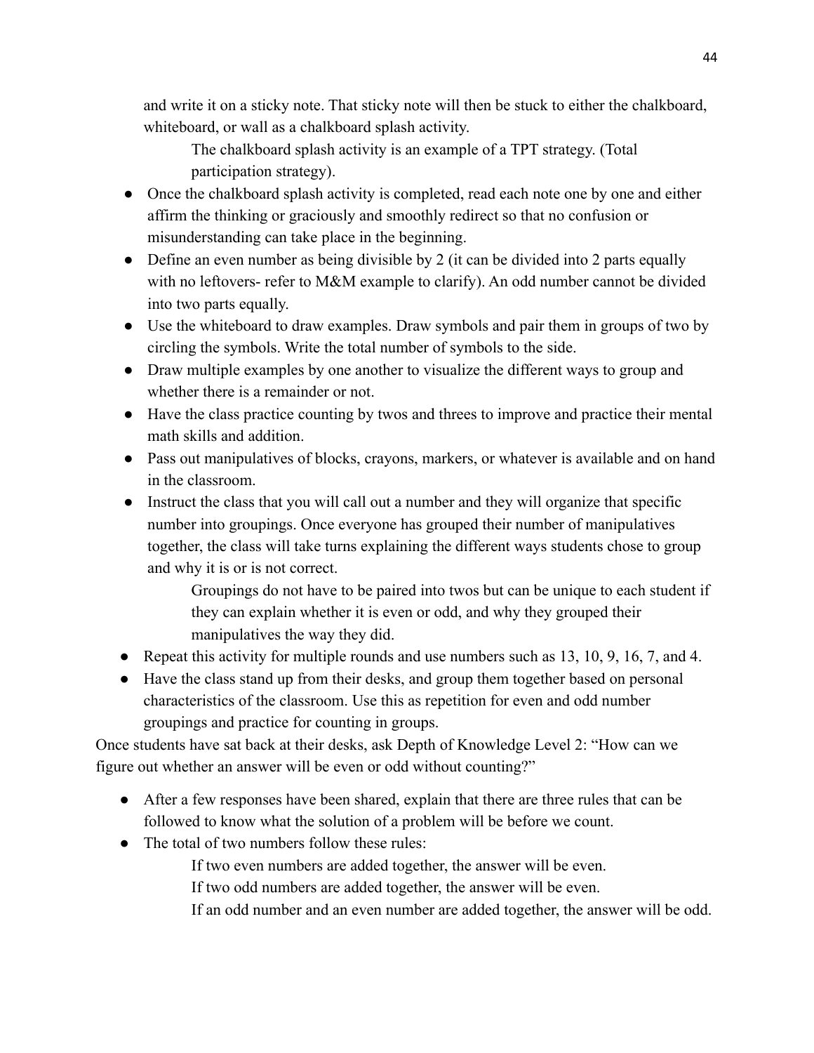and write it on a sticky note. That sticky note will then be stuck to either the chalkboard, whiteboard, or wall as a chalkboard splash activity.

The chalkboard splash activity is an example of a TPT strategy. (Total participation strategy).

- Once the chalkboard splash activity is completed, read each note one by one and either affirm the thinking or graciously and smoothly redirect so that no confusion or misunderstanding can take place in the beginning.
- Define an even number as being divisible by 2 (it can be divided into 2 parts equally with no leftovers- refer to M&M example to clarify). An odd number cannot be divided into two parts equally.
- Use the whiteboard to draw examples. Draw symbols and pair them in groups of two by circling the symbols. Write the total number of symbols to the side.
- Draw multiple examples by one another to visualize the different ways to group and whether there is a remainder or not.
- Have the class practice counting by twos and threes to improve and practice their mental math skills and addition.
- Pass out manipulatives of blocks, crayons, markers, or whatever is available and on hand in the classroom.
- Instruct the class that you will call out a number and they will organize that specific number into groupings. Once everyone has grouped their number of manipulatives together, the class will take turns explaining the different ways students chose to group and why it is or is not correct.

  Groupings do not have to be paired into twos but can be unique to each student if they can explain whether it is even or odd, and why they grouped their manipulatives the way they did.

- Repeat this activity for multiple rounds and use numbers such as 13, 10, 9, 16, 7, and 4.
- Have the class stand up from their desks, and group them together based on personal characteristics of the classroom. Use this as repetition for even and odd number groupings and practice for counting in groups.

Once students have sat back at their desks, ask Depth of Knowledge Level 2: "How can we figure out whether an answer will be even or odd without counting?"

- After a few responses have been shared, explain that there are three rules that can be followed to know what the solution of a problem will be before we count.
- The total of two numbers follow these rules:

  If two even numbers are added together, the answer will be even.

  If two odd numbers are added together, the answer will be even.

  If an odd number and an even number are added together, the answer will be odd.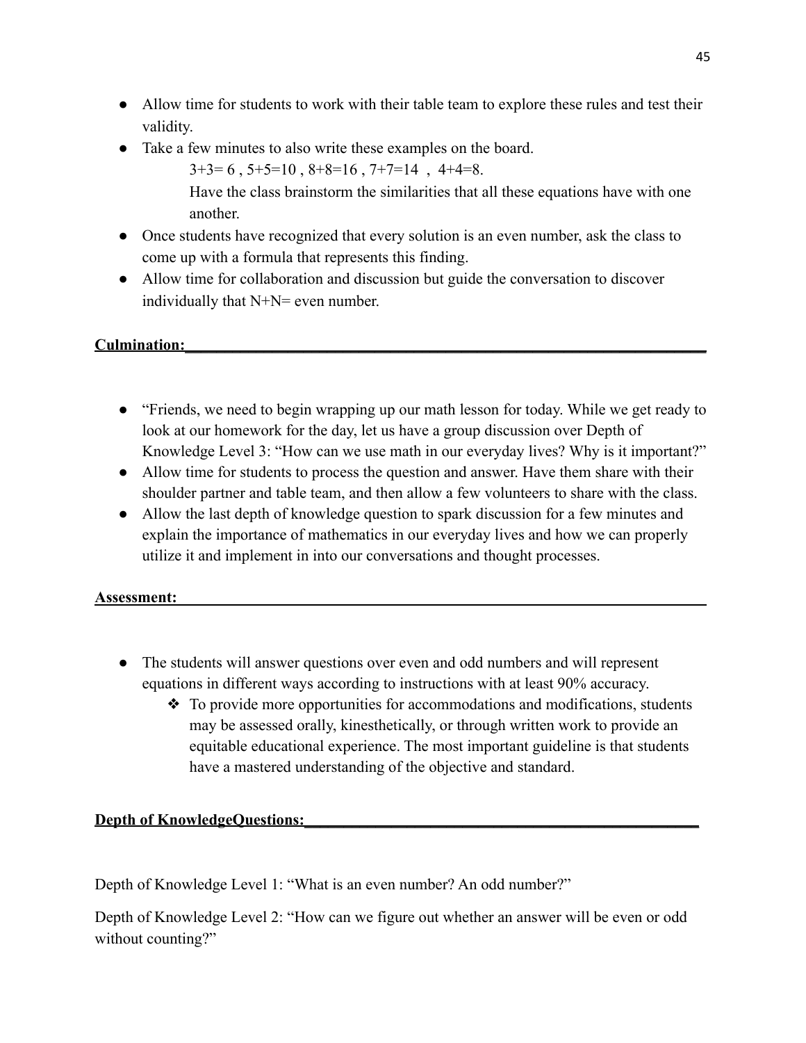- Allow time for students to work with their table team to explore these rules and test their validity.
- Take a few minutes to also write these examples on the board.

  $3+3=6$ , $5+5=10$ , $8+8=16$ , $7+7=14$ , $4+4=8$.

  Have the class brainstorm the similarities that all these equations have with one another.
- Once students have recognized that every solution is an even number, ask the class to come up with a formula that represents this finding.
- Allow time for collaboration and discussion but guide the conversation to discover individually that N+N= even number.

**Culmination:**

- "Friends, we need to begin wrapping up our math lesson for today. While we get ready to look at our homework for the day, let us have a group discussion over Depth of Knowledge Level 3: "How can we use math in our everyday lives? Why is it important?"
- Allow time for students to process the question and answer. Have them share with their shoulder partner and table team, and then allow a few volunteers to share with the class.
- Allow the last depth of knowledge question to spark discussion for a few minutes and explain the importance of mathematics in our everyday lives and how we can properly utilize it and implement in into our conversations and thought processes.

**Assessment:**

- The students will answer questions over even and odd numbers and will represent equations in different ways according to instructions with at least 90% accuracy.
  - ❖ To provide more opportunities for accommodations and modifications, students may be assessed orally, kinesthetically, or through written work to provide an equitable educational experience. The most important guideline is that students have a mastered understanding of the objective and standard.

**Depth of KnowledgeQuestions:**

Depth of Knowledge Level 1: "What is an even number? An odd number?"

Depth of Knowledge Level 2: "How can we figure out whether an answer will be even or odd without counting?"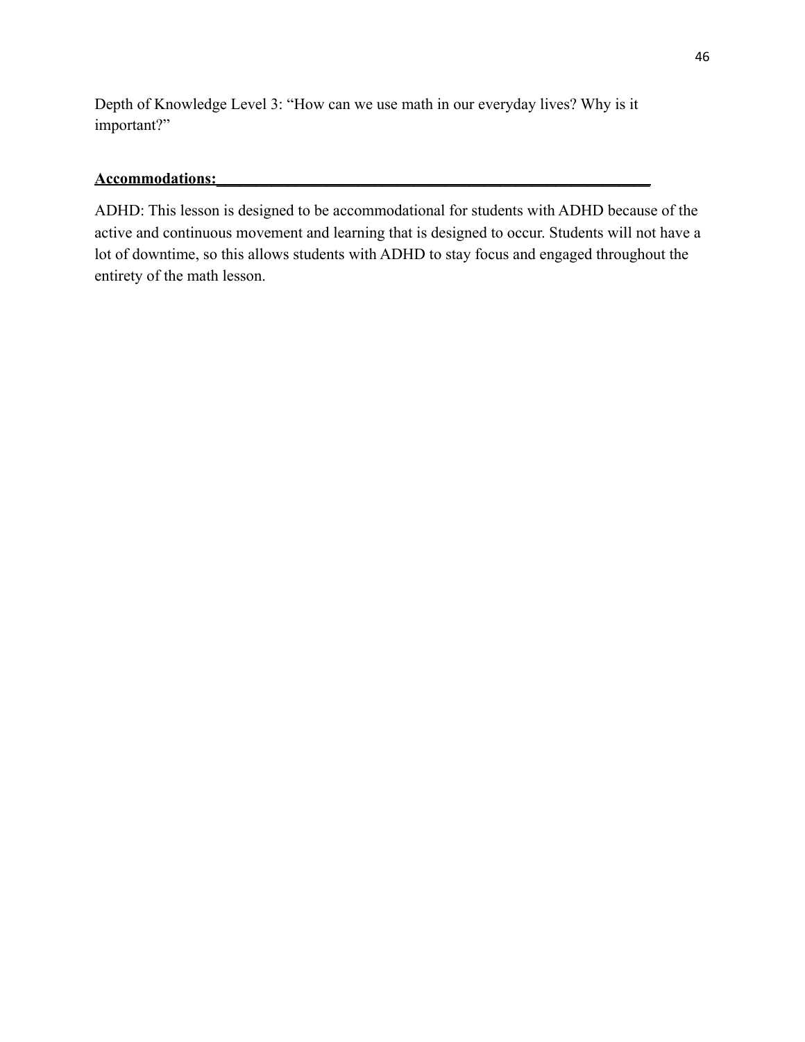Depth of Knowledge Level 3: “How can we use math in our everyday lives? Why is it important?”

**Accommodations:**

ADHD: This lesson is designed to be accommodational for students with ADHD because of the active and continuous movement and learning that is designed to occur. Students will not have a lot of downtime, so this allows students with ADHD to stay focus and engaged throughout the entirety of the math lesson.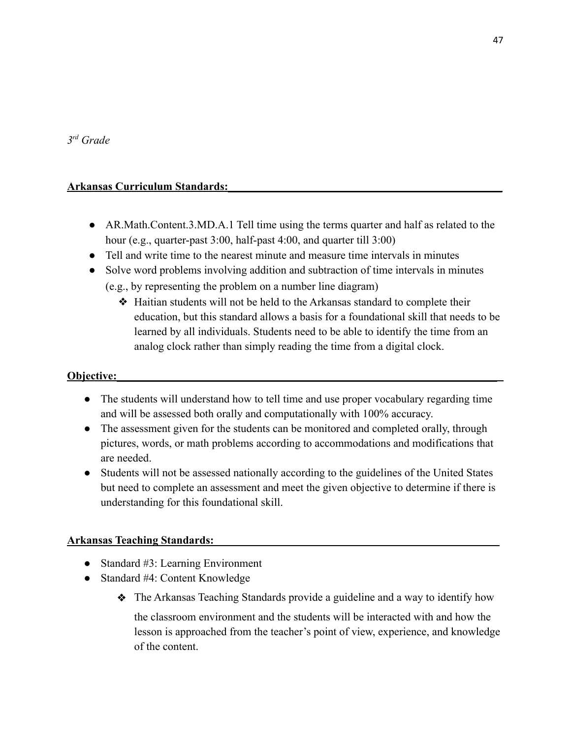*3rd Grade*

**Arkansas Curriculum Standards:**

- AR.Math.Content.3.MD.A.1 Tell time using the terms quarter and half as related to the hour (e.g., quarter-past 3:00, half-past 4:00, and quarter till 3:00)
- Tell and write time to the nearest minute and measure time intervals in minutes
- Solve word problems involving addition and subtraction of time intervals in minutes (e.g., by representing the problem on a number line diagram)
    - ❖ Haitian students will not be held to the Arkansas standard to complete their education, but this standard allows a basis for a foundational skill that needs to be learned by all individuals. Students need to be able to identify the time from an analog clock rather than simply reading the time from a digital clock.

**Objective:**

- The students will understand how to tell time and use proper vocabulary regarding time and will be assessed both orally and computationally with 100% accuracy.
- The assessment given for the students can be monitored and completed orally, through pictures, words, or math problems according to accommodations and modifications that are needed.
- Students will not be assessed nationally according to the guidelines of the United States but need to complete an assessment and meet the given objective to determine if there is understanding for this foundational skill.

**Arkansas Teaching Standards:**

- Standard #3: Learning Environment
- Standard #4: Content Knowledge
    - ❖ The Arkansas Teaching Standards provide a guideline and a way to identify how the classroom environment and the students will be interacted with and how the lesson is approached from the teacher's point of view, experience, and knowledge of the content.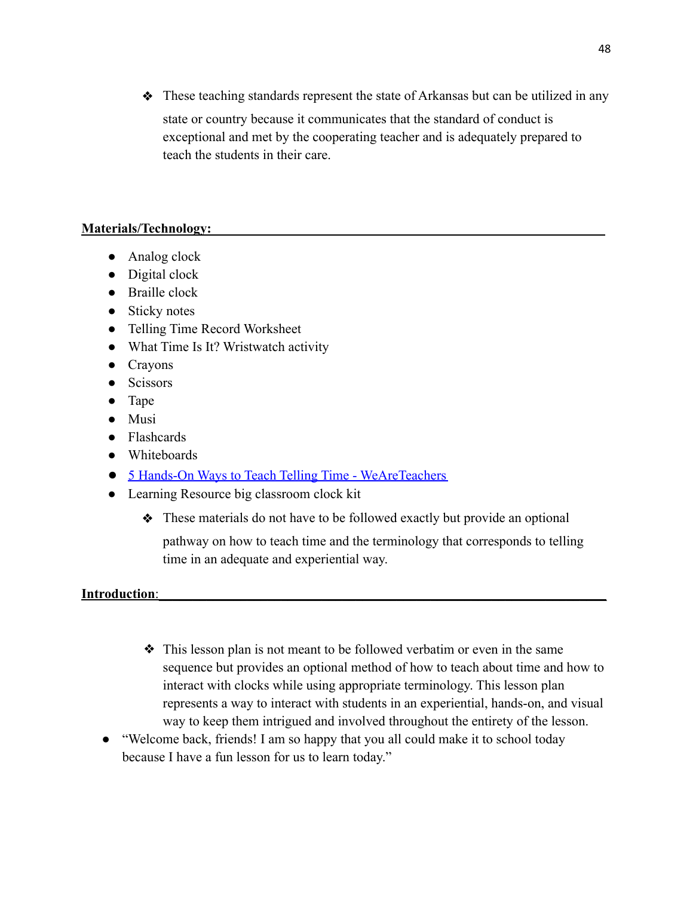- ❖ These teaching standards represent the state of Arkansas but can be utilized in any state or country because it communicates that the standard of conduct is exceptional and met by the cooperating teacher and is adequately prepared to teach the students in their care.

**Materials/Technology:**

- Analog clock
- Digital clock
- Braille clock
- Sticky notes
- Telling Time Record Worksheet
- What Time Is It? Wristwatch activity
- Crayons
- Scissors
- Tape
- Musi
- Flashcards
- Whiteboards
- [5 Hands-On Ways to Teach Telling Time - WeAreTeachers]
- Learning Resource big classroom clock kit
  - ❖ These materials do not have to be followed exactly but provide an optional pathway on how to teach time and the terminology that corresponds to telling time in an adequate and experiential way.

**Introduction**:

- ❖ This lesson plan is not meant to be followed verbatim or even in the same sequence but provides an optional method of how to teach about time and how to interact with clocks while using appropriate terminology. This lesson plan represents a way to interact with students in an experiential, hands-on, and visual way to keep them intrigued and involved throughout the entirety of the lesson.

- "Welcome back, friends! I am so happy that you all could make it to school today because I have a fun lesson for us to learn today."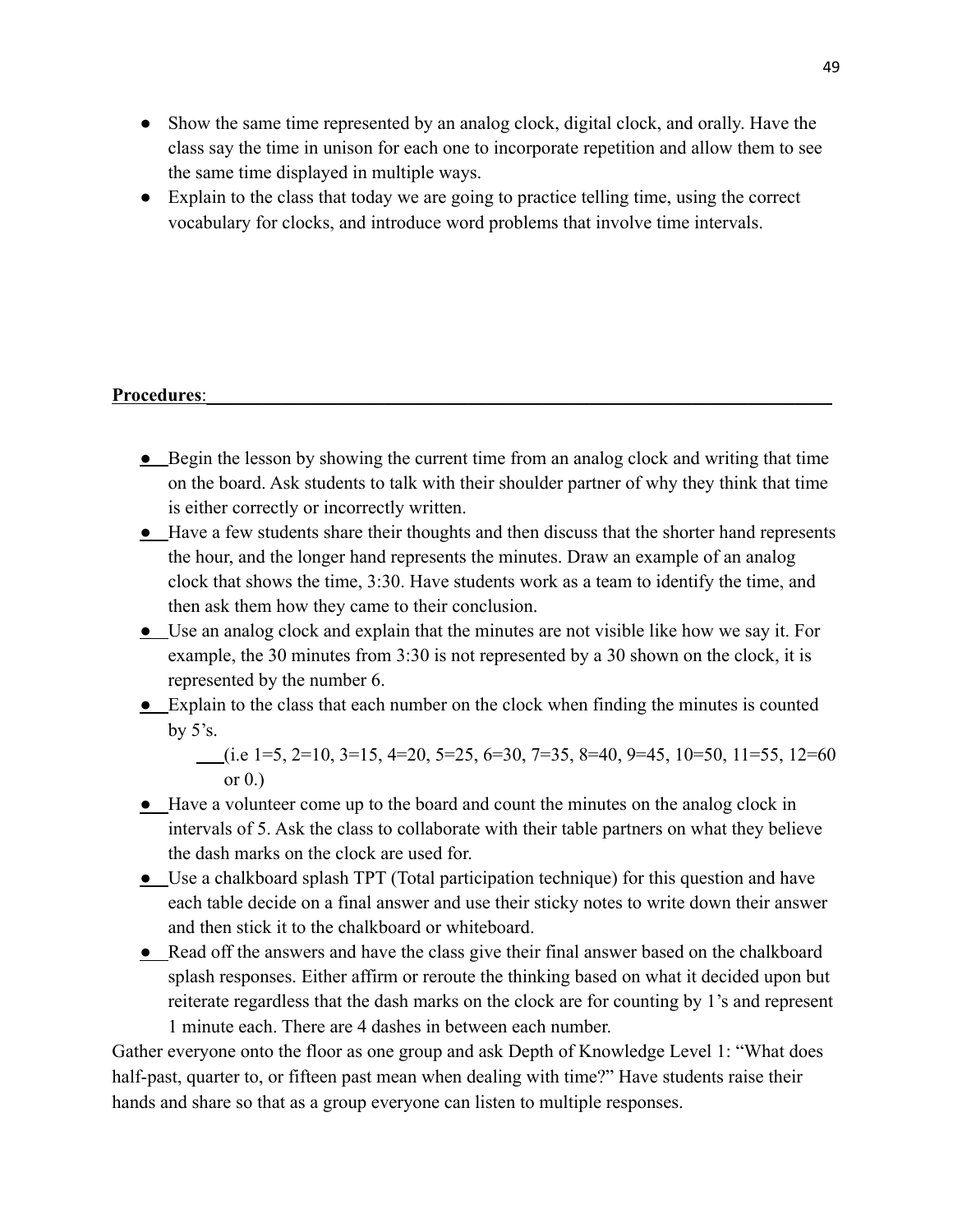- Show the same time represented by an analog clock, digital clock, and orally. Have the class say the time in unison for each one to incorporate repetition and allow them to see the same time displayed in multiple ways.
- Explain to the class that today we are going to practice telling time, using the correct vocabulary for clocks, and introduce word problems that involve time intervals.

**Procedures**:

- Begin the lesson by showing the current time from an analog clock and writing that time on the board. Ask students to talk with their shoulder partner of why they think that time is either correctly or incorrectly written.
- Have a few students share their thoughts and then discuss that the shorter hand represents the hour, and the longer hand represents the minutes. Draw an example of an analog clock that shows the time, 3:30. Have students work as a team to identify the time, and then ask them how they came to their conclusion.
- Use an analog clock and explain that the minutes are not visible like how we say it. For example, the 30 minutes from 3:30 is not represented by a 30 shown on the clock, it is represented by the number 6.
- Explain to the class that each number on the clock when finding the minutes is counted by 5's.
  - (i.e 1=5, 2=10, 3=15, 4=20, 5=25, 6=30, 7=35, 8=40, 9=45, 10=50, 11=55, 12=60 or 0.)
- Have a volunteer come up to the board and count the minutes on the analog clock in intervals of 5. Ask the class to collaborate with their table partners on what they believe the dash marks on the clock are used for.
- Use a chalkboard splash TPT (Total participation technique) for this question and have each table decide on a final answer and use their sticky notes to write down their answer and then stick it to the chalkboard or whiteboard.
- Read off the answers and have the class give their final answer based on the chalkboard splash responses. Either affirm or reroute the thinking based on what it decided upon but reiterate regardless that the dash marks on the clock are for counting by 1's and represent 1 minute each. There are 4 dashes in between each number.

Gather everyone onto the floor as one group and ask Depth of Knowledge Level 1: "What does half-past, quarter to, or fifteen past mean when dealing with time?" Have students raise their hands and share so that as a group everyone can listen to multiple responses.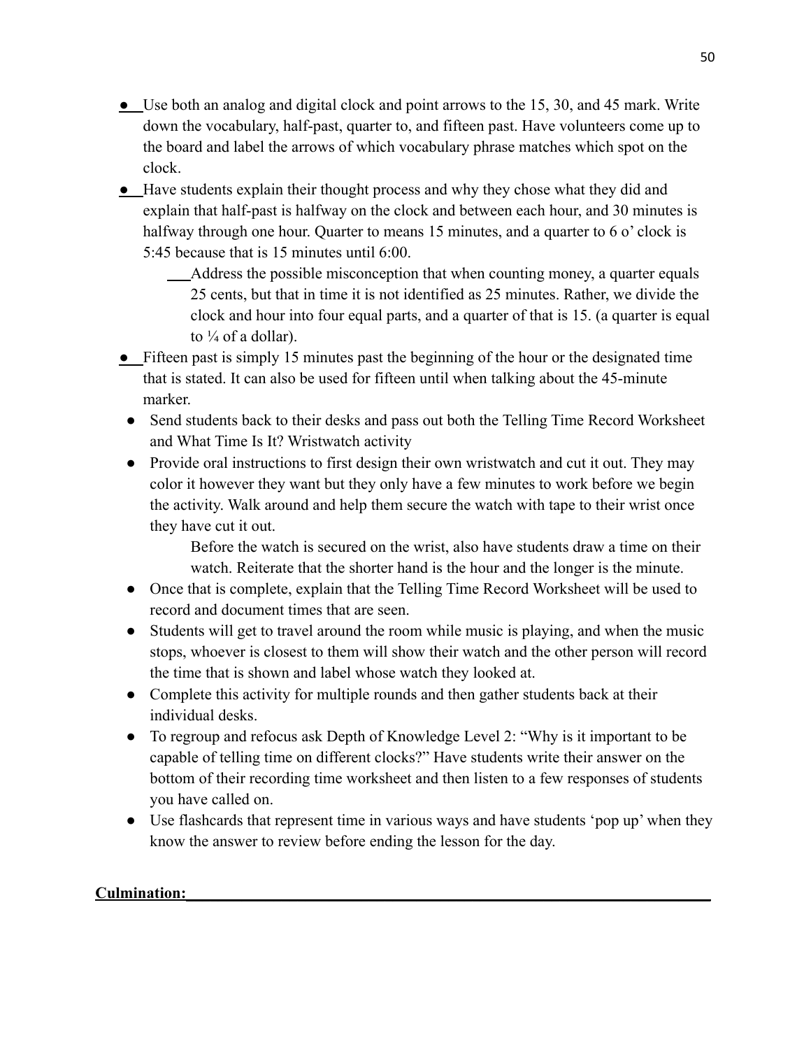- Use both an analog and digital clock and point arrows to the 15, 30, and 45 mark. Write down the vocabulary, half-past, quarter to, and fifteen past. Have volunteers come up to the board and label the arrows of which vocabulary phrase matches which spot on the clock.
- Have students explain their thought process and why they chose what they did and explain that half-past is halfway on the clock and between each hour, and 30 minutes is halfway through one hour. Quarter to means 15 minutes, and a quarter to 6 o' clock is 5:45 because that is 15 minutes until 6:00.
    - Address the possible misconception that when counting money, a quarter equals 25 cents, but that in time it is not identified as 25 minutes. Rather, we divide the clock and hour into four equal parts, and a quarter of that is 15. (a quarter is equal to ¼ of a dollar).
- Fifteen past is simply 15 minutes past the beginning of the hour or the designated time that is stated. It can also be used for fifteen until when talking about the 45-minute marker.
- Send students back to their desks and pass out both the Telling Time Record Worksheet and What Time Is It? Wristwatch activity
- Provide oral instructions to first design their own wristwatch and cut it out. They may color it however they want but they only have a few minutes to work before we begin the activity. Walk around and help them secure the watch with tape to their wrist once they have cut it out.
    - Before the watch is secured on the wrist, also have students draw a time on their watch. Reiterate that the shorter hand is the hour and the longer is the minute.
- Once that is complete, explain that the Telling Time Record Worksheet will be used to record and document times that are seen.
- Students will get to travel around the room while music is playing, and when the music stops, whoever is closest to them will show their watch and the other person will record the time that is shown and label whose watch they looked at.
- Complete this activity for multiple rounds and then gather students back at their individual desks.
- To regroup and refocus ask Depth of Knowledge Level 2: "Why is it important to be capable of telling time on different clocks?" Have students write their answer on the bottom of their recording time worksheet and then listen to a few responses of students you have called on.
- Use flashcards that represent time in various ways and have students 'pop up' when they know the answer to review before ending the lesson for the day.

**Culmination:**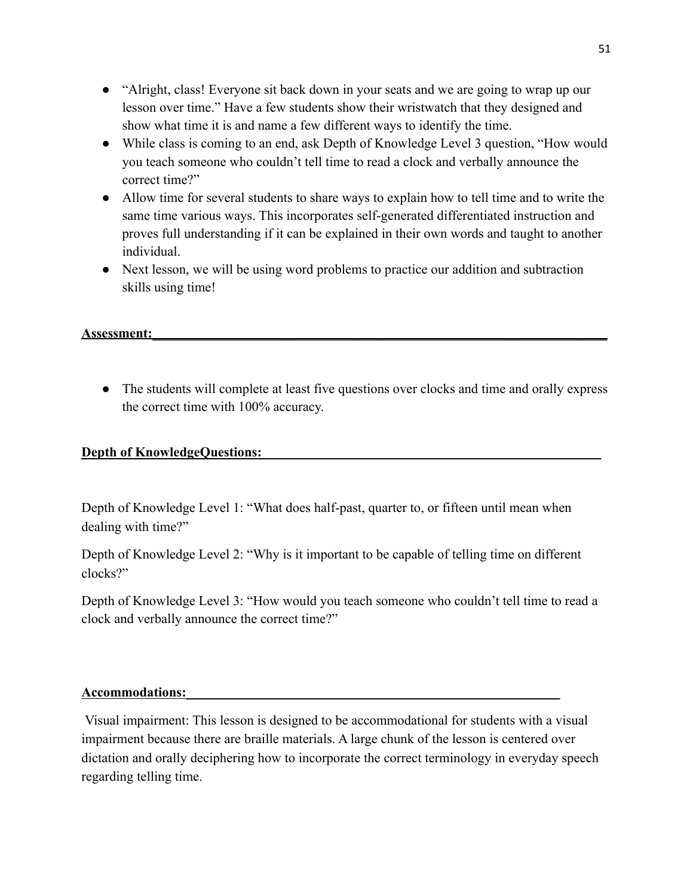- “Alright, class! Everyone sit back down in your seats and we are going to wrap up our lesson over time.” Have a few students show their wristwatch that they designed and show what time it is and name a few different ways to identify the time.
- While class is coming to an end, ask Depth of Knowledge Level 3 question, “How would you teach someone who couldn’t tell time to read a clock and verbally announce the correct time?”
- Allow time for several students to share ways to explain how to tell time and to write the same time various ways. This incorporates self-generated differentiated instruction and proves full understanding if it can be explained in their own words and taught to another individual.
- Next lesson, we will be using word problems to practice our addition and subtraction skills using time!

**Assessment:**

- The students will complete at least five questions over clocks and time and orally express the correct time with 100% accuracy.

**Depth of KnowledgeQuestions:**

Depth of Knowledge Level 1: “What does half-past, quarter to, or fifteen until mean when dealing with time?”

Depth of Knowledge Level 2: “Why is it important to be capable of telling time on different clocks?”

Depth of Knowledge Level 3: “How would you teach someone who couldn’t tell time to read a clock and verbally announce the correct time?”

**Accommodations:**

Visual impairment: This lesson is designed to be accommodational for students with a visual impairment because there are braille materials. A large chunk of the lesson is centered over dictation and orally deciphering how to incorporate the correct terminology in everyday speech regarding telling time.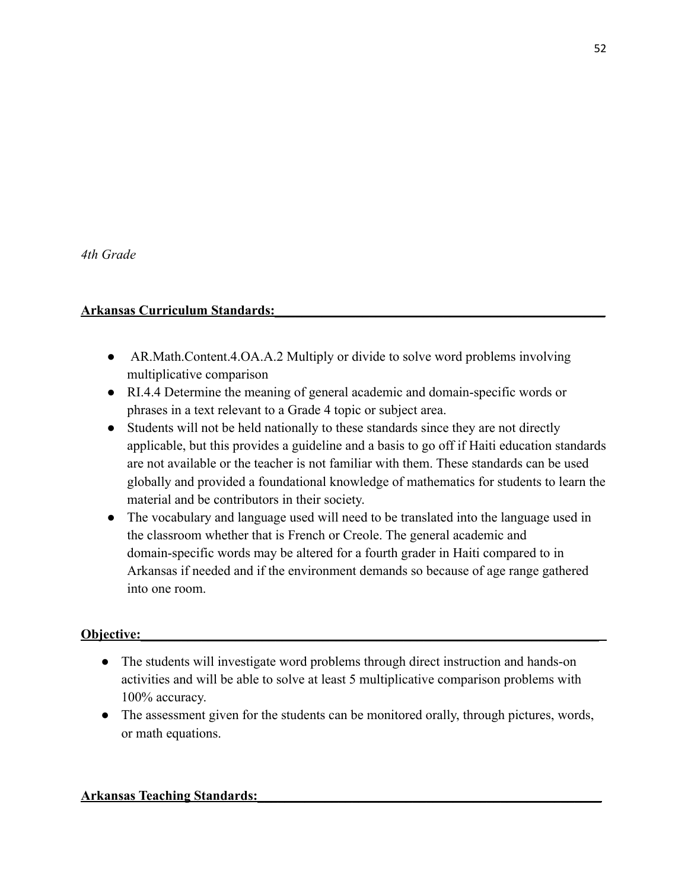*4th Grade*

**Arkansas Curriculum Standards:**

- AR.Math.Content.4.OA.A.2 Multiply or divide to solve word problems involving multiplicative comparison
- RI.4.4 Determine the meaning of general academic and domain-specific words or phrases in a text relevant to a Grade 4 topic or subject area.
- Students will not be held nationally to these standards since they are not directly applicable, but this provides a guideline and a basis to go off if Haiti education standards are not available or the teacher is not familiar with them. These standards can be used globally and provided a foundational knowledge of mathematics for students to learn the material and be contributors in their society.
- The vocabulary and language used will need to be translated into the language used in the classroom whether that is French or Creole. The general academic and domain-specific words may be altered for a fourth grader in Haiti compared to in Arkansas if needed and if the environment demands so because of age range gathered into one room.

**Objective:**

- The students will investigate word problems through direct instruction and hands-on activities and will be able to solve at least 5 multiplicative comparison problems with 100% accuracy.
- The assessment given for the students can be monitored orally, through pictures, words, or math equations.

**Arkansas Teaching Standards:**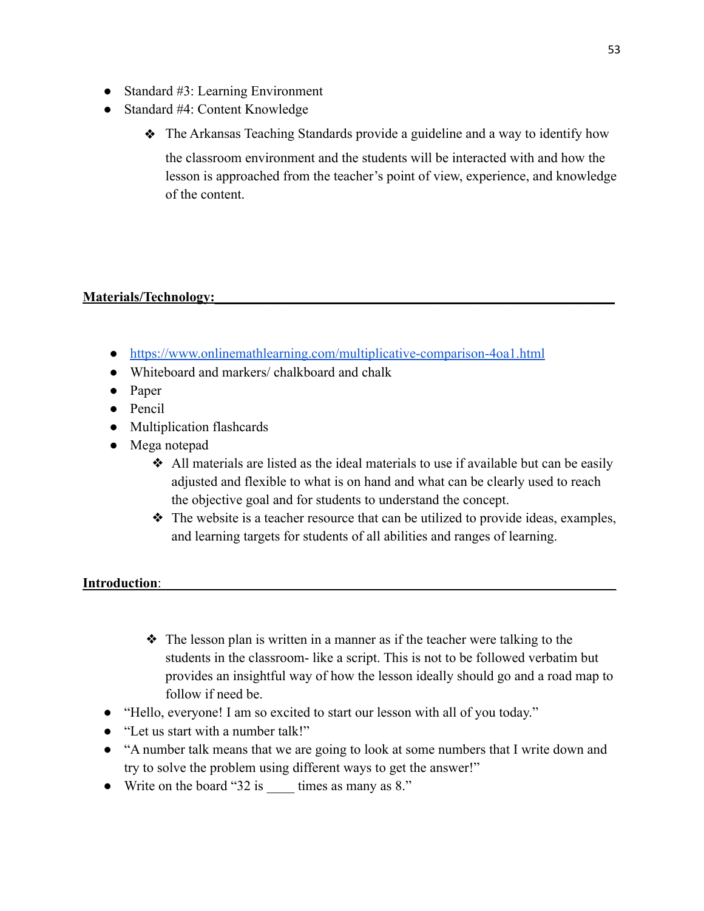- Standard #3: Learning Environment
- Standard #4: Content Knowledge
  - ❖ The Arkansas Teaching Standards provide a guideline and a way to identify how the classroom environment and the students will be interacted with and how the lesson is approached from the teacher's point of view, experience, and knowledge of the content.

**Materials/Technology:**

- https://www.onlinemathlearning.com/multiplicative-comparison-4oa1.html
- Whiteboard and markers/ chalkboard and chalk
- Paper
- Pencil
- Multiplication flashcards
- Mega notepad
  - ❖ All materials are listed as the ideal materials to use if available but can be easily adjusted and flexible to what is on hand and what can be clearly used to reach the objective goal and for students to understand the concept.
  - ❖ The website is a teacher resource that can be utilized to provide ideas, examples, and learning targets for students of all abilities and ranges of learning.

**Introduction**:

- ❖ The lesson plan is written in a manner as if the teacher were talking to the students in the classroom- like a script. This is not to be followed verbatim but provides an insightful way of how the lesson ideally should go and a road map to follow if need be.

- "Hello, everyone! I am so excited to start our lesson with all of you today."
- "Let us start with a number talk!"
- "A number talk means that we are going to look at some numbers that I write down and try to solve the problem using different ways to get the answer!"
- Write on the board "32 is ____ times as many as 8."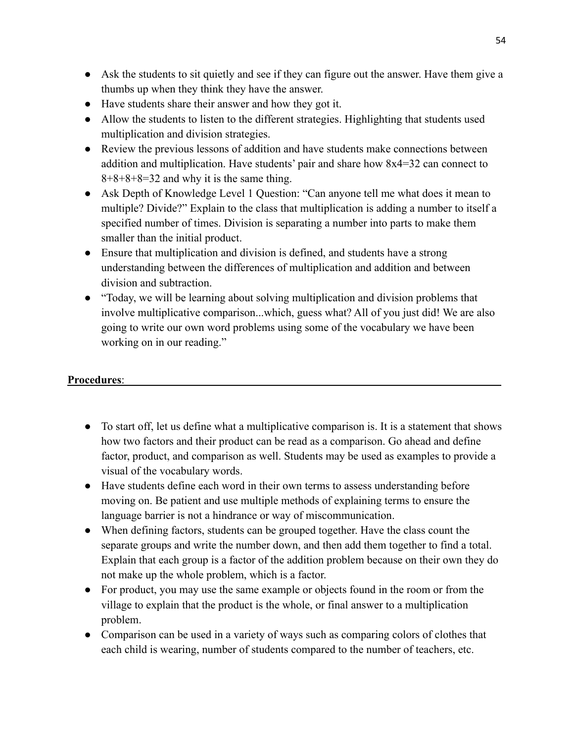- Ask the students to sit quietly and see if they can figure out the answer. Have them give a thumbs up when they think they have the answer.
- Have students share their answer and how they got it.
- Allow the students to listen to the different strategies. Highlighting that students used multiplication and division strategies.
- Review the previous lessons of addition and have students make connections between addition and multiplication. Have students' pair and share how 8x4=32 can connect to 8+8+8+8=32 and why it is the same thing.
- Ask Depth of Knowledge Level 1 Question: "Can anyone tell me what does it mean to multiple? Divide?" Explain to the class that multiplication is adding a number to itself a specified number of times. Division is separating a number into parts to make them smaller than the initial product.
- Ensure that multiplication and division is defined, and students have a strong understanding between the differences of multiplication and addition and between division and subtraction.
- "Today, we will be learning about solving multiplication and division problems that involve multiplicative comparison...which, guess what? All of you just did! We are also going to write our own word problems using some of the vocabulary we have been working on in our reading."

**Procedures**:

- To start off, let us define what a multiplicative comparison is. It is a statement that shows how two factors and their product can be read as a comparison. Go ahead and define factor, product, and comparison as well. Students may be used as examples to provide a visual of the vocabulary words.
- Have students define each word in their own terms to assess understanding before moving on. Be patient and use multiple methods of explaining terms to ensure the language barrier is not a hindrance or way of miscommunication.
- When defining factors, students can be grouped together. Have the class count the separate groups and write the number down, and then add them together to find a total. Explain that each group is a factor of the addition problem because on their own they do not make up the whole problem, which is a factor.
- For product, you may use the same example or objects found in the room or from the village to explain that the product is the whole, or final answer to a multiplication problem.
- Comparison can be used in a variety of ways such as comparing colors of clothes that each child is wearing, number of students compared to the number of teachers, etc.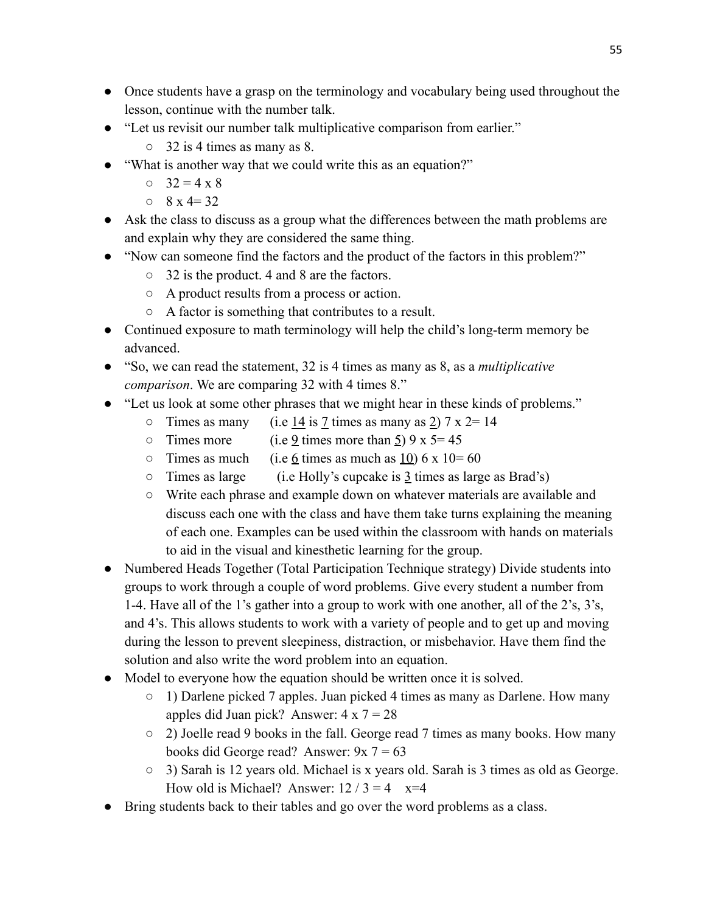- Once students have a grasp on the terminology and vocabulary being used throughout the lesson, continue with the number talk.
- "Let us revisit our number talk multiplicative comparison from earlier."
  - 32 is 4 times as many as 8.
- "What is another way that we could write this as an equation?"
  - $32 = 4 \times 8$
  - $8 \times 4 = 32$
- Ask the class to discuss as a group what the differences between the math problems are and explain why they are considered the same thing.
- "Now can someone find the factors and the product of the factors in this problem?"
  - 32 is the product. 4 and 8 are the factors.
  - A product results from a process or action.
  - A factor is something that contributes to a result.
- Continued exposure to math terminology will help the child's long-term memory be advanced.
- "So, we can read the statement, 32 is 4 times as many as 8, as a *multiplicative comparison*. We are comparing 32 with 4 times 8."
- "Let us look at some other phrases that we might hear in these kinds of problems."
  - Times as many (i.e <u>14</u> is <u>7</u> times as many as <u>2</u>) $7 \times 2 = 14$
  - Times more (i.e <u>9</u> times more than <u>5</u>) $9 \times 5 = 45$
  - Times as much (i.e <u>6</u> times as much as <u>10</u>) $6 \times 10 = 60$
  - Times as large (i.e Holly's cupcake is <u>3</u> times as large as Brad's)
  - Write each phrase and example down on whatever materials are available and discuss each one with the class and have them take turns explaining the meaning of each one. Examples can be used within the classroom with hands on materials to aid in the visual and kinesthetic learning for the group.
- Numbered Heads Together (Total Participation Technique strategy) Divide students into groups to work through a couple of word problems. Give every student a number from 1-4. Have all of the 1's gather into a group to work with one another, all of the 2's, 3's, and 4's. This allows students to work with a variety of people and to get up and moving during the lesson to prevent sleepiness, distraction, or misbehavior. Have them find the solution and also write the word problem into an equation.
- Model to everyone how the equation should be written once it is solved.
  - 1) Darlene picked 7 apples. Juan picked 4 times as many as Darlene. How many apples did Juan pick? Answer: $4 \times 7 = 28$
  - 2) Joelle read 9 books in the fall. George read 7 times as many books. How many books did George read? Answer: $9 \times 7 = 63$
  - 3) Sarah is 12 years old. Michael is x years old. Sarah is 3 times as old as George. How old is Michael? Answer: $12 / 3 = 4 \quad x=4$
- Bring students back to their tables and go over the word problems as a class.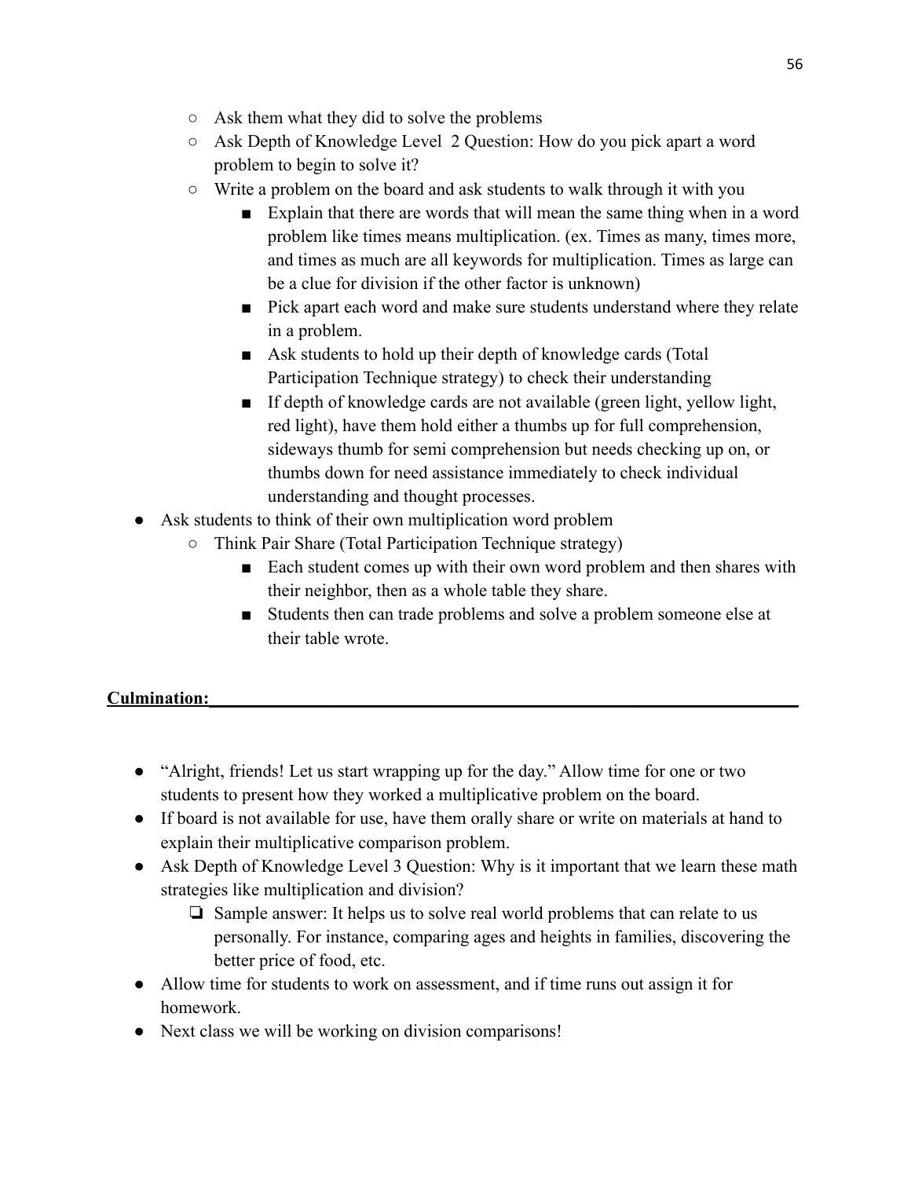- Ask them what they did to solve the problems
  - Ask Depth of Knowledge Level  2 Question: How do you pick apart a word problem to begin to solve it?
  - Write a problem on the board and ask students to walk through it with you
    - Explain that there are words that will mean the same thing when in a word problem like times means multiplication. (ex. Times as many, times more, and times as much are all keywords for multiplication. Times as large can be a clue for division if the other factor is unknown)
    - Pick apart each word and make sure students understand where they relate in a problem.
    - Ask students to hold up their depth of knowledge cards (Total Participation Technique strategy) to check their understanding
    - If depth of knowledge cards are not available (green light, yellow light, red light), have them hold either a thumbs up for full comprehension, sideways thumb for semi comprehension but needs checking up on, or thumbs down for need assistance immediately to check individual understanding and thought processes.
- Ask students to think of their own multiplication word problem
  - Think Pair Share (Total Participation Technique strategy)
    - Each student comes up with their own word problem and then shares with their neighbor, then as a whole table they share.
    - Students then can trade problems and solve a problem someone else at their table wrote.

**Culmination:**

- "Alright, friends! Let us start wrapping up for the day." Allow time for one or two students to present how they worked a multiplicative problem on the board.
- If board is not available for use, have them orally share or write on materials at hand to explain their multiplicative comparison problem.
- Ask Depth of Knowledge Level 3 Question: Why is it important that we learn these math strategies like multiplication and division?
  - ❏ Sample answer: It helps us to solve real world problems that can relate to us personally. For instance, comparing ages and heights in families, discovering the better price of food, etc.
- Allow time for students to work on assessment, and if time runs out assign it for homework.
- Next class we will be working on division comparisons!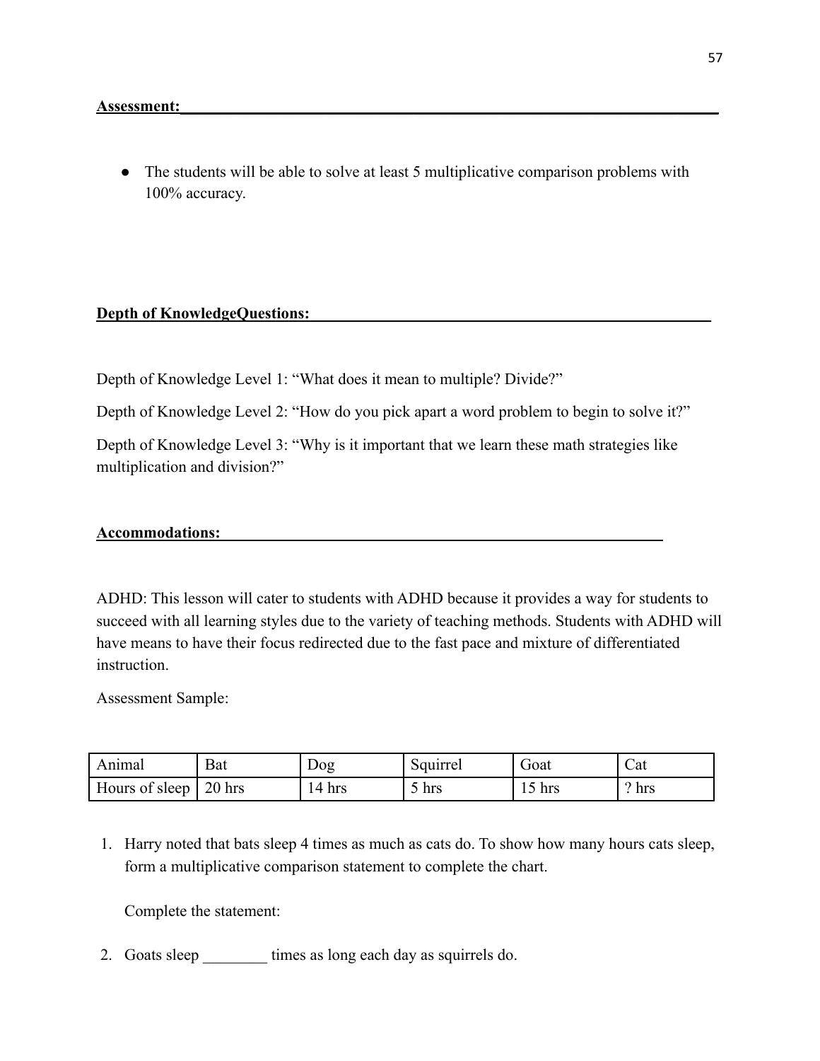**Assessment:**

- The students will be able to solve at least 5 multiplicative comparison problems with 100% accuracy.

**Depth of KnowledgeQuestions:**

Depth of Knowledge Level 1: “What does it mean to multiple? Divide?”

Depth of Knowledge Level 2: “How do you pick apart a word problem to begin to solve it?”

Depth of Knowledge Level 3: “Why is it important that we learn these math strategies like multiplication and division?”

**Accommodations:**

ADHD: This lesson will cater to students with ADHD because it provides a way for students to succeed with all learning styles due to the variety of teaching methods. Students with ADHD will have means to have their focus redirected due to the fast pace and mixture of differentiated instruction.

Assessment Sample:

| Animal | Bat | Dog | Squirrel | Goat | Cat |
|---|---|---|---|---|---|
| Hours of sleep | 20 hrs | 14 hrs | 5 hrs | 15 hrs | ? hrs |

1. Harry noted that bats sleep 4 times as much as cats do. To show how many hours cats sleep, form a multiplicative comparison statement to complete the chart.

   Complete the statement:

2. Goats sleep ________ times as long each day as squirrels do.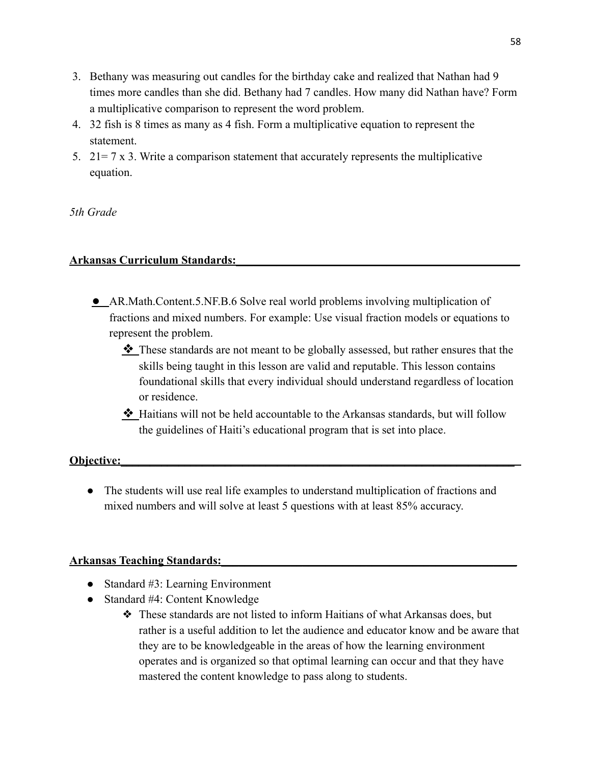3. Bethany was measuring out candles for the birthday cake and realized that Nathan had 9 times more candles than she did. Bethany had 7 candles. How many did Nathan have? Form a multiplicative comparison to represent the word problem.
4. 32 fish is 8 times as many as 4 fish. Form a multiplicative equation to represent the statement.
5. 21= 7 x 3. Write a comparison statement that accurately represents the multiplicative equation.

*5th Grade*

**Arkansas Curriculum Standards:**

- AR.Math.Content.5.NF.B.6 Solve real world problems involving multiplication of fractions and mixed numbers. For example: Use visual fraction models or equations to represent the problem.
    - ❖ These standards are not meant to be globally assessed, but rather ensures that the skills being taught in this lesson are valid and reputable. This lesson contains foundational skills that every individual should understand regardless of location or residence.
    - ❖ Haitians will not be held accountable to the Arkansas standards, but will follow the guidelines of Haiti's educational program that is set into place.

**Objective:**

- The students will use real life examples to understand multiplication of fractions and mixed numbers and will solve at least 5 questions with at least 85% accuracy.

**Arkansas Teaching Standards:**

- Standard #3: Learning Environment
- Standard #4: Content Knowledge
    - ❖ These standards are not listed to inform Haitians of what Arkansas does, but rather is a useful addition to let the audience and educator know and be aware that they are to be knowledgeable in the areas of how the learning environment operates and is organized so that optimal learning can occur and that they have mastered the content knowledge to pass along to students.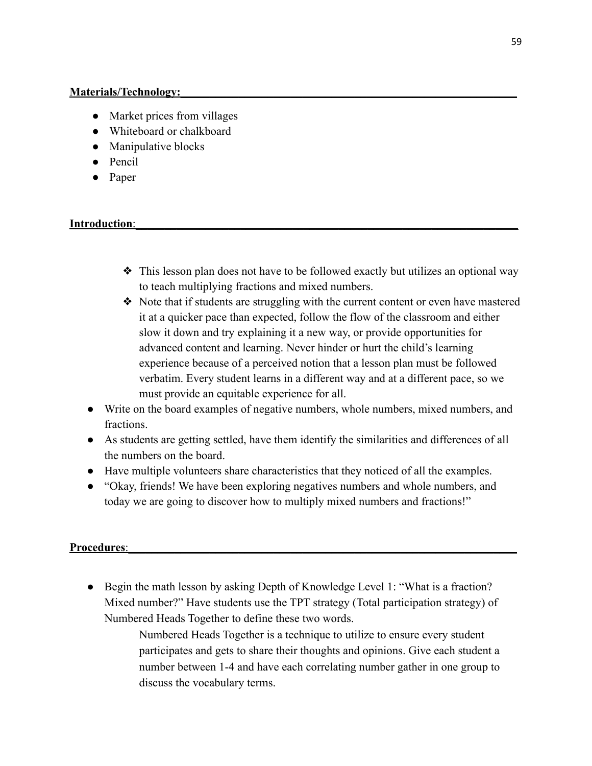**Materials/Technology:**

- Market prices from villages
- Whiteboard or chalkboard
- Manipulative blocks
- Pencil
- Paper

**Introduction**:

- ❖ This lesson plan does not have to be followed exactly but utilizes an optional way to teach multiplying fractions and mixed numbers.
- ❖ Note that if students are struggling with the current content or even have mastered it at a quicker pace than expected, follow the flow of the classroom and either slow it down and try explaining it a new way, or provide opportunities for advanced content and learning. Never hinder or hurt the child's learning experience because of a perceived notion that a lesson plan must be followed verbatim. Every student learns in a different way and at a different pace, so we must provide an equitable experience for all.

- Write on the board examples of negative numbers, whole numbers, mixed numbers, and fractions.
- As students are getting settled, have them identify the similarities and differences of all the numbers on the board.
- Have multiple volunteers share characteristics that they noticed of all the examples.
- "Okay, friends! We have been exploring negatives numbers and whole numbers, and today we are going to discover how to multiply mixed numbers and fractions!"

**Procedures**:

- Begin the math lesson by asking Depth of Knowledge Level 1: "What is a fraction? Mixed number?" Have students use the TPT strategy (Total participation strategy) of Numbered Heads Together to define these two words.

  Numbered Heads Together is a technique to utilize to ensure every student participates and gets to share their thoughts and opinions. Give each student a number between 1-4 and have each correlating number gather in one group to discuss the vocabulary terms.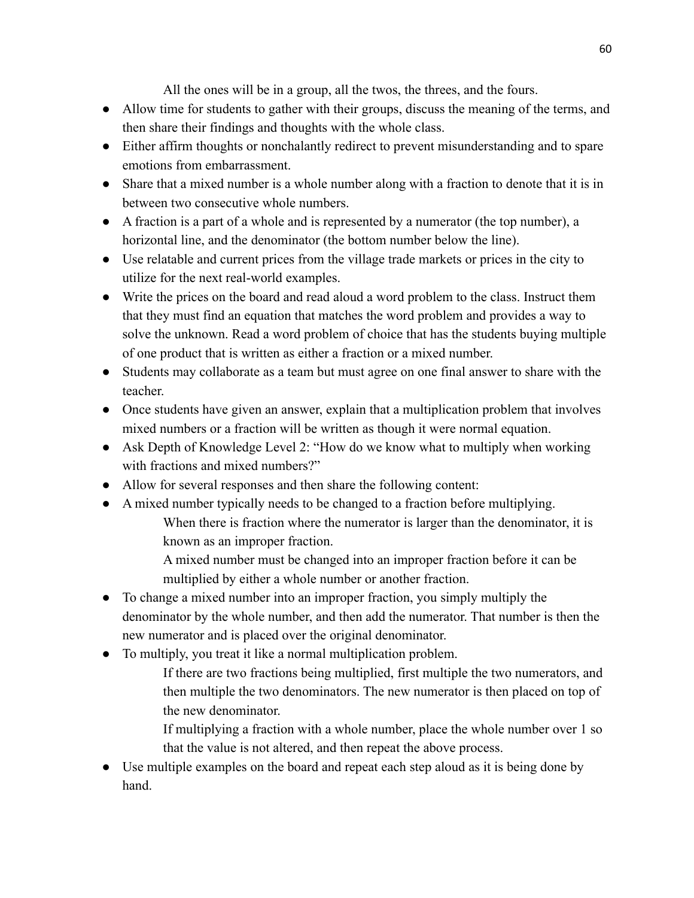All the ones will be in a group, all the twos, the threes, and the fours.

- Allow time for students to gather with their groups, discuss the meaning of the terms, and then share their findings and thoughts with the whole class.
- Either affirm thoughts or nonchalantly redirect to prevent misunderstanding and to spare emotions from embarrassment.
- Share that a mixed number is a whole number along with a fraction to denote that it is in between two consecutive whole numbers.
- A fraction is a part of a whole and is represented by a numerator (the top number), a horizontal line, and the denominator (the bottom number below the line).
- Use relatable and current prices from the village trade markets or prices in the city to utilize for the next real-world examples.
- Write the prices on the board and read aloud a word problem to the class. Instruct them that they must find an equation that matches the word problem and provides a way to solve the unknown. Read a word problem of choice that has the students buying multiple of one product that is written as either a fraction or a mixed number.
- Students may collaborate as a team but must agree on one final answer to share with the teacher.
- Once students have given an answer, explain that a multiplication problem that involves mixed numbers or a fraction will be written as though it were normal equation.
- Ask Depth of Knowledge Level 2: "How do we know what to multiply when working with fractions and mixed numbers?"
- Allow for several responses and then share the following content:
- A mixed number typically needs to be changed to a fraction before multiplying.
  - When there is fraction where the numerator is larger than the denominator, it is known as an improper fraction.
  - A mixed number must be changed into an improper fraction before it can be multiplied by either a whole number or another fraction.
- To change a mixed number into an improper fraction, you simply multiply the denominator by the whole number, and then add the numerator. That number is then the new numerator and is placed over the original denominator.
- To multiply, you treat it like a normal multiplication problem.
  - If there are two fractions being multiplied, first multiple the two numerators, and then multiple the two denominators. The new numerator is then placed on top of the new denominator.
  - If multiplying a fraction with a whole number, place the whole number over 1 so that the value is not altered, and then repeat the above process.
- Use multiple examples on the board and repeat each step aloud as it is being done by hand.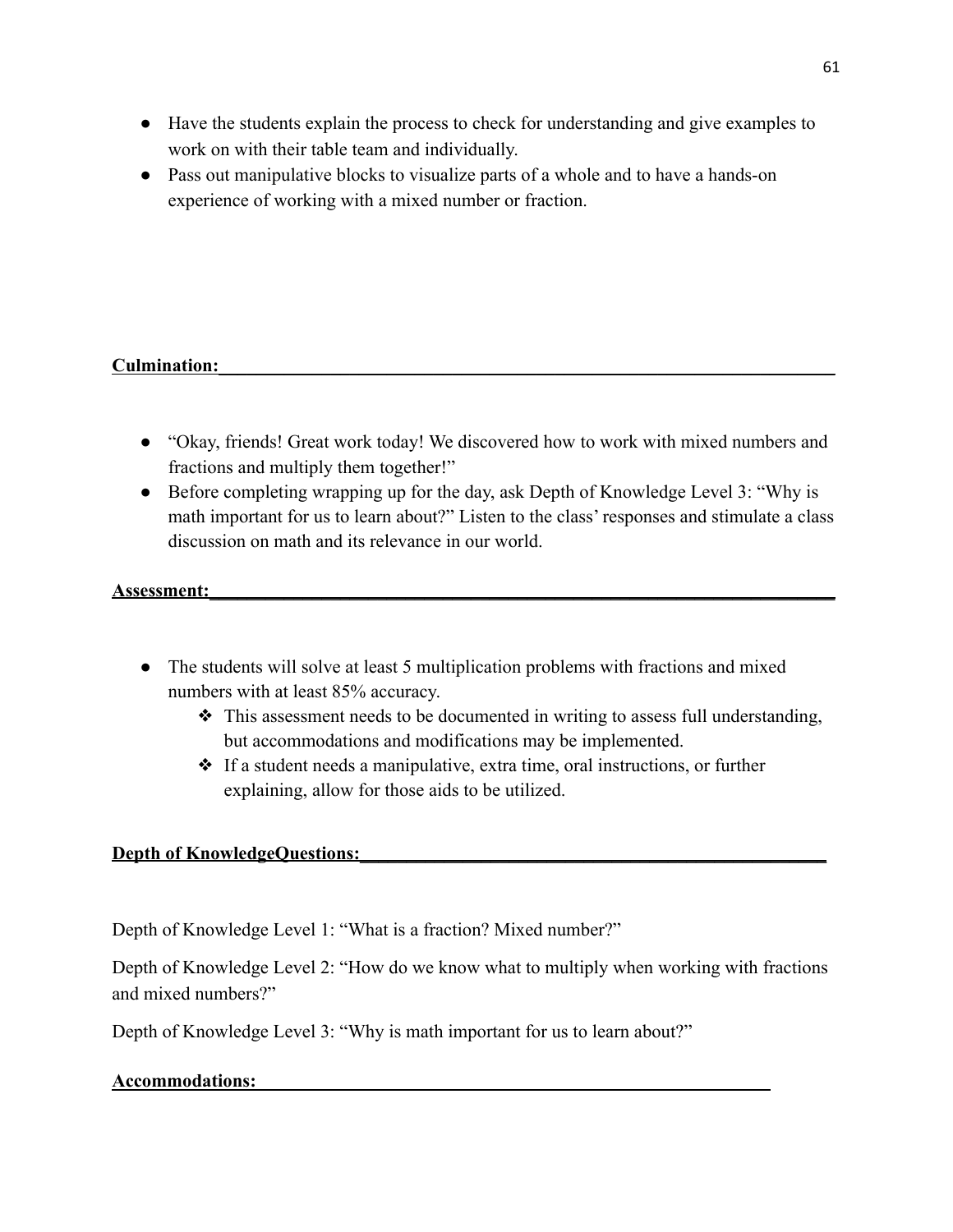- Have the students explain the process to check for understanding and give examples to work on with their table team and individually.
- Pass out manipulative blocks to visualize parts of a whole and to have a hands-on experience of working with a mixed number or fraction.

**Culmination:**

- "Okay, friends! Great work today! We discovered how to work with mixed numbers and fractions and multiply them together!"
- Before completing wrapping up for the day, ask Depth of Knowledge Level 3: "Why is math important for us to learn about?" Listen to the class' responses and stimulate a class discussion on math and its relevance in our world.

**Assessment:**

- The students will solve at least 5 multiplication problems with fractions and mixed numbers with at least 85% accuracy.
  - ❖ This assessment needs to be documented in writing to assess full understanding, but accommodations and modifications may be implemented.
  - ❖ If a student needs a manipulative, extra time, oral instructions, or further explaining, allow for those aids to be utilized.

**Depth of KnowledgeQuestions:**

Depth of Knowledge Level 1: "What is a fraction? Mixed number?"

Depth of Knowledge Level 2: "How do we know what to multiply when working with fractions and mixed numbers?"

Depth of Knowledge Level 3: "Why is math important for us to learn about?"

**Accommodations:**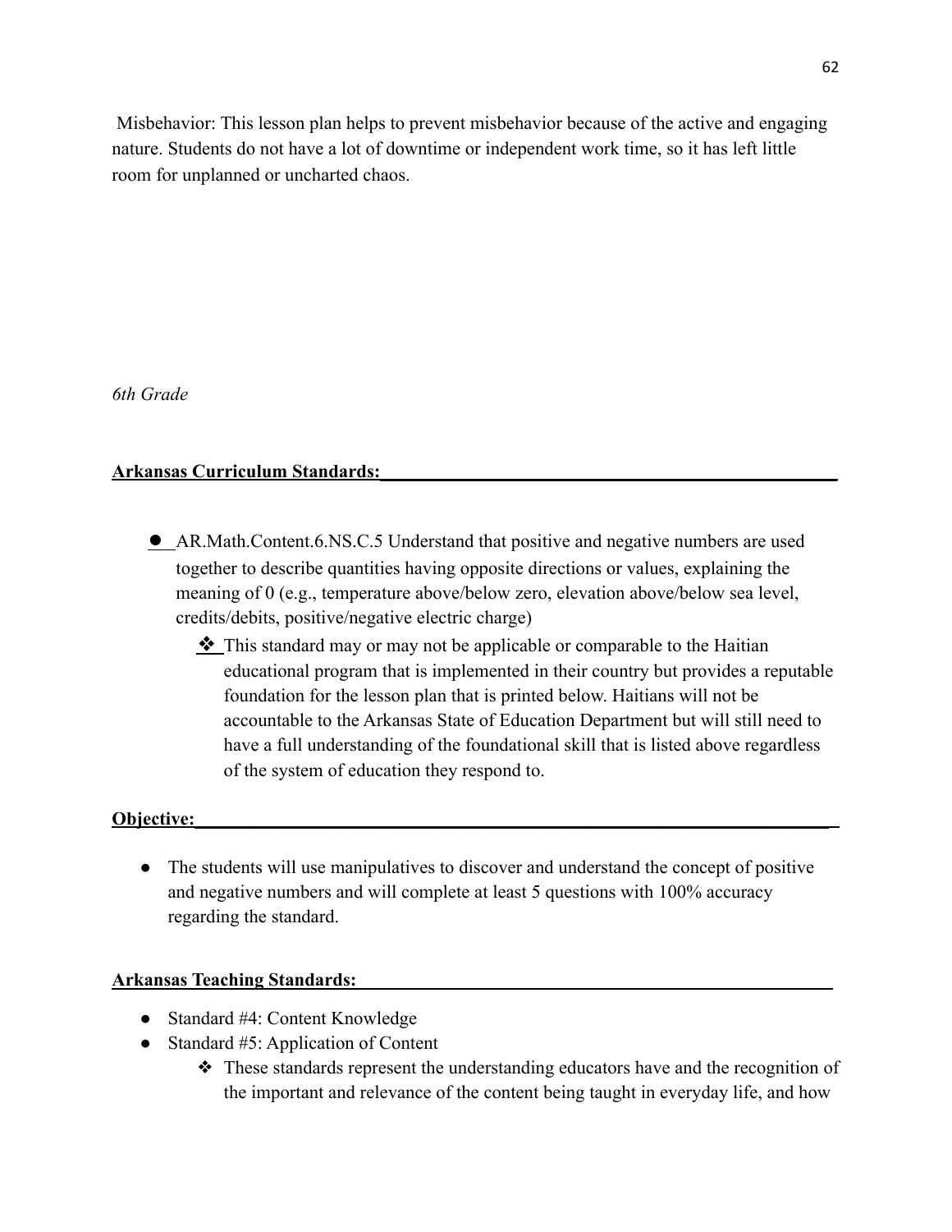Misbehavior: This lesson plan helps to prevent misbehavior because of the active and engaging nature. Students do not have a lot of downtime or independent work time, so it has left little room for unplanned or uncharted chaos.

*6th Grade*

**Arkansas Curriculum Standards:**

- AR.Math.Content.6.NS.C.5 Understand that positive and negative numbers are used together to describe quantities having opposite directions or values, explaining the meaning of 0 (e.g., temperature above/below zero, elevation above/below sea level, credits/debits, positive/negative electric charge)
  - This standard may or may not be applicable or comparable to the Haitian educational program that is implemented in their country but provides a reputable foundation for the lesson plan that is printed below. Haitians will not be accountable to the Arkansas State of Education Department but will still need to have a full understanding of the foundational skill that is listed above regardless of the system of education they respond to.

**Objective:**

- The students will use manipulatives to discover and understand the concept of positive and negative numbers and will complete at least 5 questions with 100% accuracy regarding the standard.

**Arkansas Teaching Standards:**

- Standard #4: Content Knowledge
- Standard #5: Application of Content
  - These standards represent the understanding educators have and the recognition of the important and relevance of the content being taught in everyday life, and how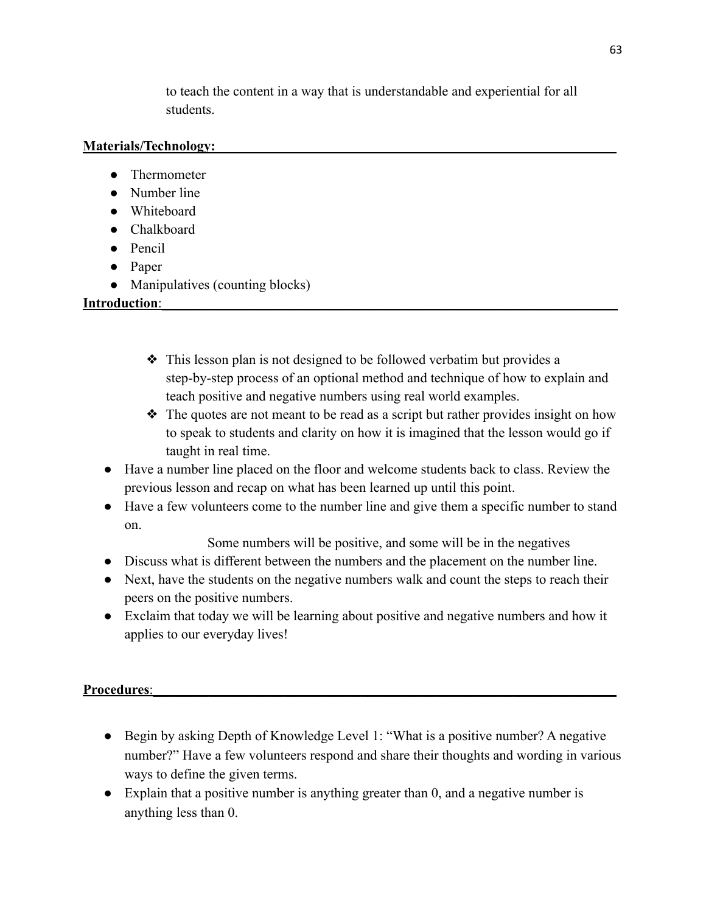to teach the content in a way that is understandable and experiential for all students.

**Materials/Technology:**

- Thermometer
- Number line
- Whiteboard
- Chalkboard
- Pencil
- Paper
- Manipulatives (counting blocks)

**Introduction**:

- ❖ This lesson plan is not designed to be followed verbatim but provides a step-by-step process of an optional method and technique of how to explain and teach positive and negative numbers using real world examples.
- ❖ The quotes are not meant to be read as a script but rather provides insight on how to speak to students and clarity on how it is imagined that the lesson would go if taught in real time.

- Have a number line placed on the floor and welcome students back to class. Review the previous lesson and recap on what has been learned up until this point.
- Have a few volunteers come to the number line and give them a specific number to stand on.

  Some numbers will be positive, and some will be in the negatives

- Discuss what is different between the numbers and the placement on the number line.
- Next, have the students on the negative numbers walk and count the steps to reach their peers on the positive numbers.
- Exclaim that today we will be learning about positive and negative numbers and how it applies to our everyday lives!

**Procedures**:

- Begin by asking Depth of Knowledge Level 1: "What is a positive number? A negative number?" Have a few volunteers respond and share their thoughts and wording in various ways to define the given terms.
- Explain that a positive number is anything greater than 0, and a negative number is anything less than 0.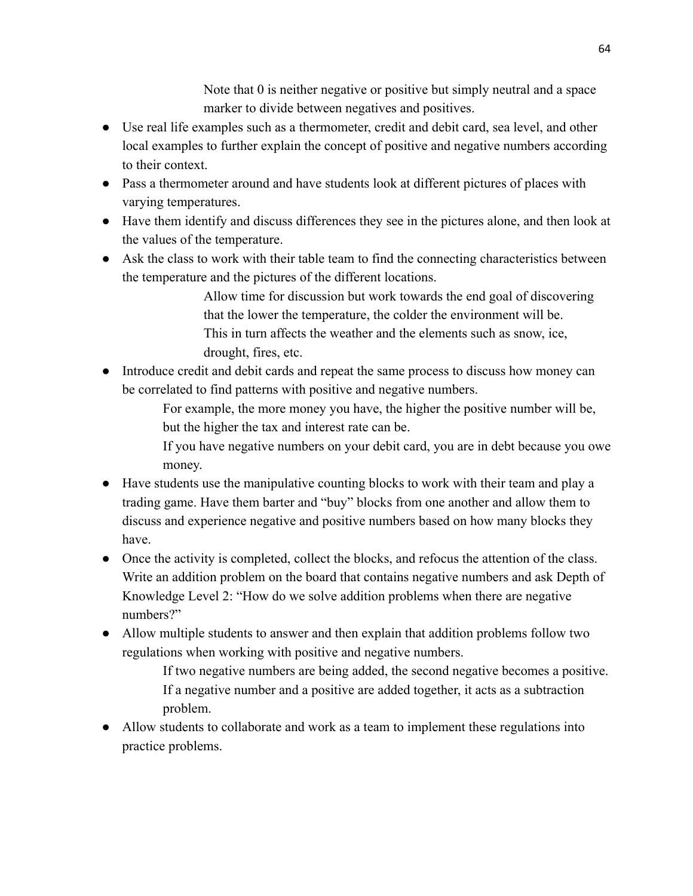Note that 0 is neither negative or positive but simply neutral and a space marker to divide between negatives and positives.

- Use real life examples such as a thermometer, credit and debit card, sea level, and other local examples to further explain the concept of positive and negative numbers according to their context.
- Pass a thermometer around and have students look at different pictures of places with varying temperatures.
- Have them identify and discuss differences they see in the pictures alone, and then look at the values of the temperature.
- Ask the class to work with their table team to find the connecting characteristics between the temperature and the pictures of the different locations.

  Allow time for discussion but work towards the end goal of discovering that the lower the temperature, the colder the environment will be.
  This in turn affects the weather and the elements such as snow, ice, drought, fires, etc.

- Introduce credit and debit cards and repeat the same process to discuss how money can be correlated to find patterns with positive and negative numbers.

  For example, the more money you have, the higher the positive number will be, but the higher the tax and interest rate can be.
  If you have negative numbers on your debit card, you are in debt because you owe money.

- Have students use the manipulative counting blocks to work with their team and play a trading game. Have them barter and "buy" blocks from one another and allow them to discuss and experience negative and positive numbers based on how many blocks they have.
- Once the activity is completed, collect the blocks, and refocus the attention of the class. Write an addition problem on the board that contains negative numbers and ask Depth of Knowledge Level 2: "How do we solve addition problems when there are negative numbers?"
- Allow multiple students to answer and then explain that addition problems follow two regulations when working with positive and negative numbers.

  If two negative numbers are being added, the second negative becomes a positive.
  If a negative number and a positive are added together, it acts as a subtraction problem.

- Allow students to collaborate and work as a team to implement these regulations into practice problems.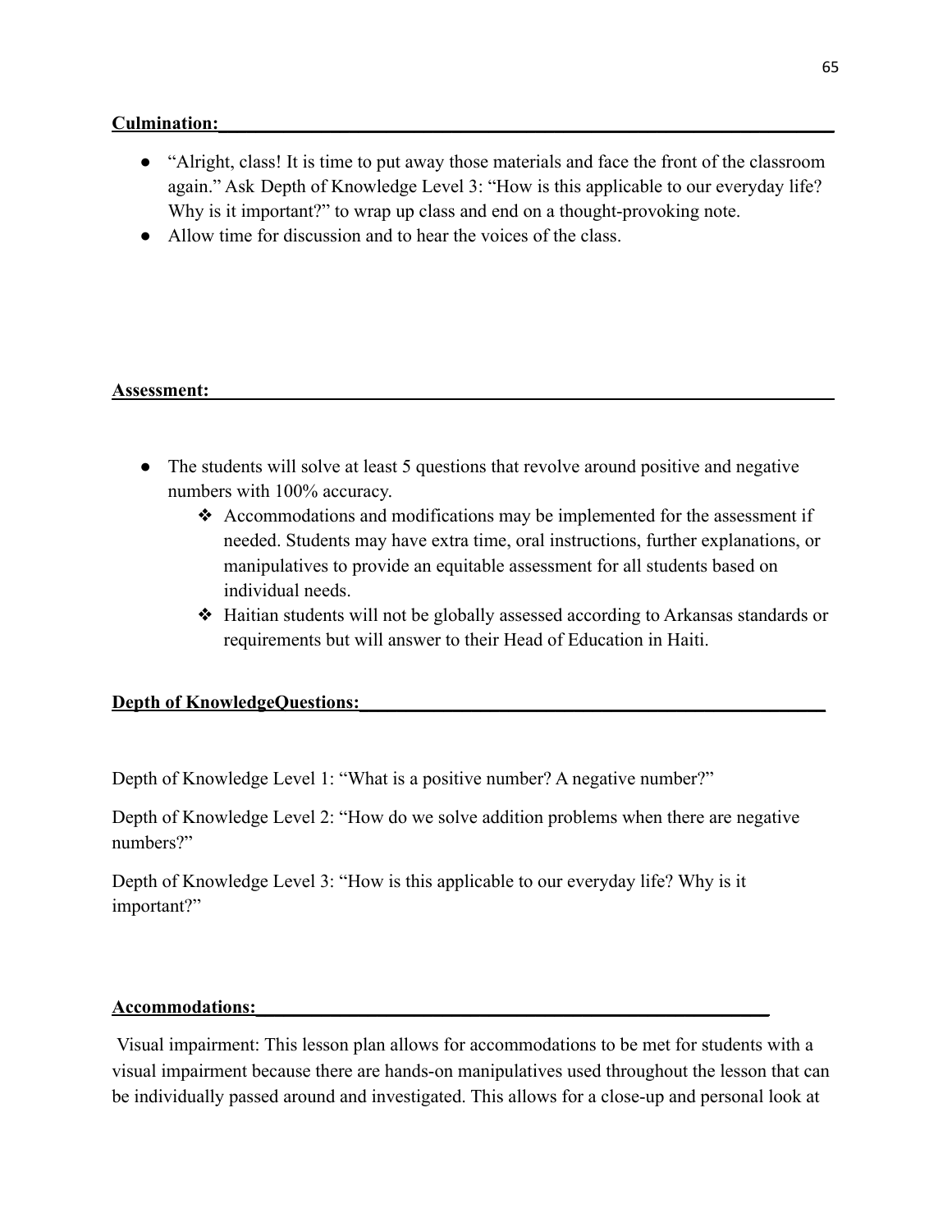**Culmination:**

- "Alright, class! It is time to put away those materials and face the front of the classroom again." Ask Depth of Knowledge Level 3: "How is this applicable to our everyday life? Why is it important?" to wrap up class and end on a thought-provoking note.
- Allow time for discussion and to hear the voices of the class.

**Assessment:**

- The students will solve at least 5 questions that revolve around positive and negative numbers with 100% accuracy.
  - ❖ Accommodations and modifications may be implemented for the assessment if needed. Students may have extra time, oral instructions, further explanations, or manipulatives to provide an equitable assessment for all students based on individual needs.
  - ❖ Haitian students will not be globally assessed according to Arkansas standards or requirements but will answer to their Head of Education in Haiti.

**Depth of KnowledgeQuestions:**

Depth of Knowledge Level 1: "What is a positive number? A negative number?"

Depth of Knowledge Level 2: "How do we solve addition problems when there are negative numbers?"

Depth of Knowledge Level 3: "How is this applicable to our everyday life? Why is it important?"

**Accommodations:**

Visual impairment: This lesson plan allows for accommodations to be met for students with a visual impairment because there are hands-on manipulatives used throughout the lesson that can be individually passed around and investigated. This allows for a close-up and personal look at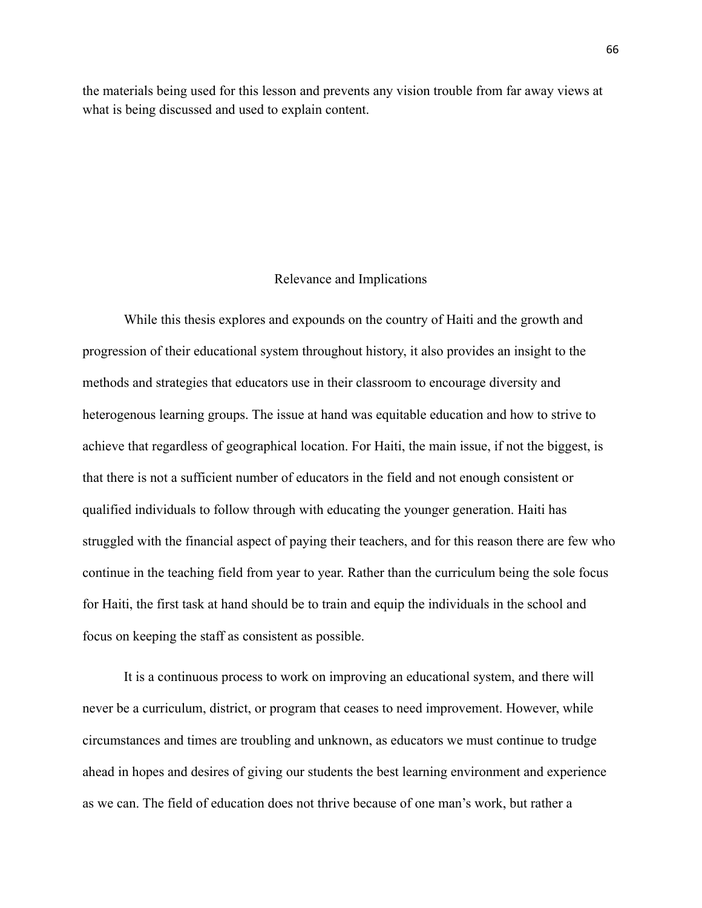the materials being used for this lesson and prevents any vision trouble from far away views at what is being discussed and used to explain content.

## Relevance and Implications

While this thesis explores and expounds on the country of Haiti and the growth and progression of their educational system throughout history, it also provides an insight to the methods and strategies that educators use in their classroom to encourage diversity and heterogenous learning groups. The issue at hand was equitable education and how to strive to achieve that regardless of geographical location. For Haiti, the main issue, if not the biggest, is that there is not a sufficient number of educators in the field and not enough consistent or qualified individuals to follow through with educating the younger generation. Haiti has struggled with the financial aspect of paying their teachers, and for this reason there are few who continue in the teaching field from year to year. Rather than the curriculum being the sole focus for Haiti, the first task at hand should be to train and equip the individuals in the school and focus on keeping the staff as consistent as possible.

It is a continuous process to work on improving an educational system, and there will never be a curriculum, district, or program that ceases to need improvement. However, while circumstances and times are troubling and unknown, as educators we must continue to trudge ahead in hopes and desires of giving our students the best learning environment and experience as we can. The field of education does not thrive because of one man's work, but rather a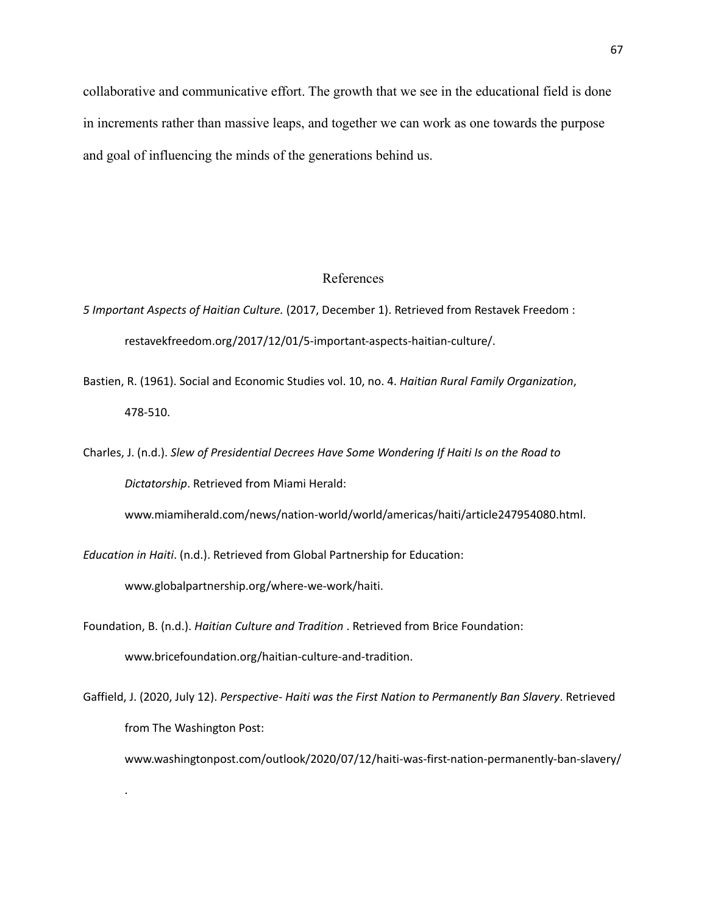collaborative and communicative effort. The growth that we see in the educational field is done in increments rather than massive leaps, and together we can work as one towards the purpose and goal of influencing the minds of the generations behind us.

## References

*5 Important Aspects of Haitian Culture.* (2017, December 1). Retrieved from Restavek Freedom : restavekfreedom.org/2017/12/01/5-important-aspects-haitian-culture/.

Bastien, R. (1961). Social and Economic Studies vol. 10, no. 4. *Haitian Rural Family Organization*, 478-510.

Charles, J. (n.d.). *Slew of Presidential Decrees Have Some Wondering If Haiti Is on the Road to Dictatorship*. Retrieved from Miami Herald: www.miamiherald.com/news/nation-world/world/americas/haiti/article247954080.html.

*Education in Haiti*. (n.d.). Retrieved from Global Partnership for Education: www.globalpartnership.org/where-we-work/haiti.

Foundation, B. (n.d.). *Haitian Culture and Tradition* . Retrieved from Brice Foundation: www.bricefoundation.org/haitian-culture-and-tradition.

Gaffield, J. (2020, July 12). *Perspective- Haiti was the First Nation to Permanently Ban Slavery*. Retrieved from The Washington Post: www.washingtonpost.com/outlook/2020/07/12/haiti-was-first-nation-permanently-ban-slavery/ .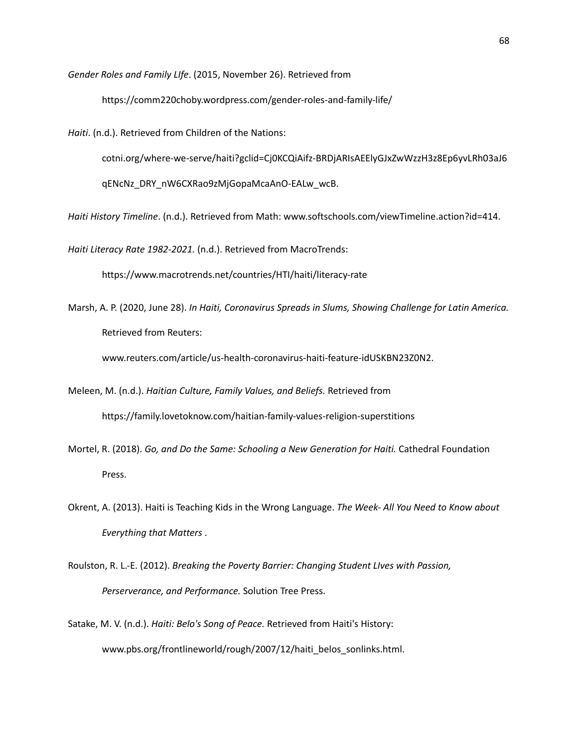*Gender Roles and Family LIfe*. (2015, November 26). Retrieved from https://comm220choby.wordpress.com/gender-roles-and-family-life/

*Haiti*. (n.d.). Retrieved from Children of the Nations: cotni.org/where-we-serve/haiti?gclid=Cj0KCQiAifz-BRDjARIsAEElyGJxZwWzzH3z8Ep6yvLRh03aJ6qENcNz_DRY_nW6CXRao9zMjGopaMcaAnO-EALw_wcB.

*Haiti History Timeline*. (n.d.). Retrieved from Math: www.softschools.com/viewTimeline.action?id=414.

*Haiti Literacy Rate 1982-2021.* (n.d.). Retrieved from MacroTrends: https://www.macrotrends.net/countries/HTI/haiti/literacy-rate

Marsh, A. P. (2020, June 28). *In Haiti, Coronavirus Spreads in Slums, Showing Challenge for Latin America.* Retrieved from Reuters: www.reuters.com/article/us-health-coronavirus-haiti-feature-idUSKBN23Z0N2.

Meleen, M. (n.d.). *Haitian Culture, Family Values, and Beliefs.* Retrieved from https://family.lovetoknow.com/haitian-family-values-religion-superstitions

Mortel, R. (2018). *Go, and Do the Same: Schooling a New Generation for Haiti.* Cathedral Foundation Press.

Okrent, A. (2013). Haiti is Teaching Kids in the Wrong Language. *The Week- All You Need to Know about Everything that Matters* .

Roulston, R. L.-E. (2012). *Breaking the Poverty Barrier: Changing Student LIves with Passion, Perserverance, and Performance.* Solution Tree Press.

Satake, M. V. (n.d.). *Haiti: Belo's Song of Peace.* Retrieved from Haiti's History: www.pbs.org/frontlineworld/rough/2007/12/haiti_belos_sonlinks.html.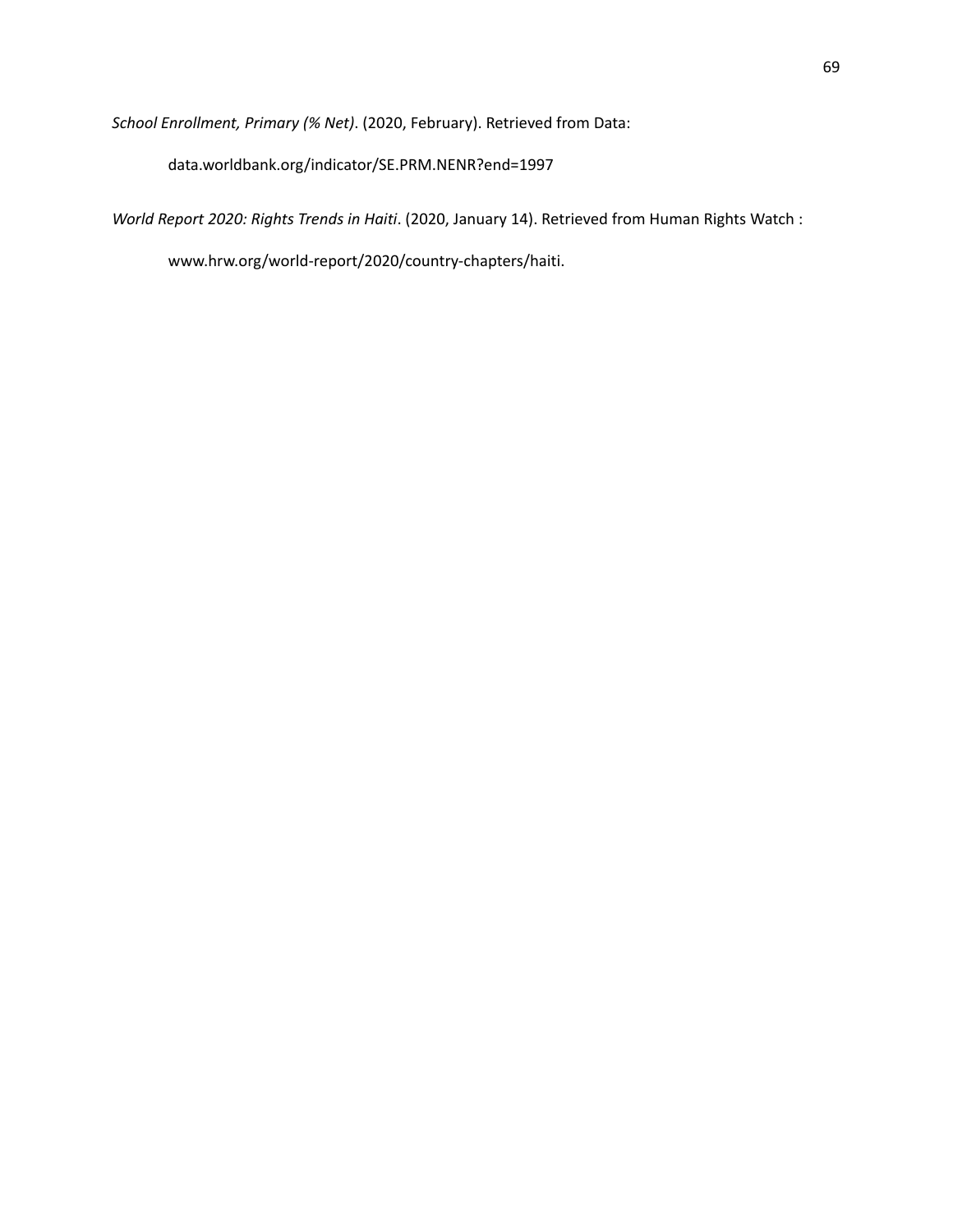*School Enrollment, Primary (% Net)*. (2020, February). Retrieved from Data: data.worldbank.org/indicator/SE.PRM.NENR?end=1997

*World Report 2020: Rights Trends in Haiti*. (2020, January 14). Retrieved from Human Rights Watch : www.hrw.org/world-report/2020/country-chapters/haiti.